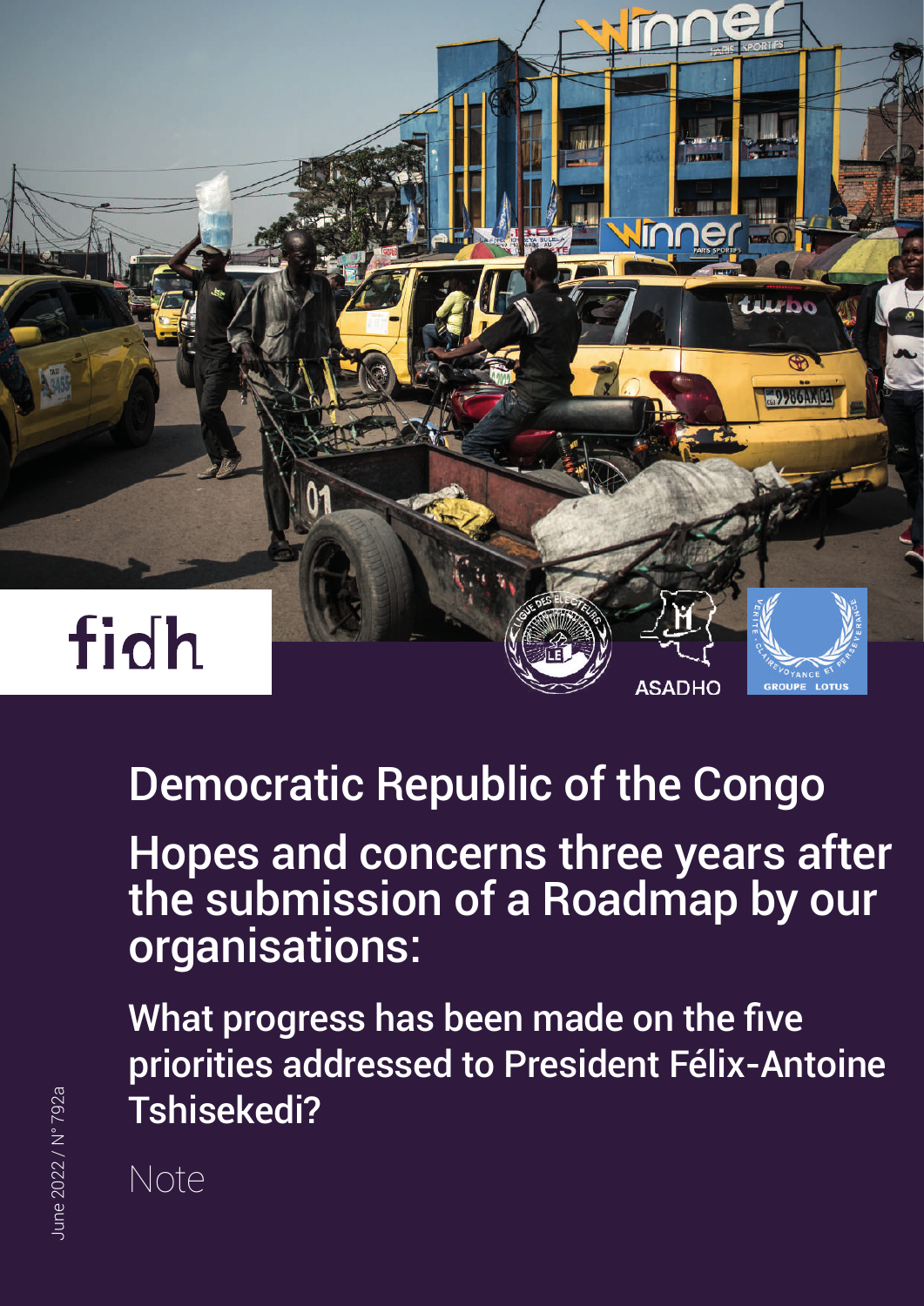fidh

ASADHO

GROUPE LOTUS

# Democratic Republic of the Congo

## Hopes and concerns three years after the submission of a Roadmap by our organisations:

### What progress has been made on the five priorities addressed to President Félix-Antoine Tshisekedi?

Note

June 2022 / N° 792a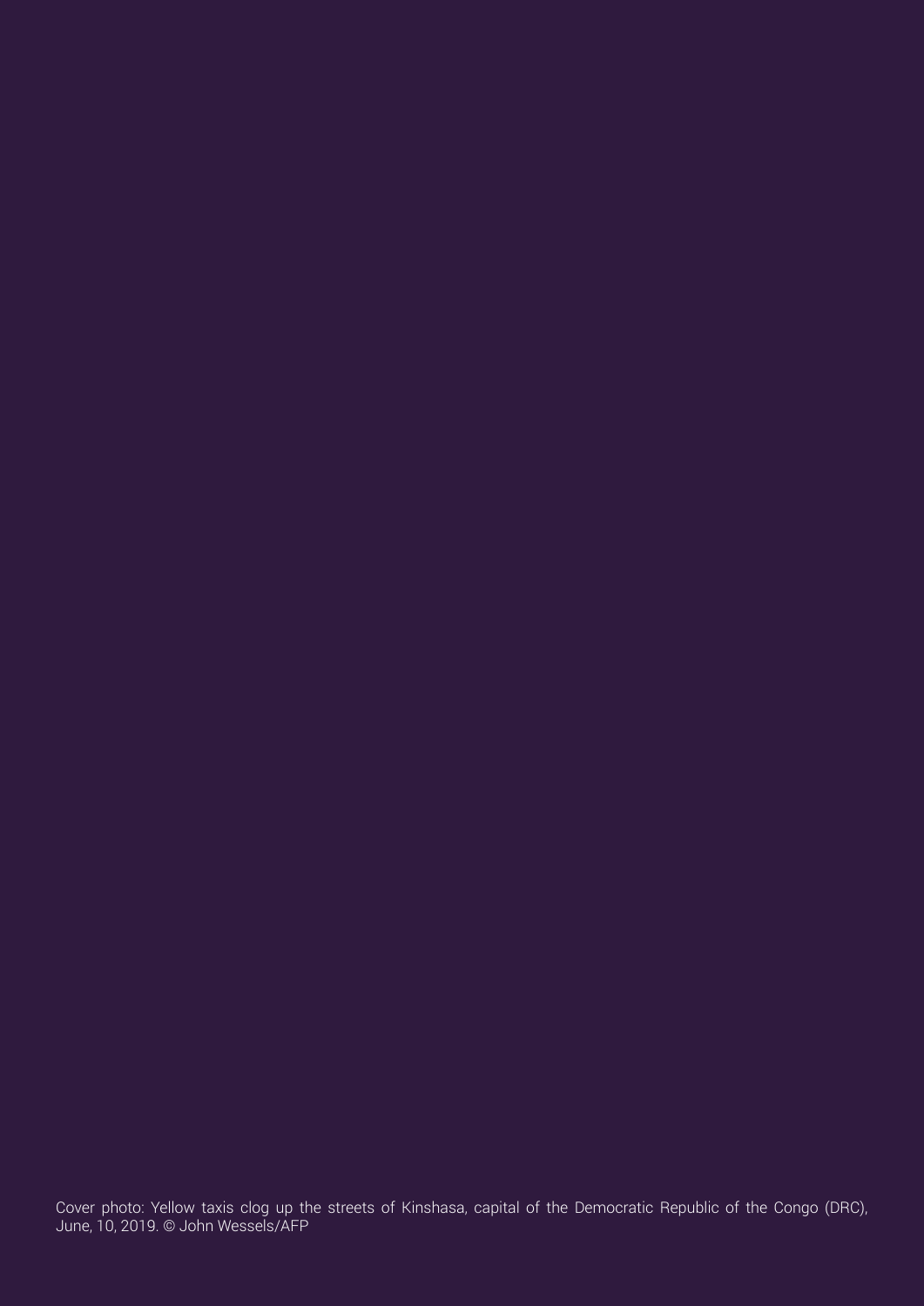Cover photo: Yellow taxis clog up the streets of Kinshasa, capital of the Democratic Republic of the Congo (DRC), June, 10, 2019. © John Wessels/AFP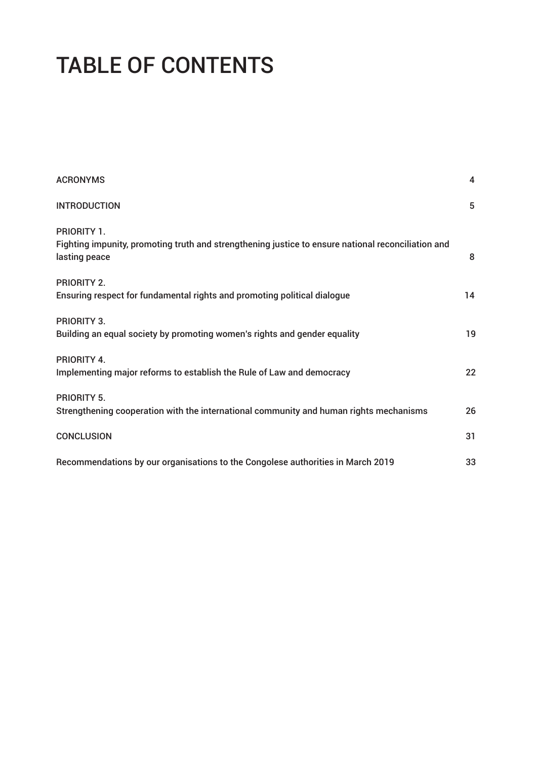# TABLE OF CONTENTS

| | |
|---|---|
| ACRONYMS | 4 |
| INTRODUCTION | 5 |
| PRIORITY 1.<br>Fighting impunity, promoting truth and strengthening justice to ensure national reconciliation and lasting peace | 8 |
| PRIORITY 2.<br>Ensuring respect for fundamental rights and promoting political dialogue | 14 |
| PRIORITY 3.<br>Building an equal society by promoting women's rights and gender equality | 19 |
| PRIORITY 4.<br>Implementing major reforms to establish the Rule of Law and democracy | 22 |
| PRIORITY 5.<br>Strengthening cooperation with the international community and human rights mechanisms | 26 |
| CONCLUSION | 31 |
| Recommendations by our organisations to the Congolese authorities in March 2019 | 33 |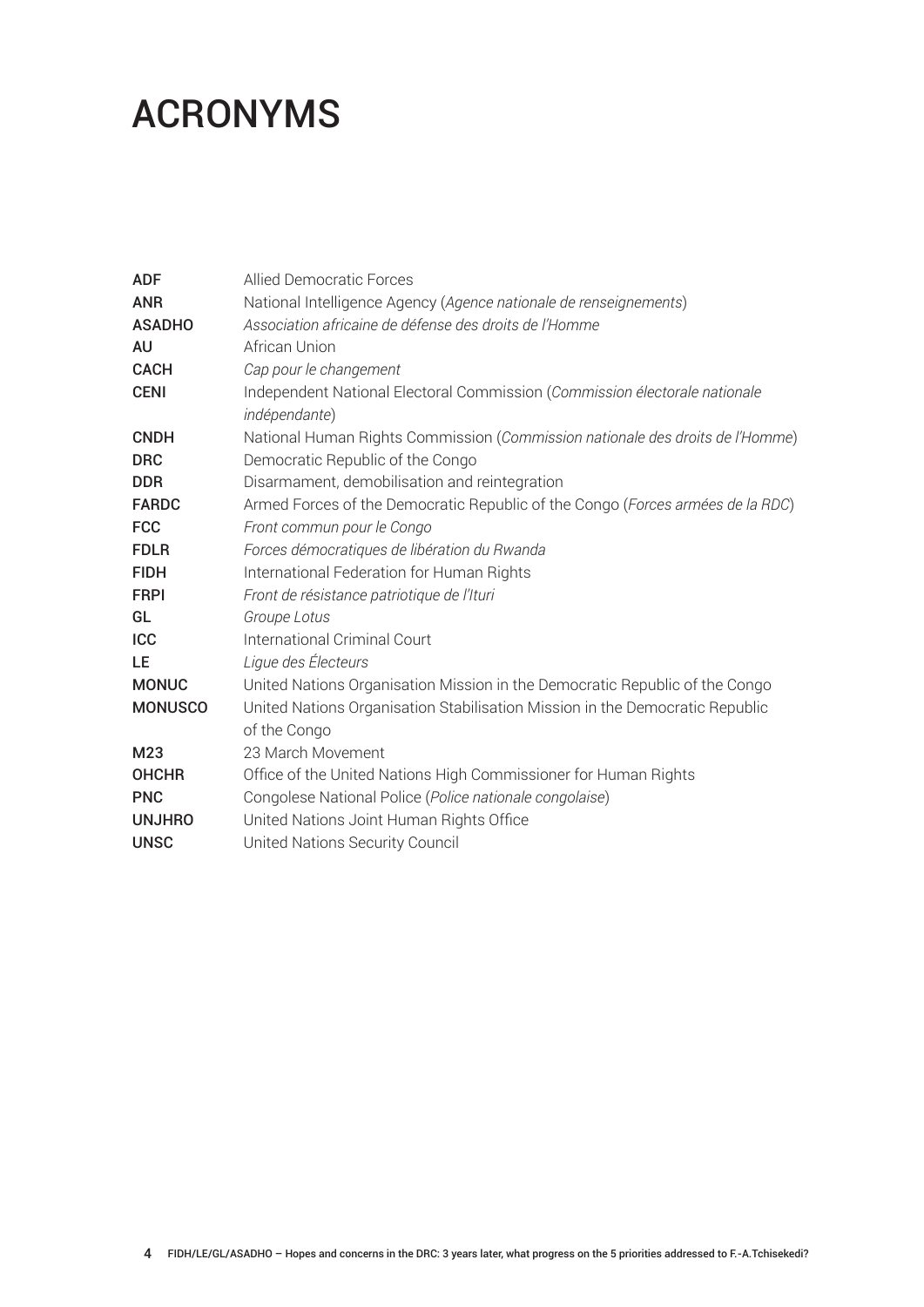# ACRONYMS

| | |
|---|---|
| **ADF** | Allied Democratic Forces |
| **ANR** | National Intelligence Agency (*Agence nationale de renseignements*) |
| **ASADHO** | *Association africaine de défense des droits de l'Homme* |
| **AU** | African Union |
| **CACH** | *Cap pour le changement* |
| **CENI** | Independent National Electoral Commission (*Commission électorale nationale indépendante*) |
| **CNDH** | National Human Rights Commission (*Commission nationale des droits de l'Homme*) |
| **DRC** | Democratic Republic of the Congo |
| **DDR** | Disarmament, demobilisation and reintegration |
| **FARDC** | Armed Forces of the Democratic Republic of the Congo (*Forces armées de la RDC*) |
| **FCC** | *Front commun pour le Congo* |
| **FDLR** | *Forces démocratiques de libération du Rwanda* |
| **FIDH** | International Federation for Human Rights |
| **FRPI** | *Front de résistance patriotique de l'Ituri* |
| **GL** | *Groupe Lotus* |
| **ICC** | International Criminal Court |
| **LE** | *Ligue des Électeurs* |
| **MONUC** | United Nations Organisation Mission in the Democratic Republic of the Congo |
| **MONUSCO** | United Nations Organisation Stabilisation Mission in the Democratic Republic of the Congo |
| **M23** | 23 March Movement |
| **OHCHR** | Office of the United Nations High Commissioner for Human Rights |
| **PNC** | Congolese National Police (*Police nationale congolaise*) |
| **UNJHRO** | United Nations Joint Human Rights Office |
| **UNSC** | United Nations Security Council |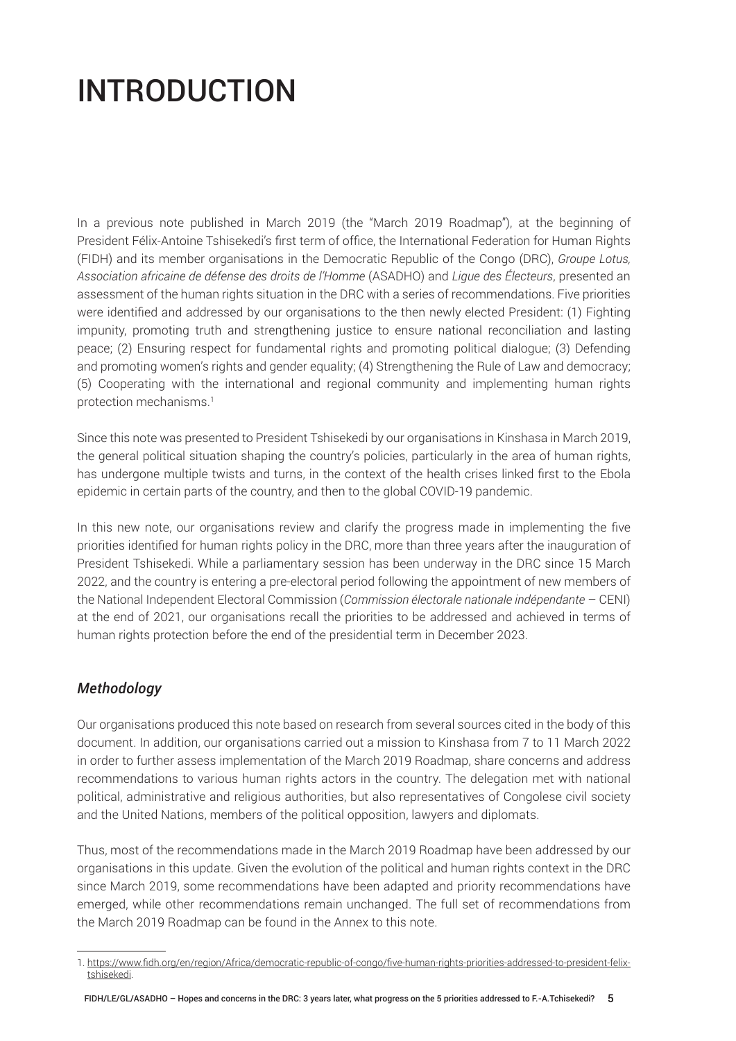# INTRODUCTION

In a previous note published in March 2019 (the "March 2019 Roadmap"), at the beginning of President Félix-Antoine Tshisekedi's first term of office, the International Federation for Human Rights (FIDH) and its member organisations in the Democratic Republic of the Congo (DRC), *Groupe Lotus, Association africaine de défense des droits de l'Homme* (ASADHO) and *Ligue des Électeurs*, presented an assessment of the human rights situation in the DRC with a series of recommendations. Five priorities were identified and addressed by our organisations to the then newly elected President: (1) Fighting impunity, promoting truth and strengthening justice to ensure national reconciliation and lasting peace; (2) Ensuring respect for fundamental rights and promoting political dialogue; (3) Defending and promoting women's rights and gender equality; (4) Strengthening the Rule of Law and democracy; (5) Cooperating with the international and regional community and implementing human rights protection mechanisms.[1]

Since this note was presented to President Tshisekedi by our organisations in Kinshasa in March 2019, the general political situation shaping the country's policies, particularly in the area of human rights, has undergone multiple twists and turns, in the context of the health crises linked first to the Ebola epidemic in certain parts of the country, and then to the global COVID-19 pandemic.

In this new note, our organisations review and clarify the progress made in implementing the five priorities identified for human rights policy in the DRC, more than three years after the inauguration of President Tshisekedi. While a parliamentary session has been underway in the DRC since 15 March 2022, and the country is entering a pre-electoral period following the appointment of new members of the National Independent Electoral Commission (*Commission électorale nationale indépendante* – CENI) at the end of 2021, our organisations recall the priorities to be addressed and achieved in terms of human rights protection before the end of the presidential term in December 2023.

## *Methodology*

Our organisations produced this note based on research from several sources cited in the body of this document. In addition, our organisations carried out a mission to Kinshasa from 7 to 11 March 2022 in order to further assess implementation of the March 2019 Roadmap, share concerns and address recommendations to various human rights actors in the country. The delegation met with national political, administrative and religious authorities, but also representatives of Congolese civil society and the United Nations, members of the political opposition, lawyers and diplomats.

Thus, most of the recommendations made in the March 2019 Roadmap have been addressed by our organisations in this update. Given the evolution of the political and human rights context in the DRC since March 2019, some recommendations have been adapted and priority recommendations have emerged, while other recommendations remain unchanged. The full set of recommendations from the March 2019 Roadmap can be found in the Annex to this note.

---

1. https://www.fidh.org/en/region/Africa/democratic-republic-of-congo/five-human-rights-priorities-addressed-to-president-felix-tshisekedi.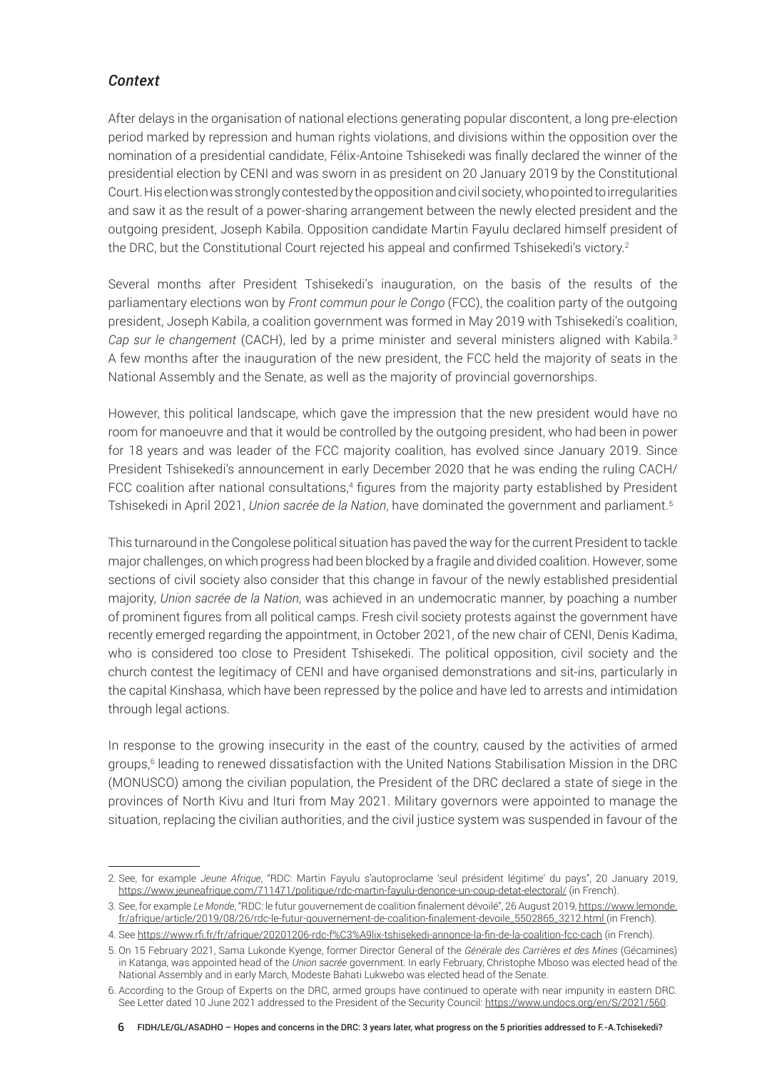## *Context*

After delays in the organisation of national elections generating popular discontent, a long pre-election period marked by repression and human rights violations, and divisions within the opposition over the nomination of a presidential candidate, Félix-Antoine Tshisekedi was finally declared the winner of the presidential election by CENI and was sworn in as president on 20 January 2019 by the Constitutional Court. His election was strongly contested by the opposition and civil society, who pointed to irregularities and saw it as the result of a power-sharing arrangement between the newly elected president and the outgoing president, Joseph Kabila. Opposition candidate Martin Fayulu declared himself president of the DRC, but the Constitutional Court rejected his appeal and confirmed Tshisekedi's victory.[2]

Several months after President Tshisekedi's inauguration, on the basis of the results of the parliamentary elections won by *Front commun pour le Congo* (FCC), the coalition party of the outgoing president, Joseph Kabila, a coalition government was formed in May 2019 with Tshisekedi's coalition, *Cap sur le changement* (CACH), led by a prime minister and several ministers aligned with Kabila.[3] A few months after the inauguration of the new president, the FCC held the majority of seats in the National Assembly and the Senate, as well as the majority of provincial governorships.

However, this political landscape, which gave the impression that the new president would have no room for manoeuvre and that it would be controlled by the outgoing president, who had been in power for 18 years and was leader of the FCC majority coalition, has evolved since January 2019. Since President Tshisekedi's announcement in early December 2020 that he was ending the ruling CACH/FCC coalition after national consultations,[4] figures from the majority party established by President Tshisekedi in April 2021, *Union sacrée de la Nation*, have dominated the government and parliament.[5]

This turnaround in the Congolese political situation has paved the way for the current President to tackle major challenges, on which progress had been blocked by a fragile and divided coalition. However, some sections of civil society also consider that this change in favour of the newly established presidential majority, *Union sacrée de la Nation*, was achieved in an undemocratic manner, by poaching a number of prominent figures from all political camps. Fresh civil society protests against the government have recently emerged regarding the appointment, in October 2021, of the new chair of CENI, Denis Kadima, who is considered too close to President Tshisekedi. The political opposition, civil society and the church contest the legitimacy of CENI and have organised demonstrations and sit-ins, particularly in the capital Kinshasa, which have been repressed by the police and have led to arrests and intimidation through legal actions.

In response to the growing insecurity in the east of the country, caused by the activities of armed groups,[6] leading to renewed dissatisfaction with the United Nations Stabilisation Mission in the DRC (MONUSCO) among the civilian population, the President of the DRC declared a state of siege in the provinces of North Kivu and Ituri from May 2021. Military governors were appointed to manage the situation, replacing the civilian authorities, and the civil justice system was suspended in favour of the

---

2. See, for example *Jeune Afrique*, "RDC: Martin Fayulu s'autoproclame 'seul président légitime' du pays", 20 January 2019, https://www.jeuneafrique.com/711471/politique/rdc-martin-fayulu-denonce-un-coup-detat-electoral/ (in French).

3. See, for example *Le Monde*, "RDC: le futur gouvernement de coalition finalement dévoilé", 26 August 2019, https://www.lemonde.fr/afrique/article/2019/08/26/rdc-le-futur-gouvernement-de-coalition-finalement-devoile_5502865_3212.html (in French).

4. See https://www.rfi.fr/fr/afrique/20201206-rdc-f%C3%A9lix-tshisekedi-annonce-la-fin-de-la-coalition-fcc-cach (in French).

5. On 15 February 2021, Sama Lukonde Kyenge, former Director General of the *Générale des Carrières et des Mines* (Gécamines) in Katanga, was appointed head of the *Union sacrée* government. In early February, Christophe Mboso was elected head of the National Assembly and in early March, Modeste Bahati Lukwebo was elected head of the Senate.

6. According to the Group of Experts on the DRC, armed groups have continued to operate with near impunity in eastern DRC. See Letter dated 10 June 2021 addressed to the President of the Security Council: https://www.undocs.org/en/S/2021/560.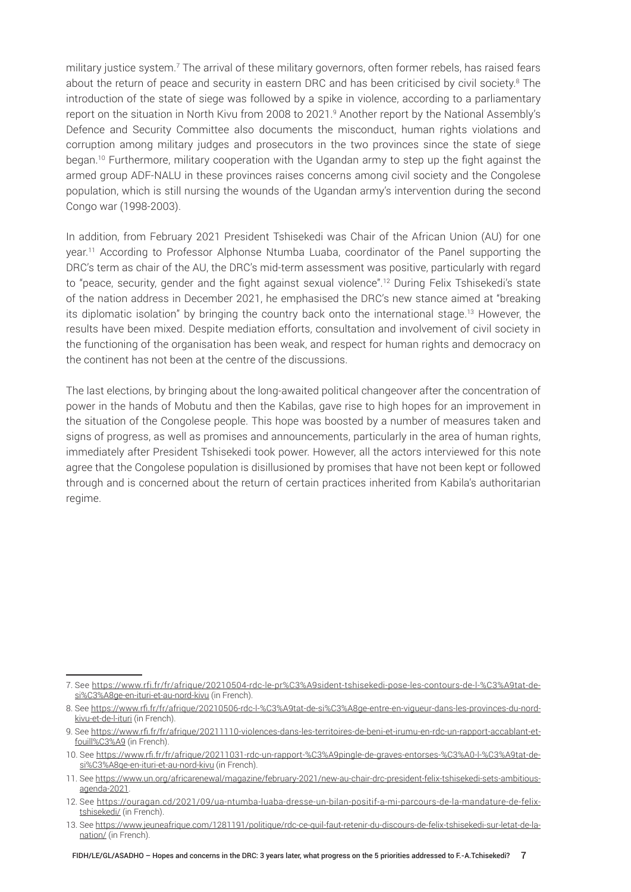military justice system.[7] The arrival of these military governors, often former rebels, has raised fears about the return of peace and security in eastern DRC and has been criticised by civil society.[8] The introduction of the state of siege was followed by a spike in violence, according to a parliamentary report on the situation in North Kivu from 2008 to 2021.[9] Another report by the National Assembly's Defence and Security Committee also documents the misconduct, human rights violations and corruption among military judges and prosecutors in the two provinces since the state of siege began.[10] Furthermore, military cooperation with the Ugandan army to step up the fight against the armed group ADF-NALU in these provinces raises concerns among civil society and the Congolese population, which is still nursing the wounds of the Ugandan army's intervention during the second Congo war (1998-2003).

In addition, from February 2021 President Tshisekedi was Chair of the African Union (AU) for one year.[11] According to Professor Alphonse Ntumba Luaba, coordinator of the Panel supporting the DRC's term as chair of the AU, the DRC's mid-term assessment was positive, particularly with regard to "peace, security, gender and the fight against sexual violence".[12] During Felix Tshisekedi's state of the nation address in December 2021, he emphasised the DRC's new stance aimed at "breaking its diplomatic isolation" by bringing the country back onto the international stage.[13] However, the results have been mixed. Despite mediation efforts, consultation and involvement of civil society in the functioning of the organisation has been weak, and respect for human rights and democracy on the continent has not been at the centre of the discussions.

The last elections, by bringing about the long-awaited political changeover after the concentration of power in the hands of Mobutu and then the Kabilas, gave rise to high hopes for an improvement in the situation of the Congolese people. This hope was boosted by a number of measures taken and signs of progress, as well as promises and announcements, particularly in the area of human rights, immediately after President Tshisekedi took power. However, all the actors interviewed for this note agree that the Congolese population is disillusioned by promises that have not been kept or followed through and is concerned about the return of certain practices inherited from Kabila's authoritarian regime.

---

7. See https://www.rfi.fr/fr/afrique/20210504-rdc-le-pr%C3%A9sident-tshisekedi-pose-les-contours-de-l-%C3%A9tat-de-si%C3%A8ge-en-ituri-et-au-nord-kivu (in French).

8. See https://www.rfi.fr/fr/afrique/20210506-rdc-l-%C3%A9tat-de-si%C3%A8ge-entre-en-vigueur-dans-les-provinces-du-nord-kivu-et-de-l-ituri (in French).

9. See https://www.rfi.fr/fr/afrique/20211110-violences-dans-les-territoires-de-beni-et-irumu-en-rdc-un-rapport-accablant-et-fouill%C3%A9 (in French).

10. See https://www.rfi.fr/fr/afrique/20211031-rdc-un-rapport-%C3%A9pingle-de-graves-entorses-%C3%A0-l-%C3%A9tat-de-si%C3%A8ge-en-ituri-et-au-nord-kivu (in French).

11. See https://www.un.org/africarenewal/magazine/february-2021/new-au-chair-drc-president-felix-tshisekedi-sets-ambitious-agenda-2021.

12. See https://ouragan.cd/2021/09/ua-ntumba-luaba-dresse-un-bilan-positif-a-mi-parcours-de-la-mandature-de-felix-tshisekedi/ (in French).

13. See https://www.jeuneafrique.com/1281191/politique/rdc-ce-quil-faut-retenir-du-discours-de-felix-tshisekedi-sur-letat-de-la-nation/ (in French).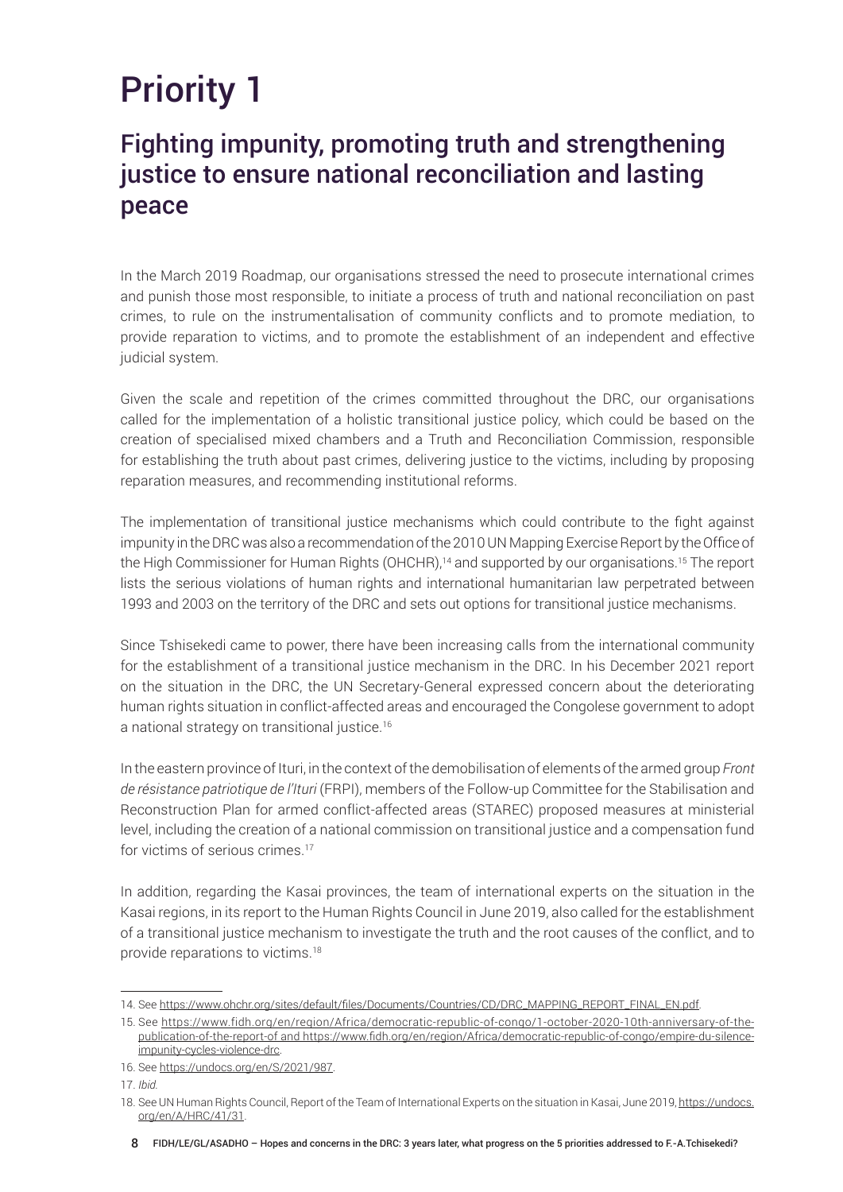# Priority 1

## Fighting impunity, promoting truth and strengthening justice to ensure national reconciliation and lasting peace

In the March 2019 Roadmap, our organisations stressed the need to prosecute international crimes and punish those most responsible, to initiate a process of truth and national reconciliation on past crimes, to rule on the instrumentalisation of community conflicts and to promote mediation, to provide reparation to victims, and to promote the establishment of an independent and effective judicial system.

Given the scale and repetition of the crimes committed throughout the DRC, our organisations called for the implementation of a holistic transitional justice policy, which could be based on the creation of specialised mixed chambers and a Truth and Reconciliation Commission, responsible for establishing the truth about past crimes, delivering justice to the victims, including by proposing reparation measures, and recommending institutional reforms.

The implementation of transitional justice mechanisms which could contribute to the fight against impunity in the DRC was also a recommendation of the 2010 UN Mapping Exercise Report by the Office of the High Commissioner for Human Rights (OHCHR),[14] and supported by our organisations.[15] The report lists the serious violations of human rights and international humanitarian law perpetrated between 1993 and 2003 on the territory of the DRC and sets out options for transitional justice mechanisms.

Since Tshisekedi came to power, there have been increasing calls from the international community for the establishment of a transitional justice mechanism in the DRC. In his December 2021 report on the situation in the DRC, the UN Secretary-General expressed concern about the deteriorating human rights situation in conflict-affected areas and encouraged the Congolese government to adopt a national strategy on transitional justice.[16]

In the eastern province of Ituri, in the context of the demobilisation of elements of the armed group *Front de résistance patriotique de l'Ituri* (FRPI), members of the Follow-up Committee for the Stabilisation and Reconstruction Plan for armed conflict-affected areas (STAREC) proposed measures at ministerial level, including the creation of a national commission on transitional justice and a compensation fund for victims of serious crimes.[17]

In addition, regarding the Kasai provinces, the team of international experts on the situation in the Kasai regions, in its report to the Human Rights Council in June 2019, also called for the establishment of a transitional justice mechanism to investigate the truth and the root causes of the conflict, and to provide reparations to victims.[18]

---

14. See https://www.ohchr.org/sites/default/files/Documents/Countries/CD/DRC_MAPPING_REPORT_FINAL_EN.pdf.

15. See https://www.fidh.org/en/region/Africa/democratic-republic-of-congo/1-october-2020-10th-anniversary-of-the-publication-of-the-report-of and https://www.fidh.org/en/region/Africa/democratic-republic-of-congo/empire-du-silence-impunity-cycles-violence-drc.

16. See https://undocs.org/en/S/2021/987.

17. *Ibid.*

18. See UN Human Rights Council, Report of the Team of International Experts on the situation in Kasai, June 2019, https://undocs.org/en/A/HRC/41/31.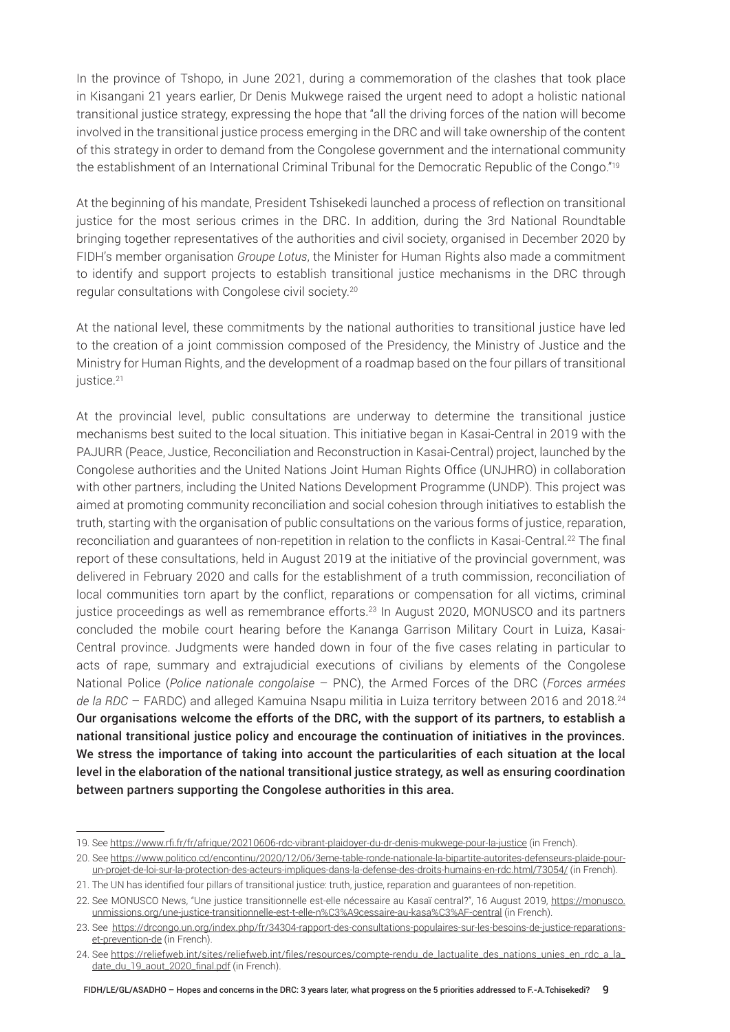In the province of Tshopo, in June 2021, during a commemoration of the clashes that took place in Kisangani 21 years earlier, Dr Denis Mukwege raised the urgent need to adopt a holistic national transitional justice strategy, expressing the hope that "all the driving forces of the nation will become involved in the transitional justice process emerging in the DRC and will take ownership of the content of this strategy in order to demand from the Congolese government and the international community the establishment of an International Criminal Tribunal for the Democratic Republic of the Congo."[19]

At the beginning of his mandate, President Tshisekedi launched a process of reflection on transitional justice for the most serious crimes in the DRC. In addition, during the 3rd National Roundtable bringing together representatives of the authorities and civil society, organised in December 2020 by FIDH's member organisation *Groupe Lotus*, the Minister for Human Rights also made a commitment to identify and support projects to establish transitional justice mechanisms in the DRC through regular consultations with Congolese civil society.[20]

At the national level, these commitments by the national authorities to transitional justice have led to the creation of a joint commission composed of the Presidency, the Ministry of Justice and the Ministry for Human Rights, and the development of a roadmap based on the four pillars of transitional justice.[21]

At the provincial level, public consultations are underway to determine the transitional justice mechanisms best suited to the local situation. This initiative began in Kasai-Central in 2019 with the PAJURR (Peace, Justice, Reconciliation and Reconstruction in Kasai-Central) project, launched by the Congolese authorities and the United Nations Joint Human Rights Office (UNJHRO) in collaboration with other partners, including the United Nations Development Programme (UNDP). This project was aimed at promoting community reconciliation and social cohesion through initiatives to establish the truth, starting with the organisation of public consultations on the various forms of justice, reparation, reconciliation and guarantees of non-repetition in relation to the conflicts in Kasai-Central.[22] The final report of these consultations, held in August 2019 at the initiative of the provincial government, was delivered in February 2020 and calls for the establishment of a truth commission, reconciliation of local communities torn apart by the conflict, reparations or compensation for all victims, criminal justice proceedings as well as remembrance efforts.[23] In August 2020, MONUSCO and its partners concluded the mobile court hearing before the Kananga Garrison Military Court in Luiza, Kasai-Central province. Judgments were handed down in four of the five cases relating in particular to acts of rape, summary and extrajudicial executions of civilians by elements of the Congolese National Police (*Police nationale congolaise* – PNC), the Armed Forces of the DRC (*Forces armées de la RDC* – FARDC) and alleged Kamuina Nsapu militia in Luiza territory between 2016 and 2018.[24]
**Our organisations welcome the efforts of the DRC, with the support of its partners, to establish a national transitional justice policy and encourage the continuation of initiatives in the provinces. We stress the importance of taking into account the particularities of each situation at the local level in the elaboration of the national transitional justice strategy, as well as ensuring coordination between partners supporting the Congolese authorities in this area.**

---

19. See https://www.rfi.fr/fr/afrique/20210606-rdc-vibrant-plaidoyer-du-dr-denis-mukwege-pour-la-justice (in French).
20. See https://www.politico.cd/encontinu/2020/12/06/3eme-table-ronde-nationale-la-bipartite-autorites-defenseurs-plaide-pour-un-projet-de-loi-sur-la-protection-des-acteurs-impliques-dans-la-defense-des-droits-humains-en-rdc.html/73054/ (in French).
21. The UN has identified four pillars of transitional justice: truth, justice, reparation and guarantees of non-repetition.
22. See MONUSCO News, "Une justice transitionnelle est-elle nécessaire au Kasaï central?", 16 August 2019, https://monusco.unmissions.org/une-justice-transitionnelle-est-t-elle-n%C3%A9cessaire-au-kasa%C3%AF-central (in French).
23. See https://drcongo.un.org/index.php/fr/34304-rapport-des-consultations-populaires-sur-les-besoins-de-justice-reparations-et-prevention-de (in French).
24. See https://reliefweb.int/sites/reliefweb.int/files/resources/compte-rendu_de_lactualite_des_nations_unies_en_rdc_a_la_date_du_19_aout_2020_final.pdf (in French).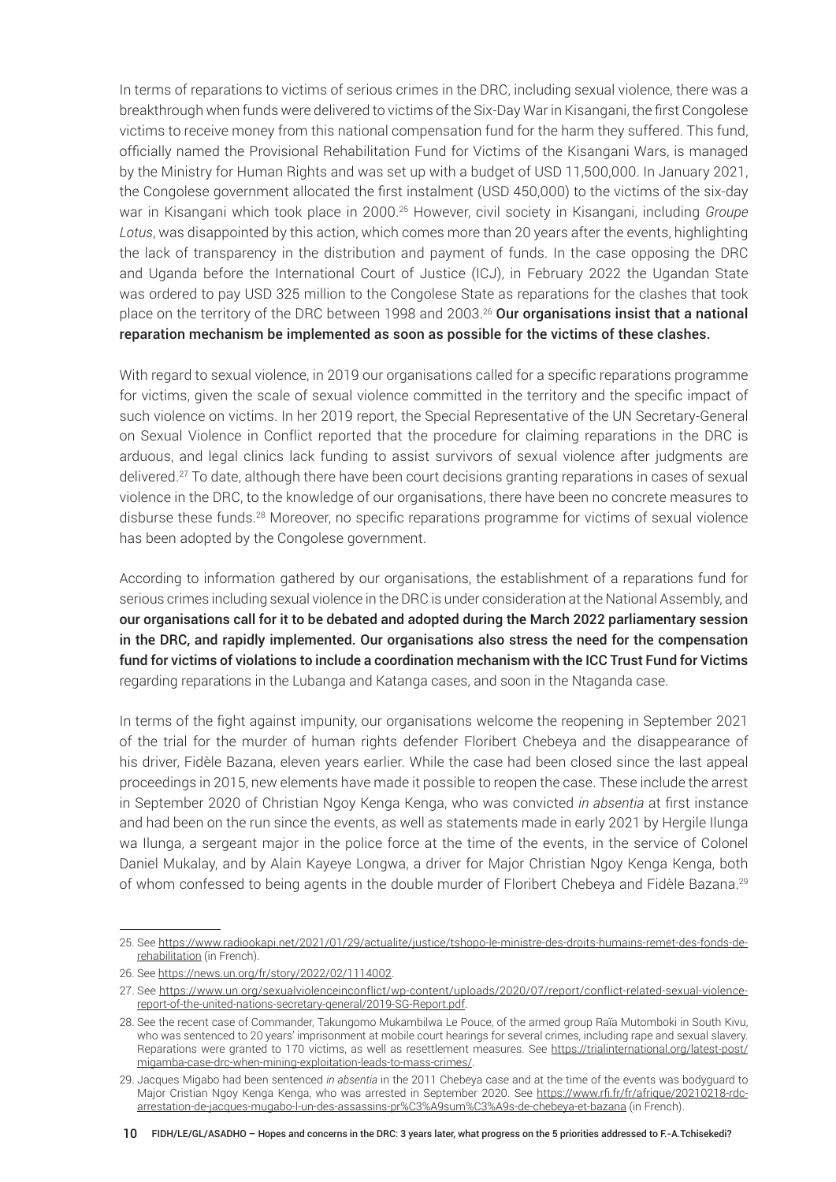In terms of reparations to victims of serious crimes in the DRC, including sexual violence, there was a breakthrough when funds were delivered to victims of the Six-Day War in Kisangani, the first Congolese victims to receive money from this national compensation fund for the harm they suffered. This fund, officially named the Provisional Rehabilitation Fund for Victims of the Kisangani Wars, is managed by the Ministry for Human Rights and was set up with a budget of USD 11,500,000. In January 2021, the Congolese government allocated the first instalment (USD 450,000) to the victims of the six-day war in Kisangani which took place in 2000.[25] However, civil society in Kisangani, including *Groupe Lotus*, was disappointed by this action, which comes more than 20 years after the events, highlighting the lack of transparency in the distribution and payment of funds. In the case opposing the DRC and Uganda before the International Court of Justice (ICJ), in February 2022 the Ugandan State was ordered to pay USD 325 million to the Congolese State as reparations for the clashes that took place on the territory of the DRC between 1998 and 2003.[26] **Our organisations insist that a national reparation mechanism be implemented as soon as possible for the victims of these clashes.**

With regard to sexual violence, in 2019 our organisations called for a specific reparations programme for victims, given the scale of sexual violence committed in the territory and the specific impact of such violence on victims. In her 2019 report, the Special Representative of the UN Secretary-General on Sexual Violence in Conflict reported that the procedure for claiming reparations in the DRC is arduous, and legal clinics lack funding to assist survivors of sexual violence after judgments are delivered.[27] To date, although there have been court decisions granting reparations in cases of sexual violence in the DRC, to the knowledge of our organisations, there have been no concrete measures to disburse these funds.[28] Moreover, no specific reparations programme for victims of sexual violence has been adopted by the Congolese government.

According to information gathered by our organisations, the establishment of a reparations fund for serious crimes including sexual violence in the DRC is under consideration at the National Assembly, and **our organisations call for it to be debated and adopted during the March 2022 parliamentary session in the DRC, and rapidly implemented. Our organisations also stress the need for the compensation fund for victims of violations to include a coordination mechanism with the ICC Trust Fund for Victims** regarding reparations in the Lubanga and Katanga cases, and soon in the Ntaganda case.

In terms of the fight against impunity, our organisations welcome the reopening in September 2021 of the trial for the murder of human rights defender Floribert Chebeya and the disappearance of his driver, Fidèle Bazana, eleven years earlier. While the case had been closed since the last appeal proceedings in 2015, new elements have made it possible to reopen the case. These include the arrest in September 2020 of Christian Ngoy Kenga Kenga, who was convicted *in absentia* at first instance and had been on the run since the events, as well as statements made in early 2021 by Hergile Ilunga wa Ilunga, a sergeant major in the police force at the time of the events, in the service of Colonel Daniel Mukalay, and by Alain Kayeye Longwa, a driver for Major Christian Ngoy Kenga Kenga, both of whom confessed to being agents in the double murder of Floribert Chebeya and Fidèle Bazana.[29]

---

25. See https://www.radiookapi.net/2021/01/29/actualite/justice/tshopo-le-ministre-des-droits-humains-remet-des-fonds-de-rehabilitation (in French).

26. See https://news.un.org/fr/story/2022/02/1114002.

27. See https://www.un.org/sexualviolenceinconflict/wp-content/uploads/2020/07/report/conflict-related-sexual-violence-report-of-the-united-nations-secretary-general/2019-SG-Report.pdf.

28. See the recent case of Commander, Takungomo Mukambilwa Le Pouce, of the armed group Raïa Mutomboki in South Kivu, who was sentenced to 20 years' imprisonment at mobile court hearings for several crimes, including rape and sexual slavery. Reparations were granted to 170 victims, as well as resettlement measures. See https://trialinternational.org/latest-post/migamba-case-drc-when-mining-exploitation-leads-to-mass-crimes/.

29. Jacques Migabo had been sentenced *in absentia* in the 2011 Chebeya case and at the time of the events was bodyguard to Major Cristian Ngoy Kenga Kenga, who was arrested in September 2020. See https://www.rfi.fr/fr/afrique/20210218-rdc-arrestation-de-jacques-mugabo-l-un-des-assassins-pr%C3%A9sum%C3%A9s-de-chebeya-et-bazana (in French).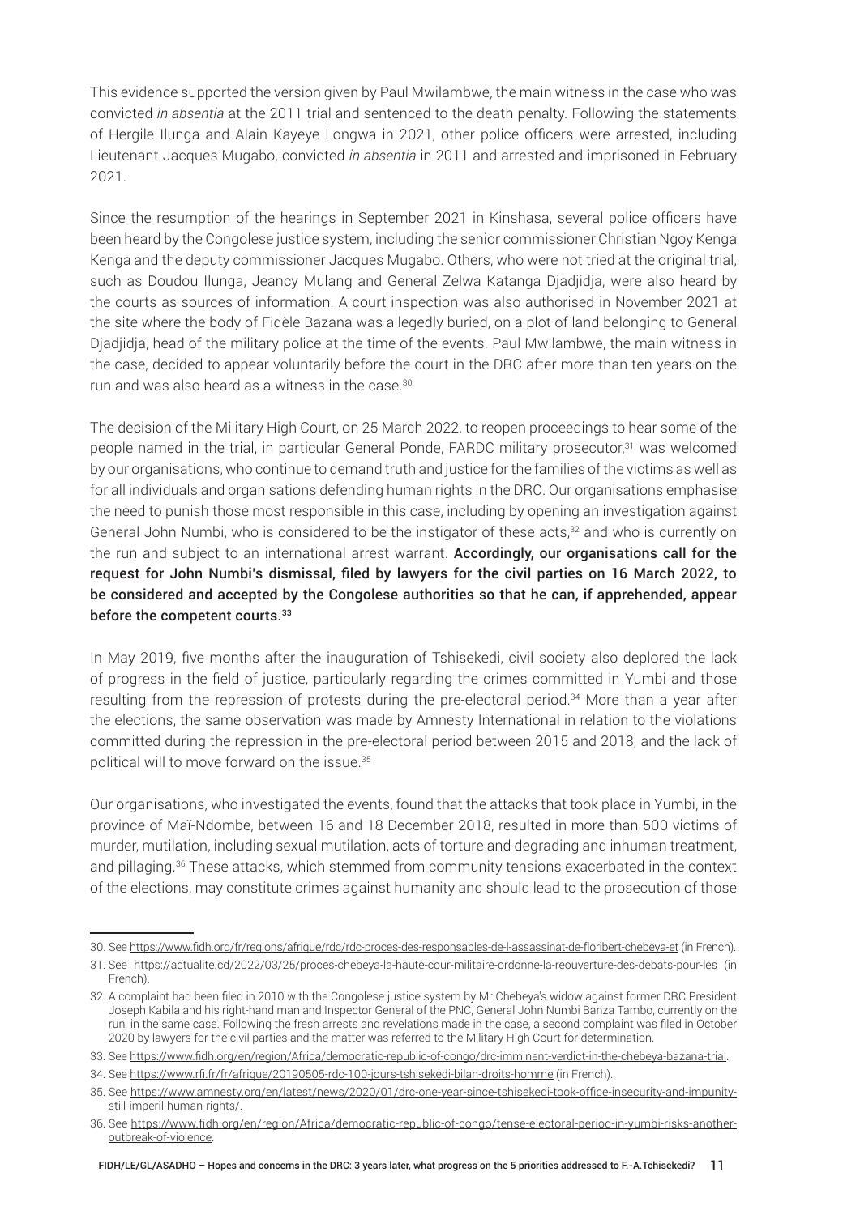This evidence supported the version given by Paul Mwilambwe, the main witness in the case who was convicted *in absentia* at the 2011 trial and sentenced to the death penalty. Following the statements of Hergile Ilunga and Alain Kayeye Longwa in 2021, other police officers were arrested, including Lieutenant Jacques Mugabo, convicted *in absentia* in 2011 and arrested and imprisoned in February 2021.

Since the resumption of the hearings in September 2021 in Kinshasa, several police officers have been heard by the Congolese justice system, including the senior commissioner Christian Ngoy Kenga Kenga and the deputy commissioner Jacques Mugabo. Others, who were not tried at the original trial, such as Doudou Ilunga, Jeancy Mulang and General Zelwa Katanga Djadjidja, were also heard by the courts as sources of information. A court inspection was also authorised in November 2021 at the site where the body of Fidèle Bazana was allegedly buried, on a plot of land belonging to General Djadjidja, head of the military police at the time of the events. Paul Mwilambwe, the main witness in the case, decided to appear voluntarily before the court in the DRC after more than ten years on the run and was also heard as a witness in the case.[30]

The decision of the Military High Court, on 25 March 2022, to reopen proceedings to hear some of the people named in the trial, in particular General Ponde, FARDC military prosecutor,[31] was welcomed by our organisations, who continue to demand truth and justice for the families of the victims as well as for all individuals and organisations defending human rights in the DRC. Our organisations emphasise the need to punish those most responsible in this case, including by opening an investigation against General John Numbi, who is considered to be the instigator of these acts,[32] and who is currently on the run and subject to an international arrest warrant. **Accordingly, our organisations call for the request for John Numbi's dismissal, filed by lawyers for the civil parties on 16 March 2022, to be considered and accepted by the Congolese authorities so that he can, if apprehended, appear before the competent courts.**[33]

In May 2019, five months after the inauguration of Tshisekedi, civil society also deplored the lack of progress in the field of justice, particularly regarding the crimes committed in Yumbi and those resulting from the repression of protests during the pre-electoral period.[34] More than a year after the elections, the same observation was made by Amnesty International in relation to the violations committed during the repression in the pre-electoral period between 2015 and 2018, and the lack of political will to move forward on the issue.[35]

Our organisations, who investigated the events, found that the attacks that took place in Yumbi, in the province of Maï-Ndombe, between 16 and 18 December 2018, resulted in more than 500 victims of murder, mutilation, including sexual mutilation, acts of torture and degrading and inhuman treatment, and pillaging.[36] These attacks, which stemmed from community tensions exacerbated in the context of the elections, may constitute crimes against humanity and should lead to the prosecution of those

---

30. See https://www.fidh.org/fr/regions/afrique/rdc/rdc-proces-des-responsables-de-l-assassinat-de-floribert-chebeya-et (in French).

31. See https://actualite.cd/2022/03/25/proces-chebeya-la-haute-cour-militaire-ordonne-la-reouverture-des-debats-pour-les (in French).

32. A complaint had been filed in 2010 with the Congolese justice system by Mr Chebeya's widow against former DRC President Joseph Kabila and his right-hand man and Inspector General of the PNC, General John Numbi Banza Tambo, currently on the run, in the same case. Following the fresh arrests and revelations made in the case, a second complaint was filed in October 2020 by lawyers for the civil parties and the matter was referred to the Military High Court for determination.

33. See https://www.fidh.org/en/region/Africa/democratic-republic-of-congo/drc-imminent-verdict-in-the-chebeya-bazana-trial.

34. See https://www.rfi.fr/fr/afrique/20190505-rdc-100-jours-tshisekedi-bilan-droits-homme (in French).

35. See https://www.amnesty.org/en/latest/news/2020/01/drc-one-year-since-tshisekedi-took-office-insecurity-and-impunity-still-imperil-human-rights/.

36. See https://www.fidh.org/en/region/Africa/democratic-republic-of-congo/tense-electoral-period-in-yumbi-risks-another-outbreak-of-violence.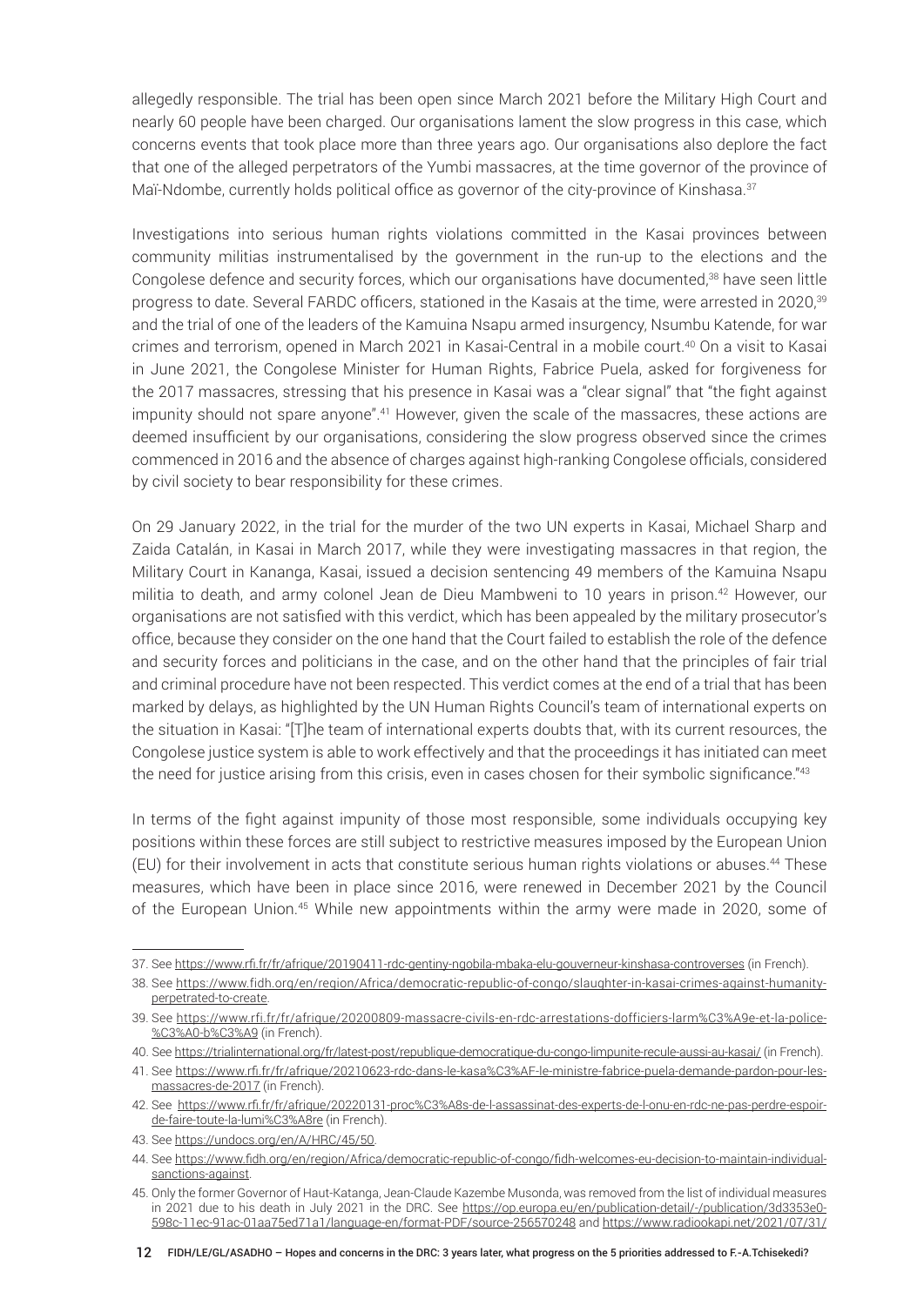allegedly responsible. The trial has been open since March 2021 before the Military High Court and nearly 60 people have been charged. Our organisations lament the slow progress in this case, which concerns events that took place more than three years ago. Our organisations also deplore the fact that one of the alleged perpetrators of the Yumbi massacres, at the time governor of the province of Maï-Ndombe, currently holds political office as governor of the city-province of Kinshasa.[37]

Investigations into serious human rights violations committed in the Kasai provinces between community militias instrumentalised by the government in the run-up to the elections and the Congolese defence and security forces, which our organisations have documented,[38] have seen little progress to date. Several FARDC officers, stationed in the Kasais at the time, were arrested in 2020,[39] and the trial of one of the leaders of the Kamuina Nsapu armed insurgency, Nsumbu Katende, for war crimes and terrorism, opened in March 2021 in Kasai-Central in a mobile court.[40] On a visit to Kasai in June 2021, the Congolese Minister for Human Rights, Fabrice Puela, asked for forgiveness for the 2017 massacres, stressing that his presence in Kasai was a "clear signal" that "the fight against impunity should not spare anyone".[41] However, given the scale of the massacres, these actions are deemed insufficient by our organisations, considering the slow progress observed since the crimes commenced in 2016 and the absence of charges against high-ranking Congolese officials, considered by civil society to bear responsibility for these crimes.

On 29 January 2022, in the trial for the murder of the two UN experts in Kasai, Michael Sharp and Zaida Catalán, in Kasai in March 2017, while they were investigating massacres in that region, the Military Court in Kananga, Kasai, issued a decision sentencing 49 members of the Kamuina Nsapu militia to death, and army colonel Jean de Dieu Mambweni to 10 years in prison.[42] However, our organisations are not satisfied with this verdict, which has been appealed by the military prosecutor's office, because they consider on the one hand that the Court failed to establish the role of the defence and security forces and politicians in the case, and on the other hand that the principles of fair trial and criminal procedure have not been respected. This verdict comes at the end of a trial that has been marked by delays, as highlighted by the UN Human Rights Council's team of international experts on the situation in Kasai: "[T]he team of international experts doubts that, with its current resources, the Congolese justice system is able to work effectively and that the proceedings it has initiated can meet the need for justice arising from this crisis, even in cases chosen for their symbolic significance."[43]

In terms of the fight against impunity of those most responsible, some individuals occupying key positions within these forces are still subject to restrictive measures imposed by the European Union (EU) for their involvement in acts that constitute serious human rights violations or abuses.[44] These measures, which have been in place since 2016, were renewed in December 2021 by the Council of the European Union.[45] While new appointments within the army were made in 2020, some of

---

37. See https://www.rfi.fr/fr/afrique/20190411-rdc-gentiny-ngobila-mbaka-elu-gouverneur-kinshasa-controverses (in French).
38. See https://www.fidh.org/en/region/Africa/democratic-republic-of-congo/slaughter-in-kasai-crimes-against-humanity-perpetrated-to-create.
39. See https://www.rfi.fr/fr/afrique/20200809-massacre-civils-en-rdc-arrestations-dofficiers-larm%C3%A9e-et-la-police-%C3%A0-b%C3%A9 (in French).
40. See https://trialinternational.org/fr/latest-post/republique-democratique-du-congo-limpunite-recule-aussi-au-kasai/ (in French).
41. See https://www.rfi.fr/fr/afrique/20210623-rdc-dans-le-kasa%C3%AF-le-ministre-fabrice-puela-demande-pardon-pour-les-massacres-de-2017 (in French).
42. See https://www.rfi.fr/fr/afrique/20220131-proc%C3%A8s-de-l-assassinat-des-experts-de-l-onu-en-rdc-ne-pas-perdre-espoir-de-faire-toute-la-lumi%C3%A8re (in French).
43. See https://undocs.org/en/A/HRC/45/50.
44. See https://www.fidh.org/en/region/Africa/democratic-republic-of-congo/fidh-welcomes-eu-decision-to-maintain-individual-sanctions-against.
45. Only the former Governor of Haut-Katanga, Jean-Claude Kazembe Musonda, was removed from the list of individual measures in 2021 due to his death in July 2021 in the DRC. See https://op.europa.eu/en/publication-detail/-/publication/3d3353e0-598c-11ec-91ac-01aa75ed71a1/language-en/format-PDF/source-256570248 and https://www.radiookapi.net/2021/07/31/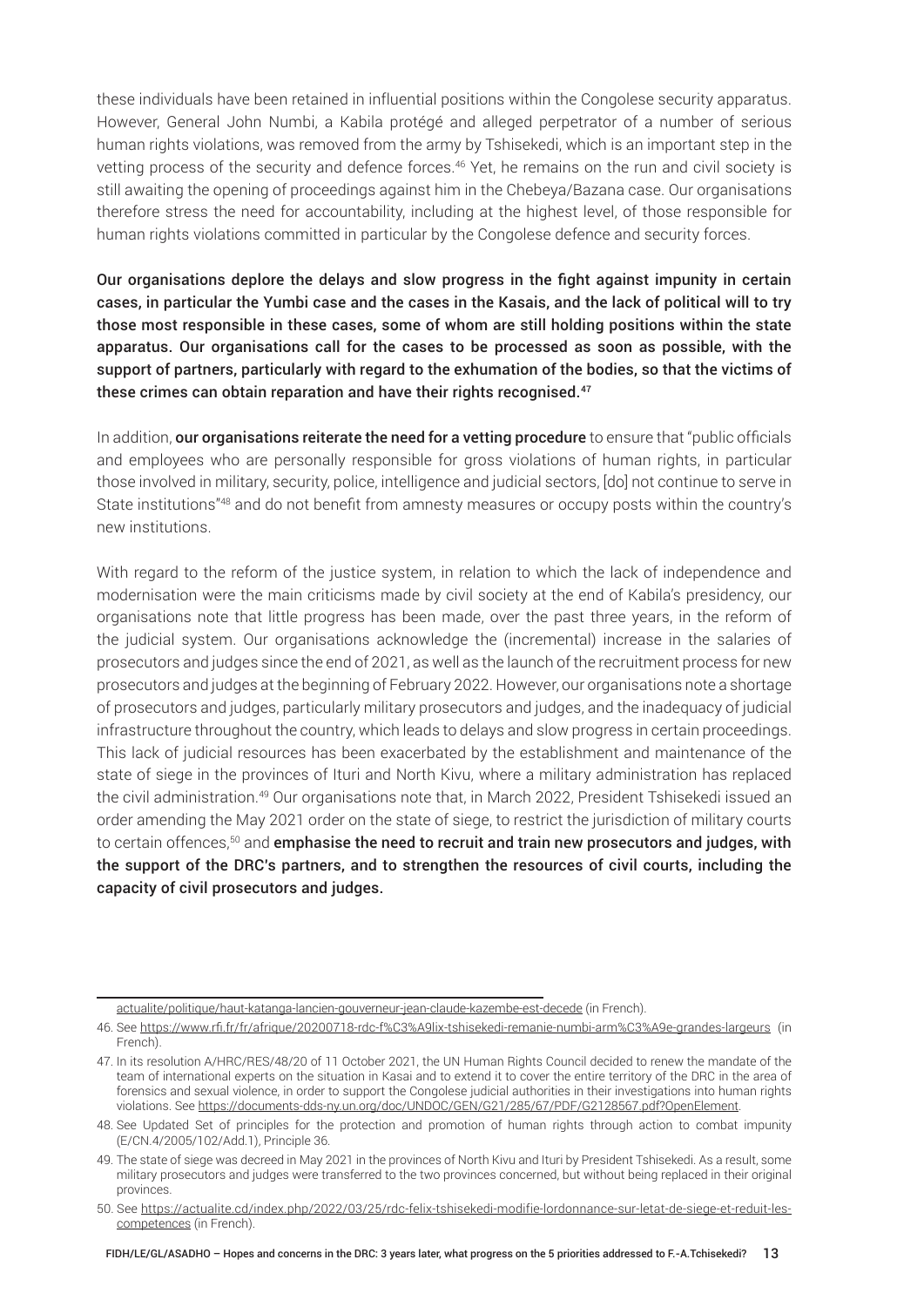these individuals have been retained in influential positions within the Congolese security apparatus. However, General John Numbi, a Kabila protégé and alleged perpetrator of a number of serious human rights violations, was removed from the army by Tshisekedi, which is an important step in the vetting process of the security and defence forces.[46] Yet, he remains on the run and civil society is still awaiting the opening of proceedings against him in the Chebeya/Bazana case. Our organisations therefore stress the need for accountability, including at the highest level, of those responsible for human rights violations committed in particular by the Congolese defence and security forces.

**Our organisations deplore the delays and slow progress in the fight against impunity in certain cases, in particular the Yumbi case and the cases in the Kasais, and the lack of political will to try those most responsible in these cases, some of whom are still holding positions within the state apparatus. Our organisations call for the cases to be processed as soon as possible, with the support of partners, particularly with regard to the exhumation of the bodies, so that the victims of these crimes can obtain reparation and have their rights recognised.**[47]

In addition, **our organisations reiterate the need for a vetting procedure** to ensure that "public officials and employees who are personally responsible for gross violations of human rights, in particular those involved in military, security, police, intelligence and judicial sectors, [do] not continue to serve in State institutions"[48] and do not benefit from amnesty measures or occupy posts within the country's new institutions.

With regard to the reform of the justice system, in relation to which the lack of independence and modernisation were the main criticisms made by civil society at the end of Kabila's presidency, our organisations note that little progress has been made, over the past three years, in the reform of the judicial system. Our organisations acknowledge the (incremental) increase in the salaries of prosecutors and judges since the end of 2021, as well as the launch of the recruitment process for new prosecutors and judges at the beginning of February 2022. However, our organisations note a shortage of prosecutors and judges, particularly military prosecutors and judges, and the inadequacy of judicial infrastructure throughout the country, which leads to delays and slow progress in certain proceedings. This lack of judicial resources has been exacerbated by the establishment and maintenance of the state of siege in the provinces of Ituri and North Kivu, where a military administration has replaced the civil administration.[49] Our organisations note that, in March 2022, President Tshisekedi issued an order amending the May 2021 order on the state of siege, to restrict the jurisdiction of military courts to certain offences,[50] and **emphasise the need to recruit and train new prosecutors and judges, with the support of the DRC's partners, and to strengthen the resources of civil courts, including the capacity of civil prosecutors and judges.**

---

actualite/politique/haut-katanga-lancien-gouverneur-jean-claude-kazembe-est-decede (in French).

46. See https://www.rfi.fr/fr/afrique/20200718-rdc-f%C3%A9lix-tshisekedi-remanie-numbi-arm%C3%A9e-grandes-largeurs (in French).

47. In its resolution A/HRC/RES/48/20 of 11 October 2021, the UN Human Rights Council decided to renew the mandate of the team of international experts on the situation in Kasai and to extend it to cover the entire territory of the DRC in the area of forensics and sexual violence, in order to support the Congolese judicial authorities in their investigations into human rights violations. See https://documents-dds-ny.un.org/doc/UNDOC/GEN/G21/285/67/PDF/G2128567.pdf?OpenElement.

48. See Updated Set of principles for the protection and promotion of human rights through action to combat impunity (E/CN.4/2005/102/Add.1), Principle 36.

49. The state of siege was decreed in May 2021 in the provinces of North Kivu and Ituri by President Tshisekedi. As a result, some military prosecutors and judges were transferred to the two provinces concerned, but without being replaced in their original provinces.

50. See https://actualite.cd/index.php/2022/03/25/rdc-felix-tshisekedi-modifie-lordonnance-sur-letat-de-siege-et-reduit-les-competences (in French).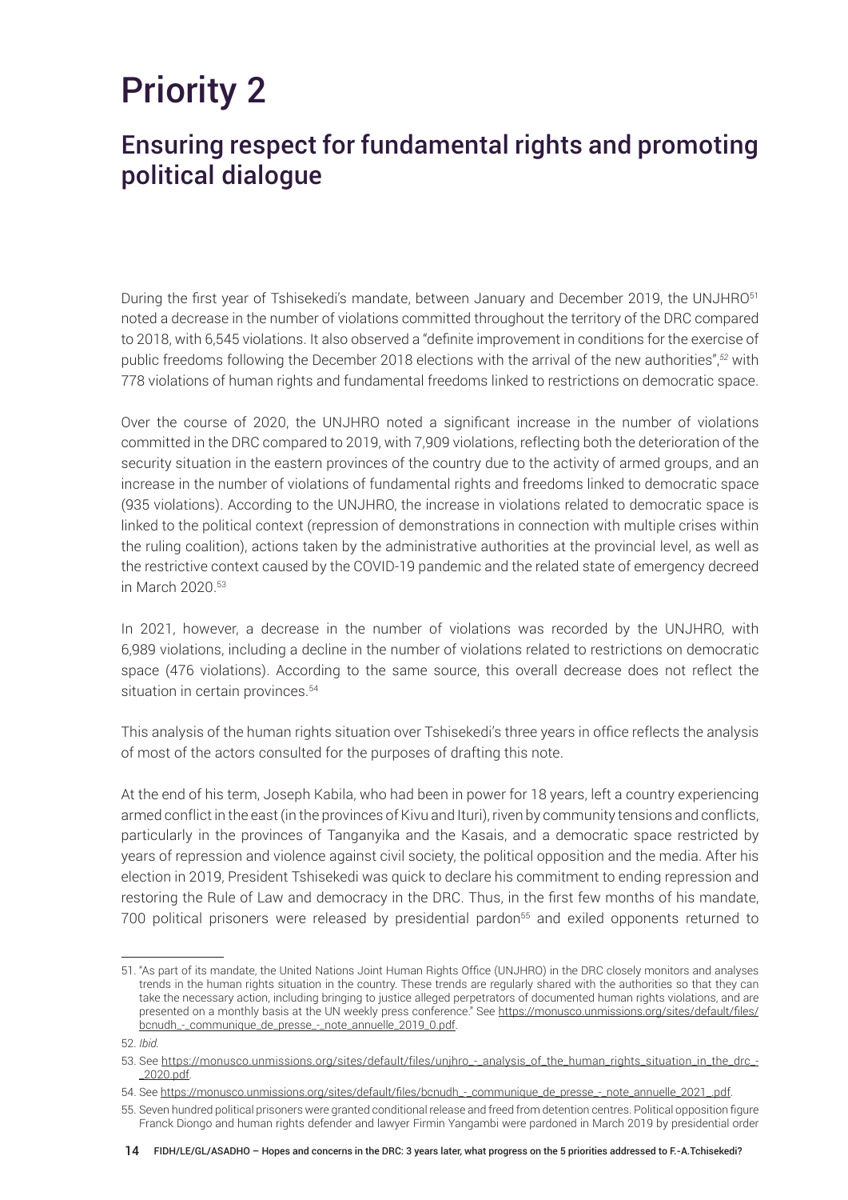# Priority 2

## Ensuring respect for fundamental rights and promoting political dialogue

During the first year of Tshisekedi's mandate, between January and December 2019, the UNJHRO[51] noted a decrease in the number of violations committed throughout the territory of the DRC compared to 2018, with 6,545 violations. It also observed a "definite improvement in conditions for the exercise of public freedoms following the December 2018 elections with the arrival of the new authorities",[52] with 778 violations of human rights and fundamental freedoms linked to restrictions on democratic space.

Over the course of 2020, the UNJHRO noted a significant increase in the number of violations committed in the DRC compared to 2019, with 7,909 violations, reflecting both the deterioration of the security situation in the eastern provinces of the country due to the activity of armed groups, and an increase in the number of violations of fundamental rights and freedoms linked to democratic space (935 violations). According to the UNJHRO, the increase in violations related to democratic space is linked to the political context (repression of demonstrations in connection with multiple crises within the ruling coalition), actions taken by the administrative authorities at the provincial level, as well as the restrictive context caused by the COVID-19 pandemic and the related state of emergency decreed in March 2020.[53]

In 2021, however, a decrease in the number of violations was recorded by the UNJHRO, with 6,989 violations, including a decline in the number of violations related to restrictions on democratic space (476 violations). According to the same source, this overall decrease does not reflect the situation in certain provinces.[54]

This analysis of the human rights situation over Tshisekedi's three years in office reflects the analysis of most of the actors consulted for the purposes of drafting this note.

At the end of his term, Joseph Kabila, who had been in power for 18 years, left a country experiencing armed conflict in the east (in the provinces of Kivu and Ituri), riven by community tensions and conflicts, particularly in the provinces of Tanganyika and the Kasais, and a democratic space restricted by years of repression and violence against civil society, the political opposition and the media. After his election in 2019, President Tshisekedi was quick to declare his commitment to ending repression and restoring the Rule of Law and democracy in the DRC. Thus, in the first few months of his mandate, 700 political prisoners were released by presidential pardon[55] and exiled opponents returned to

---

51. "As part of its mandate, the United Nations Joint Human Rights Office (UNJHRO) in the DRC closely monitors and analyses trends in the human rights situation in the country. These trends are regularly shared with the authorities so that they can take the necessary action, including bringing to justice alleged perpetrators of documented human rights violations, and are presented on a monthly basis at the UN weekly press conference." See https://monusco.unmissions.org/sites/default/files/bcnudh_-_communique_de_presse_-_note_annuelle_2019_0.pdf.

52. *Ibid.*

53. See https://monusco.unmissions.org/sites/default/files/unjhro_-_analysis_of_the_human_rights_situation_in_the_drc_-_2020.pdf.

54. See https://monusco.unmissions.org/sites/default/files/bcnudh_-_communique_de_presse_-_note_annuelle_2021_.pdf.

55. Seven hundred political prisoners were granted conditional release and freed from detention centres. Political opposition figure Franck Diongo and human rights defender and lawyer Firmin Yangambi were pardoned in March 2019 by presidential order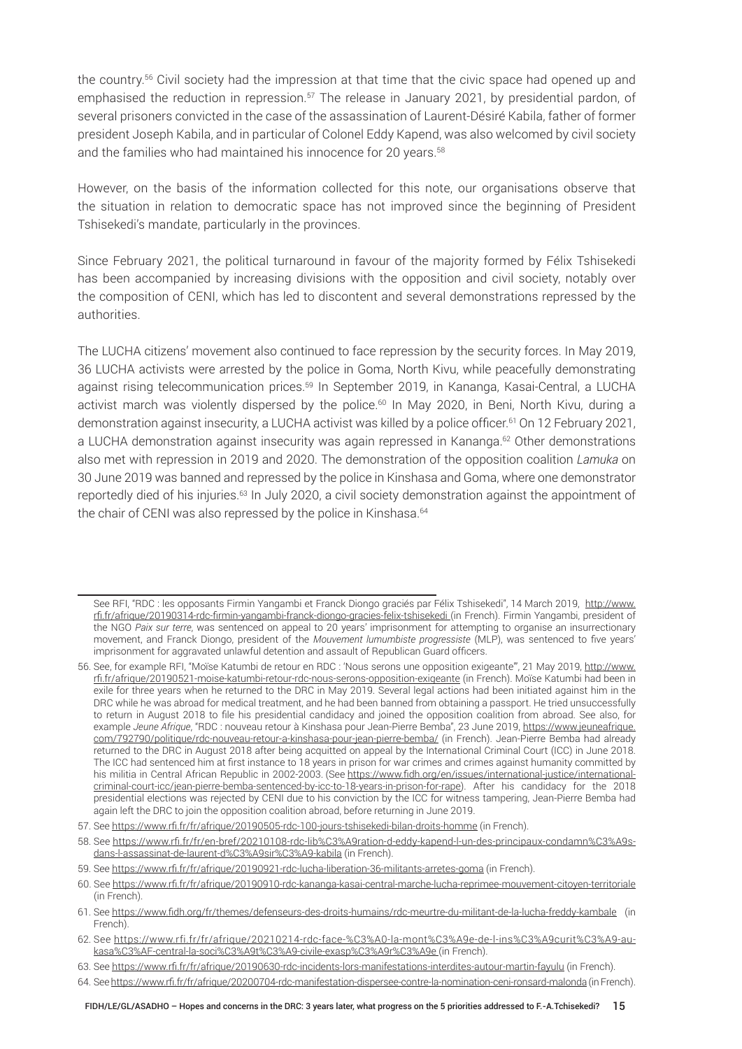the country.[56] Civil society had the impression at that time that the civic space had opened up and emphasised the reduction in repression.[57] The release in January 2021, by presidential pardon, of several prisoners convicted in the case of the assassination of Laurent-Désiré Kabila, father of former president Joseph Kabila, and in particular of Colonel Eddy Kapend, was also welcomed by civil society and the families who had maintained his innocence for 20 years.[58]

However, on the basis of the information collected for this note, our organisations observe that the situation in relation to democratic space has not improved since the beginning of President Tshisekedi's mandate, particularly in the provinces.

Since February 2021, the political turnaround in favour of the majority formed by Félix Tshisekedi has been accompanied by increasing divisions with the opposition and civil society, notably over the composition of CENI, which has led to discontent and several demonstrations repressed by the authorities.

The LUCHA citizens' movement also continued to face repression by the security forces. In May 2019, 36 LUCHA activists were arrested by the police in Goma, North Kivu, while peacefully demonstrating against rising telecommunication prices.[59] In September 2019, in Kananga, Kasai-Central, a LUCHA activist march was violently dispersed by the police.[60] In May 2020, in Beni, North Kivu, during a demonstration against insecurity, a LUCHA activist was killed by a police officer.[61] On 12 February 2021, a LUCHA demonstration against insecurity was again repressed in Kananga.[62] Other demonstrations also met with repression in 2019 and 2020. The demonstration of the opposition coalition *Lamuka* on 30 June 2019 was banned and repressed by the police in Kinshasa and Goma, where one demonstrator reportedly died of his injuries.[63] In July 2020, a civil society demonstration against the appointment of the chair of CENI was also repressed by the police in Kinshasa.[64]

---

See RFI, "RDC : les opposants Firmin Yangambi et Franck Diongo graciés par Félix Tshisekedi", 14 March 2019, http://www.rfi.fr/afrique/20190314-rdc-firmin-yangambi-franck-diongo-gracies-felix-tshisekedi (in French). Firmin Yangambi, president of the NGO *Paix sur terre*, was sentenced on appeal to 20 years' imprisonment for attempting to organise an insurrectionary movement, and Franck Diongo, president of the *Mouvement lumumbiste progressiste* (MLP), was sentenced to five years' imprisonment for aggravated unlawful detention and assault of Republican Guard officers.

56. See, for example RFI, "Moïse Katumbi de retour en RDC : 'Nous serons une opposition exigeante'", 21 May 2019, http://www.rfi.fr/afrique/20190521-moise-katumbi-retour-rdc-nous-serons-opposition-exigeante (in French). Moïse Katumbi had been in exile for three years when he returned to the DRC in May 2019. Several legal actions had been initiated against him in the DRC while he was abroad for medical treatment, and he had been banned from obtaining a passport. He tried unsuccessfully to return in August 2018 to file his presidential candidacy and joined the opposition coalition from abroad. See also, for example *Jeune Afrique*, "RDC : nouveau retour à Kinshasa pour Jean-Pierre Bemba", 23 June 2019, https://www.jeuneafrique.com/792790/politique/rdc-nouveau-retour-a-kinshasa-pour-jean-pierre-bemba/ (in French). Jean-Pierre Bemba had already returned to the DRC in August 2018 after being acquitted on appeal by the International Criminal Court (ICC) in June 2018. The ICC had sentenced him at first instance to 18 years in prison for war crimes and crimes against humanity committed by his militia in Central African Republic in 2002-2003. (See https://www.fidh.org/en/issues/international-justice/international-criminal-court-icc/jean-pierre-bemba-sentenced-by-icc-to-18-years-in-prison-for-rape). After his candidacy for the 2018 presidential elections was rejected by CENI due to his conviction by the ICC for witness tampering, Jean-Pierre Bemba had again left the DRC to join the opposition coalition abroad, before returning in June 2019.

57. See https://www.rfi.fr/fr/afrique/20190505-rdc-100-jours-tshisekedi-bilan-droits-homme (in French).

58. See https://www.rfi.fr/fr/en-bref/20210108-rdc-lib%C3%A9ration-d-eddy-kapend-l-un-des-principaux-condamn%C3%A9s-dans-l-assassinat-de-laurent-d%C3%A9sir%C3%A9-kabila (in French).

59. See https://www.rfi.fr/fr/afrique/20190921-rdc-lucha-liberation-36-militants-arretes-goma (in French).

60. See https://www.rfi.fr/fr/afrique/20190910-rdc-kananga-kasai-central-marche-lucha-reprimee-mouvement-citoyen-territoriale (in French).

61. See https://www.fidh.org/fr/themes/defenseurs-des-droits-humains/rdc-meurtre-du-militant-de-la-lucha-freddy-kambale (in French).

62. See https://www.rfi.fr/fr/afrique/20210214-rdc-face-%C3%A0-la-mont%C3%A9e-de-l-ins%C3%A9curit%C3%A9-au-kasa%C3%AF-central-la-soci%C3%A9t%C3%A9-civile-exasp%C3%A9r%C3%A9e (in French).

63. See https://www.rfi.fr/fr/afrique/20190630-rdc-incidents-lors-manifestations-interdites-autour-martin-fayulu (in French).

64. See https://www.rfi.fr/fr/afrique/20200704-rdc-manifestation-dispersee-contre-la-nomination-ceni-ronsard-malonda (in French).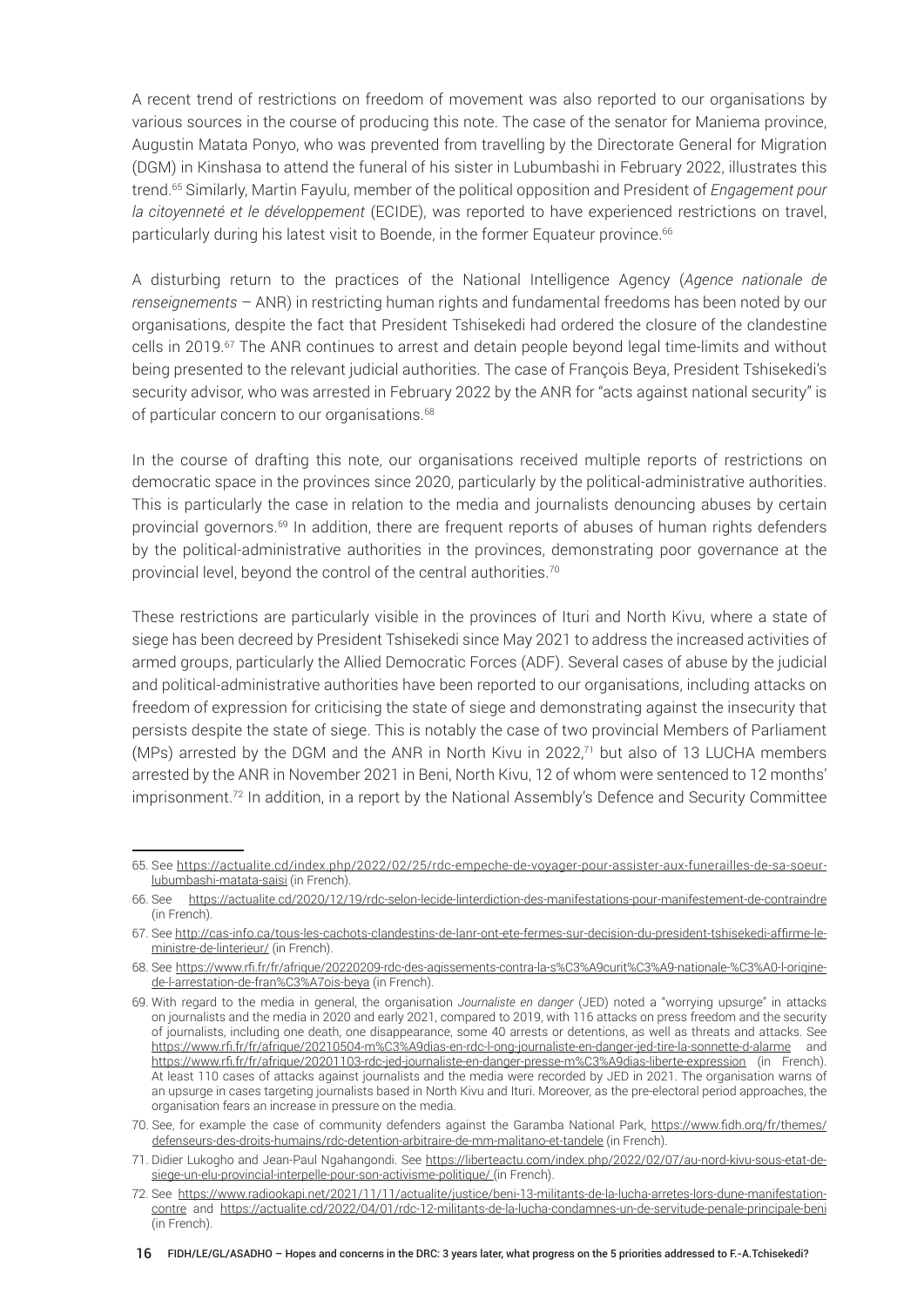A recent trend of restrictions on freedom of movement was also reported to our organisations by various sources in the course of producing this note. The case of the senator for Maniema province, Augustin Matata Ponyo, who was prevented from travelling by the Directorate General for Migration (DGM) in Kinshasa to attend the funeral of his sister in Lubumbashi in February 2022, illustrates this trend.[65] Similarly, Martin Fayulu, member of the political opposition and President of *Engagement pour la citoyenneté et le développement* (ECIDE), was reported to have experienced restrictions on travel, particularly during his latest visit to Boende, in the former Equateur province.[66]

A disturbing return to the practices of the National Intelligence Agency (*Agence nationale de renseignements* – ANR) in restricting human rights and fundamental freedoms has been noted by our organisations, despite the fact that President Tshisekedi had ordered the closure of the clandestine cells in 2019.[67] The ANR continues to arrest and detain people beyond legal time-limits and without being presented to the relevant judicial authorities. The case of François Beya, President Tshisekedi's security advisor, who was arrested in February 2022 by the ANR for "acts against national security" is of particular concern to our organisations.[68]

In the course of drafting this note, our organisations received multiple reports of restrictions on democratic space in the provinces since 2020, particularly by the political-administrative authorities. This is particularly the case in relation to the media and journalists denouncing abuses by certain provincial governors.[69] In addition, there are frequent reports of abuses of human rights defenders by the political-administrative authorities in the provinces, demonstrating poor governance at the provincial level, beyond the control of the central authorities.[70]

These restrictions are particularly visible in the provinces of Ituri and North Kivu, where a state of siege has been decreed by President Tshisekedi since May 2021 to address the increased activities of armed groups, particularly the Allied Democratic Forces (ADF). Several cases of abuse by the judicial and political-administrative authorities have been reported to our organisations, including attacks on freedom of expression for criticising the state of siege and demonstrating against the insecurity that persists despite the state of siege. This is notably the case of two provincial Members of Parliament (MPs) arrested by the DGM and the ANR in North Kivu in 2022,[71] but also of 13 LUCHA members arrested by the ANR in November 2021 in Beni, North Kivu, 12 of whom were sentenced to 12 months' imprisonment.[72] In addition, in a report by the National Assembly's Defence and Security Committee

---

65. See https://actualite.cd/index.php/2022/02/25/rdc-empeche-de-voyager-pour-assister-aux-funerailles-de-sa-soeur-lubumbashi-matata-saisi (in French).

66. See https://actualite.cd/2020/12/19/rdc-selon-lecide-linterdiction-des-manifestations-pour-manifestement-de-contraindre (in French).

67. See http://cas-info.ca/tous-les-cachots-clandestins-de-lanr-ont-ete-fermes-sur-decision-du-president-tshisekedi-affirme-le-ministre-de-linterieur/ (in French).

68. See https://www.rfi.fr/fr/afrique/20220209-rdc-des-agissements-contra-la-s%C3%A9curit%C3%A9-nationale-%C3%A0-l-origine-de-l-arrestation-de-fran%C3%A7ois-beya (in French).

69. With regard to the media in general, the organisation *Journaliste en danger* (JED) noted a "worrying upsurge" in attacks on journalists and the media in 2020 and early 2021, compared to 2019, with 116 attacks on press freedom and the security of journalists, including one death, one disappearance, some 40 arrests or detentions, as well as threats and attacks. See https://www.rfi.fr/fr/afrique/20210504-m%C3%A9dias-en-rdc-l-ong-journaliste-en-danger-jed-tire-la-sonnette-d-alarme and https://www.rfi.fr/fr/afrique/20201103-rdc-jed-journaliste-en-danger-presse-m%C3%A9dias-liberte-expression (in French). At least 110 cases of attacks against journalists and the media were recorded by JED in 2021. The organisation warns of an upsurge in cases targeting journalists based in North Kivu and Ituri. Moreover, as the pre-electoral period approaches, the organisation fears an increase in pressure on the media.

70. See, for example the case of community defenders against the Garamba National Park, https://www.fidh.org/fr/themes/defenseurs-des-droits-humains/rdc-detention-arbitraire-de-mm-malitano-et-tandele (in French).

71. Didier Lukogho and Jean-Paul Ngahangondi. See https://liberteactu.com/index.php/2022/02/07/au-nord-kivu-sous-etat-de-siege-un-elu-provincial-interpelle-pour-son-activisme-politique/ (in French).

72. See https://www.radiookapi.net/2021/11/11/actualite/justice/beni-13-militants-de-la-lucha-arretes-lors-dune-manifestation-contre and https://actualite.cd/2022/04/01/rdc-12-militants-de-la-lucha-condamnes-un-de-servitude-penale-principale-beni (in French).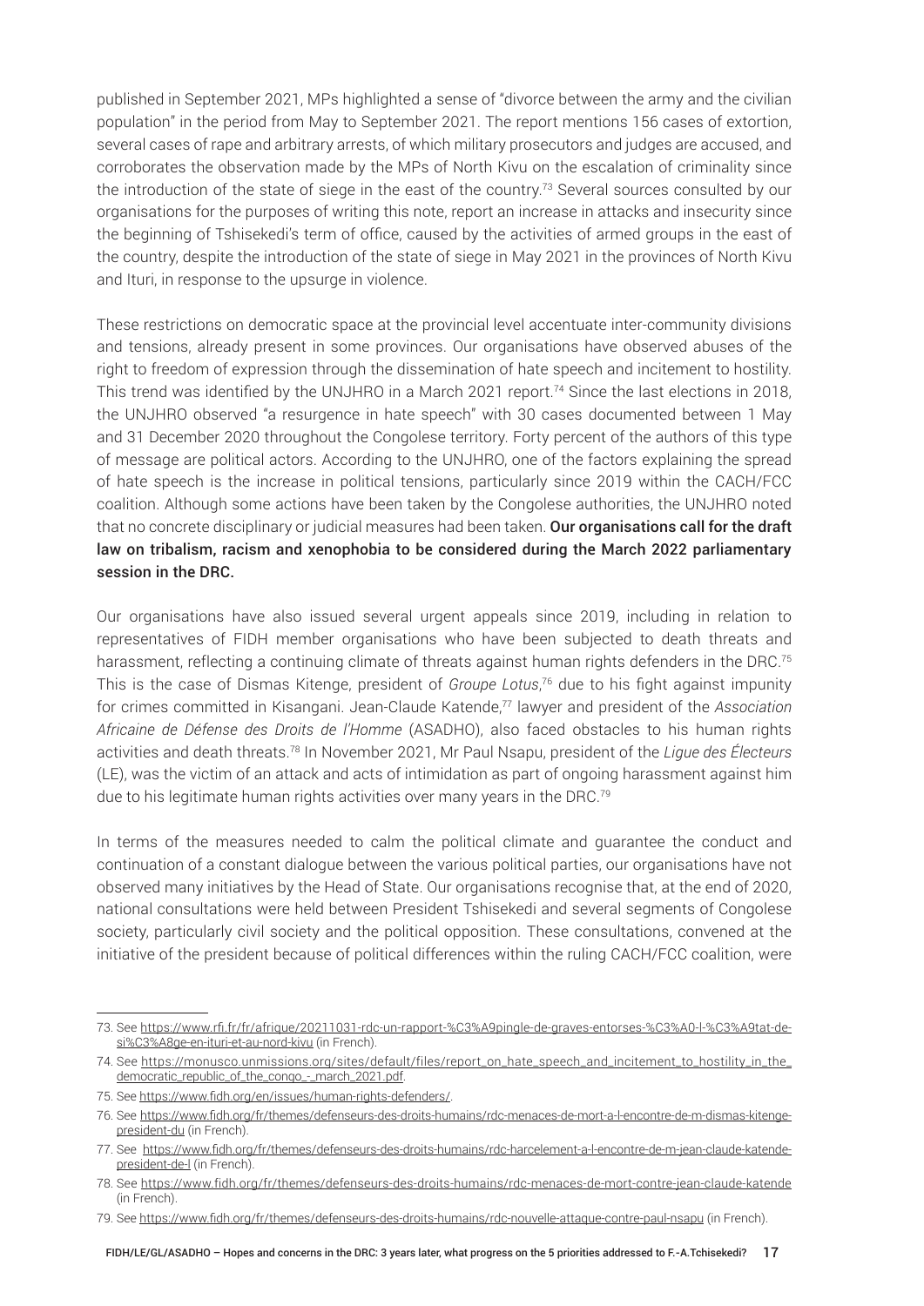published in September 2021, MPs highlighted a sense of "divorce between the army and the civilian population" in the period from May to September 2021. The report mentions 156 cases of extortion, several cases of rape and arbitrary arrests, of which military prosecutors and judges are accused, and corroborates the observation made by the MPs of North Kivu on the escalation of criminality since the introduction of the state of siege in the east of the country.[73] Several sources consulted by our organisations for the purposes of writing this note, report an increase in attacks and insecurity since the beginning of Tshisekedi's term of office, caused by the activities of armed groups in the east of the country, despite the introduction of the state of siege in May 2021 in the provinces of North Kivu and Ituri, in response to the upsurge in violence.

These restrictions on democratic space at the provincial level accentuate inter-community divisions and tensions, already present in some provinces. Our organisations have observed abuses of the right to freedom of expression through the dissemination of hate speech and incitement to hostility. This trend was identified by the UNJHRO in a March 2021 report.[74] Since the last elections in 2018, the UNJHRO observed "a resurgence in hate speech" with 30 cases documented between 1 May and 31 December 2020 throughout the Congolese territory. Forty percent of the authors of this type of message are political actors. According to the UNJHRO, one of the factors explaining the spread of hate speech is the increase in political tensions, particularly since 2019 within the CACH/FCC coalition. Although some actions have been taken by the Congolese authorities, the UNJHRO noted that no concrete disciplinary or judicial measures had been taken. **Our organisations call for the draft law on tribalism, racism and xenophobia to be considered during the March 2022 parliamentary session in the DRC.**

Our organisations have also issued several urgent appeals since 2019, including in relation to representatives of FIDH member organisations who have been subjected to death threats and harassment, reflecting a continuing climate of threats against human rights defenders in the DRC.[75] This is the case of Dismas Kitenge, president of *Groupe Lotus*,[76] due to his fight against impunity for crimes committed in Kisangani. Jean-Claude Katende,[77] lawyer and president of the *Association Africaine de Défense des Droits de l'Homme* (ASADHO), also faced obstacles to his human rights activities and death threats.[78] In November 2021, Mr Paul Nsapu, president of the *Ligue des Électeurs* (LE), was the victim of an attack and acts of intimidation as part of ongoing harassment against him due to his legitimate human rights activities over many years in the DRC.[79]

In terms of the measures needed to calm the political climate and guarantee the conduct and continuation of a constant dialogue between the various political parties, our organisations have not observed many initiatives by the Head of State. Our organisations recognise that, at the end of 2020, national consultations were held between President Tshisekedi and several segments of Congolese society, particularly civil society and the political opposition. These consultations, convened at the initiative of the president because of political differences within the ruling CACH/FCC coalition, were

---

73. See https://www.rfi.fr/fr/afrique/20211031-rdc-un-rapport-%C3%A9pingle-de-graves-entorses-%C3%A0-l-%C3%A9tat-de-si%C3%A8ge-en-ituri-et-au-nord-kivu (in French).

74. See https://monusco.unmissions.org/sites/default/files/report_on_hate_speech_and_incitement_to_hostility_in_the_democratic_republic_of_the_congo_-_march_2021.pdf.

75. See https://www.fidh.org/en/issues/human-rights-defenders/.

76. See https://www.fidh.org/fr/themes/defenseurs-des-droits-humains/rdc-menaces-de-mort-a-l-encontre-de-m-dismas-kitenge-president-du (in French).

77. See https://www.fidh.org/fr/themes/defenseurs-des-droits-humains/rdc-harcelement-a-l-encontre-de-m-jean-claude-katende-president-de-l (in French).

78. See https://www.fidh.org/fr/themes/defenseurs-des-droits-humains/rdc-menaces-de-mort-contre-jean-claude-katende (in French).

79. See https://www.fidh.org/fr/themes/defenseurs-des-droits-humains/rdc-nouvelle-attaque-contre-paul-nsapu (in French).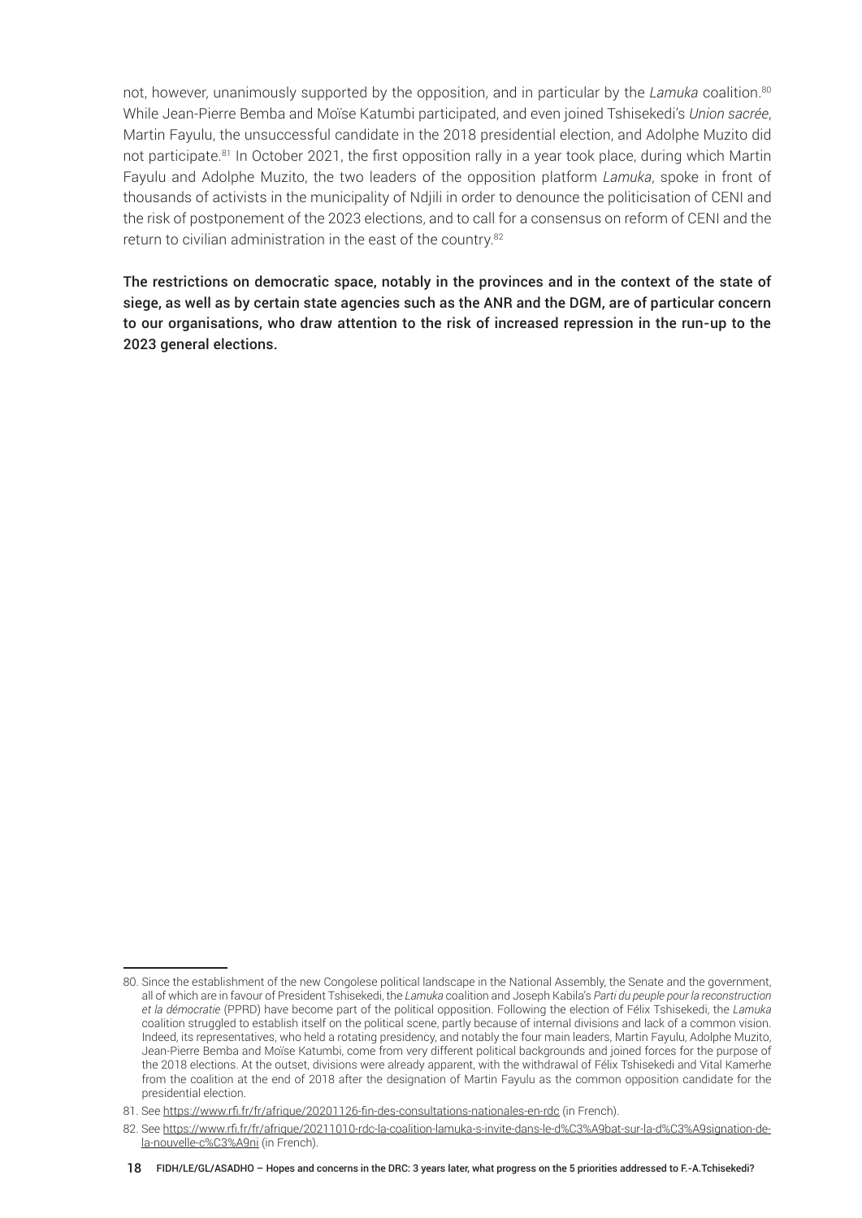not, however, unanimously supported by the opposition, and in particular by the *Lamuka* coalition.[80] While Jean-Pierre Bemba and Moïse Katumbi participated, and even joined Tshisekedi's *Union sacrée*, Martin Fayulu, the unsuccessful candidate in the 2018 presidential election, and Adolphe Muzito did not participate.[81] In October 2021, the first opposition rally in a year took place, during which Martin Fayulu and Adolphe Muzito, the two leaders of the opposition platform *Lamuka*, spoke in front of thousands of activists in the municipality of Ndjili in order to denounce the politicisation of CENI and the risk of postponement of the 2023 elections, and to call for a consensus on reform of CENI and the return to civilian administration in the east of the country.[82]

**The restrictions on democratic space, notably in the provinces and in the context of the state of siege, as well as by certain state agencies such as the ANR and the DGM, are of particular concern to our organisations, who draw attention to the risk of increased repression in the run-up to the 2023 general elections.**

---

80. Since the establishment of the new Congolese political landscape in the National Assembly, the Senate and the government, all of which are in favour of President Tshisekedi, the *Lamuka* coalition and Joseph Kabila's *Parti du peuple pour la reconstruction et la démocratie* (PPRD) have become part of the political opposition. Following the election of Félix Tshisekedi, the *Lamuka* coalition struggled to establish itself on the political scene, partly because of internal divisions and lack of a common vision. Indeed, its representatives, who held a rotating presidency, and notably the four main leaders, Martin Fayulu, Adolphe Muzito, Jean-Pierre Bemba and Moïse Katumbi, come from very different political backgrounds and joined forces for the purpose of the 2018 elections. At the outset, divisions were already apparent, with the withdrawal of Félix Tshisekedi and Vital Kamerhe from the coalition at the end of 2018 after the designation of Martin Fayulu as the common opposition candidate for the presidential election.

81. See https://www.rfi.fr/fr/afrique/20201126-fin-des-consultations-nationales-en-rdc (in French).

82. See https://www.rfi.fr/fr/afrique/20211010-rdc-la-coalition-lamuka-s-invite-dans-le-d%C3%A9bat-sur-la-d%C3%A9signation-de-la-nouvelle-c%C3%A9ni (in French).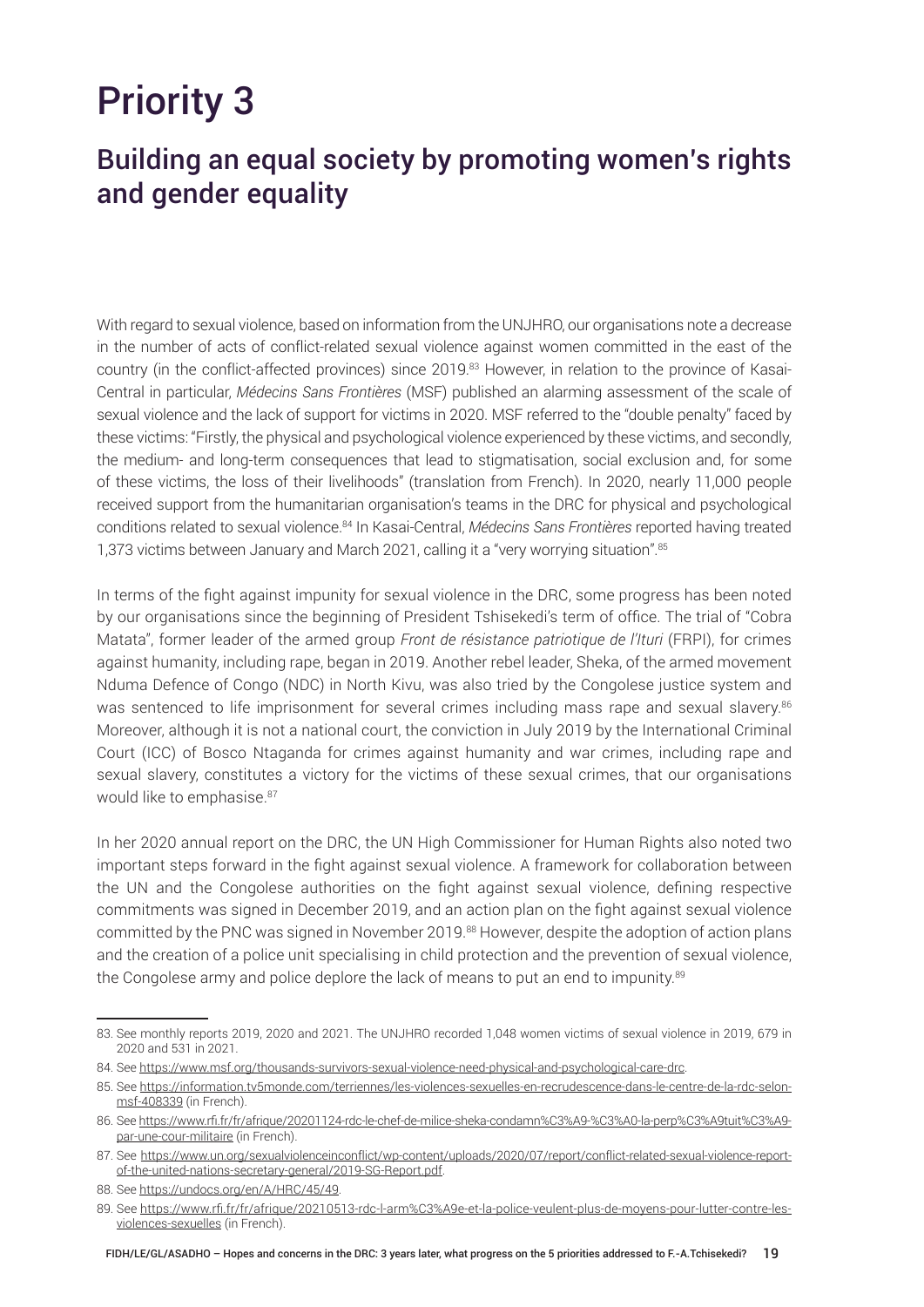# Priority 3

## Building an equal society by promoting women's rights and gender equality

With regard to sexual violence, based on information from the UNJHRO, our organisations note a decrease in the number of acts of conflict-related sexual violence against women committed in the east of the country (in the conflict-affected provinces) since 2019.[83] However, in relation to the province of Kasai-Central in particular, *Médecins Sans Frontières* (MSF) published an alarming assessment of the scale of sexual violence and the lack of support for victims in 2020. MSF referred to the "double penalty" faced by these victims: "Firstly, the physical and psychological violence experienced by these victims, and secondly, the medium- and long-term consequences that lead to stigmatisation, social exclusion and, for some of these victims, the loss of their livelihoods" (translation from French). In 2020, nearly 11,000 people received support from the humanitarian organisation's teams in the DRC for physical and psychological conditions related to sexual violence.[84] In Kasai-Central, *Médecins Sans Frontières* reported having treated 1,373 victims between January and March 2021, calling it a "very worrying situation".[85]

In terms of the fight against impunity for sexual violence in the DRC, some progress has been noted by our organisations since the beginning of President Tshisekedi's term of office. The trial of "Cobra Matata", former leader of the armed group *Front de résistance patriotique de l'Ituri* (FRPI), for crimes against humanity, including rape, began in 2019. Another rebel leader, Sheka, of the armed movement Nduma Defence of Congo (NDC) in North Kivu, was also tried by the Congolese justice system and was sentenced to life imprisonment for several crimes including mass rape and sexual slavery.[86] Moreover, although it is not a national court, the conviction in July 2019 by the International Criminal Court (ICC) of Bosco Ntaganda for crimes against humanity and war crimes, including rape and sexual slavery, constitutes a victory for the victims of these sexual crimes, that our organisations would like to emphasise.[87]

In her 2020 annual report on the DRC, the UN High Commissioner for Human Rights also noted two important steps forward in the fight against sexual violence. A framework for collaboration between the UN and the Congolese authorities on the fight against sexual violence, defining respective commitments was signed in December 2019, and an action plan on the fight against sexual violence committed by the PNC was signed in November 2019.[88] However, despite the adoption of action plans and the creation of a police unit specialising in child protection and the prevention of sexual violence, the Congolese army and police deplore the lack of means to put an end to impunity.[89]

---

83. See monthly reports 2019, 2020 and 2021. The UNJHRO recorded 1,048 women victims of sexual violence in 2019, 679 in 2020 and 531 in 2021.

84. See https://www.msf.org/thousands-survivors-sexual-violence-need-physical-and-psychological-care-drc.

85. See https://information.tv5monde.com/terriennes/les-violences-sexuelles-en-recrudescence-dans-le-centre-de-la-rdc-selon-msf-408339 (in French).

86. See https://www.rfi.fr/fr/afrique/20201124-rdc-le-chef-de-milice-sheka-condamn%C3%A9-%C3%A0-la-perp%C3%A9tuit%C3%A9-par-une-cour-militaire (in French).

87. See https://www.un.org/sexualviolenceinconflict/wp-content/uploads/2020/07/report/conflict-related-sexual-violence-report-of-the-united-nations-secretary-general/2019-SG-Report.pdf.

88. See https://undocs.org/en/A/HRC/45/49.

89. See https://www.rfi.fr/fr/afrique/20210513-rdc-l-arm%C3%A9e-et-la-police-veulent-plus-de-moyens-pour-lutter-contre-les-violences-sexuelles (in French).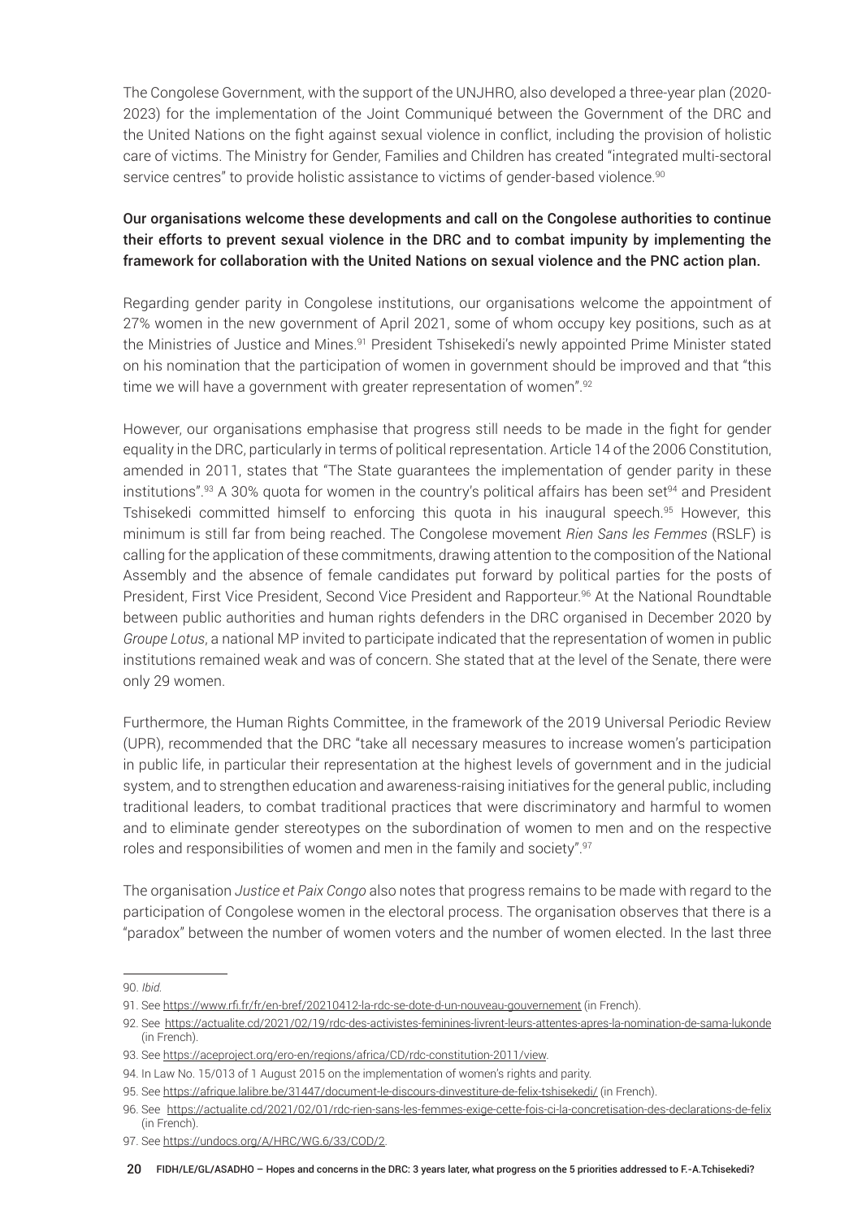The Congolese Government, with the support of the UNJHRO, also developed a three-year plan (2020-2023) for the implementation of the Joint Communiqué between the Government of the DRC and the United Nations on the fight against sexual violence in conflict, including the provision of holistic care of victims. The Ministry for Gender, Families and Children has created "integrated multi-sectoral service centres" to provide holistic assistance to victims of gender-based violence.[90]

**Our organisations welcome these developments and call on the Congolese authorities to continue their efforts to prevent sexual violence in the DRC and to combat impunity by implementing the framework for collaboration with the United Nations on sexual violence and the PNC action plan.**

Regarding gender parity in Congolese institutions, our organisations welcome the appointment of 27% women in the new government of April 2021, some of whom occupy key positions, such as at the Ministries of Justice and Mines.[91] President Tshisekedi's newly appointed Prime Minister stated on his nomination that the participation of women in government should be improved and that "this time we will have a government with greater representation of women".[92]

However, our organisations emphasise that progress still needs to be made in the fight for gender equality in the DRC, particularly in terms of political representation. Article 14 of the 2006 Constitution, amended in 2011, states that "The State guarantees the implementation of gender parity in these institutions".[93] A 30% quota for women in the country's political affairs has been set[94] and President Tshisekedi committed himself to enforcing this quota in his inaugural speech.[95] However, this minimum is still far from being reached. The Congolese movement *Rien Sans les Femmes* (RSLF) is calling for the application of these commitments, drawing attention to the composition of the National Assembly and the absence of female candidates put forward by political parties for the posts of President, First Vice President, Second Vice President and Rapporteur.[96] At the National Roundtable between public authorities and human rights defenders in the DRC organised in December 2020 by *Groupe Lotus*, a national MP invited to participate indicated that the representation of women in public institutions remained weak and was of concern. She stated that at the level of the Senate, there were only 29 women.

Furthermore, the Human Rights Committee, in the framework of the 2019 Universal Periodic Review (UPR), recommended that the DRC "take all necessary measures to increase women's participation in public life, in particular their representation at the highest levels of government and in the judicial system, and to strengthen education and awareness-raising initiatives for the general public, including traditional leaders, to combat traditional practices that were discriminatory and harmful to women and to eliminate gender stereotypes on the subordination of women to men and on the respective roles and responsibilities of women and men in the family and society".[97]

The organisation *Justice et Paix Congo* also notes that progress remains to be made with regard to the participation of Congolese women in the electoral process. The organisation observes that there is a "paradox" between the number of women voters and the number of women elected. In the last three

---

90. *Ibid.*

91. See https://www.rfi.fr/fr/en-bref/20210412-la-rdc-se-dote-d-un-nouveau-gouvernement (in French).

92. See https://actualite.cd/2021/02/19/rdc-des-activistes-feminines-livrent-leurs-attentes-apres-la-nomination-de-sama-lukonde (in French).

93. See https://aceproject.org/ero-en/regions/africa/CD/rdc-constitution-2011/view.

94. In Law No. 15/013 of 1 August 2015 on the implementation of women's rights and parity.

95. See https://afrique.lalibre.be/31447/document-le-discours-dinvestiture-de-felix-tshisekedi/ (in French).

96. See https://actualite.cd/2021/02/01/rdc-rien-sans-les-femmes-exige-cette-fois-ci-la-concretisation-des-declarations-de-felix (in French).

97. See https://undocs.org/A/HRC/WG.6/33/COD/2.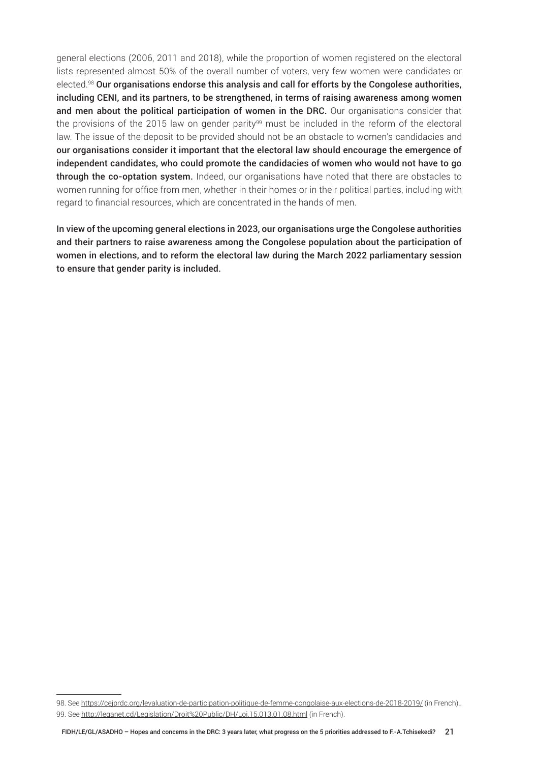general elections (2006, 2011 and 2018), while the proportion of women registered on the electoral lists represented almost 50% of the overall number of voters, very few women were candidates or elected.[98] **Our organisations endorse this analysis and call for efforts by the Congolese authorities, including CENI, and its partners, to be strengthened, in terms of raising awareness among women and men about the political participation of women in the DRC.** Our organisations consider that the provisions of the 2015 law on gender parity[99] must be included in the reform of the electoral law. The issue of the deposit to be provided should not be an obstacle to women's candidacies and **our organisations consider it important that the electoral law should encourage the emergence of independent candidates, who could promote the candidacies of women who would not have to go through the co-optation system.** Indeed, our organisations have noted that there are obstacles to women running for office from men, whether in their homes or in their political parties, including with regard to financial resources, which are concentrated in the hands of men.

**In view of the upcoming general elections in 2023, our organisations urge the Congolese authorities and their partners to raise awareness among the Congolese population about the participation of women in elections, and to reform the electoral law during the March 2022 parliamentary session to ensure that gender parity is included.**

98. See https://cejprdc.org/levaluation-de-participation-politique-de-femme-congolaise-aux-elections-de-2018-2019/ (in French)..
99. See http://leganet.cd/Legislation/Droit%20Public/DH/Loi.15.013.01.08.html (in French).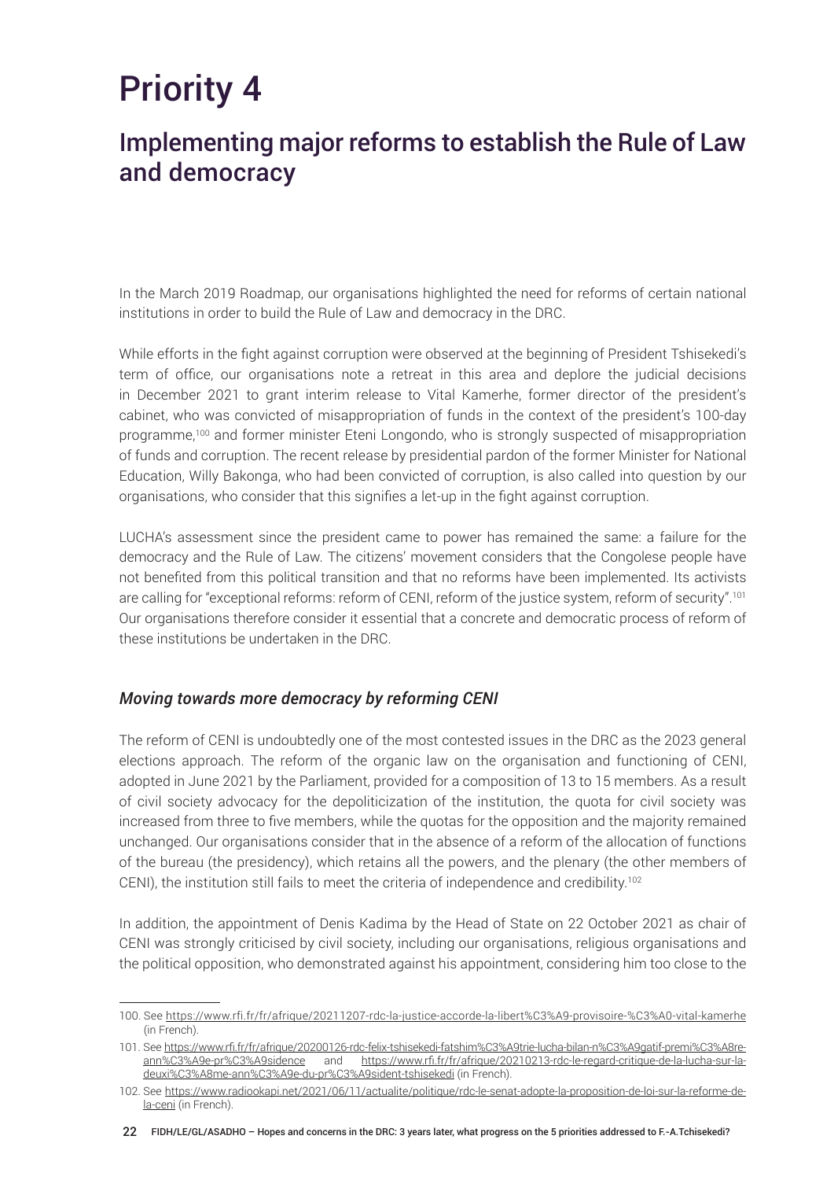# Priority 4

## Implementing major reforms to establish the Rule of Law and democracy

In the March 2019 Roadmap, our organisations highlighted the need for reforms of certain national institutions in order to build the Rule of Law and democracy in the DRC.

While efforts in the fight against corruption were observed at the beginning of President Tshisekedi's term of office, our organisations note a retreat in this area and deplore the judicial decisions in December 2021 to grant interim release to Vital Kamerhe, former director of the president's cabinet, who was convicted of misappropriation of funds in the context of the president's 100-day programme,[100] and former minister Eteni Longondo, who is strongly suspected of misappropriation of funds and corruption. The recent release by presidential pardon of the former Minister for National Education, Willy Bakonga, who had been convicted of corruption, is also called into question by our organisations, who consider that this signifies a let-up in the fight against corruption.

LUCHA's assessment since the president came to power has remained the same: a failure for the democracy and the Rule of Law. The citizens' movement considers that the Congolese people have not benefited from this political transition and that no reforms have been implemented. Its activists are calling for "exceptional reforms: reform of CENI, reform of the justice system, reform of security".[101] Our organisations therefore consider it essential that a concrete and democratic process of reform of these institutions be undertaken in the DRC.

### *Moving towards more democracy by reforming CENI*

The reform of CENI is undoubtedly one of the most contested issues in the DRC as the 2023 general elections approach. The reform of the organic law on the organisation and functioning of CENI, adopted in June 2021 by the Parliament, provided for a composition of 13 to 15 members. As a result of civil society advocacy for the depoliticization of the institution, the quota for civil society was increased from three to five members, while the quotas for the opposition and the majority remained unchanged. Our organisations consider that in the absence of a reform of the allocation of functions of the bureau (the presidency), which retains all the powers, and the plenary (the other members of CENI), the institution still fails to meet the criteria of independence and credibility.[102]

In addition, the appointment of Denis Kadima by the Head of State on 22 October 2021 as chair of CENI was strongly criticised by civil society, including our organisations, religious organisations and the political opposition, who demonstrated against his appointment, considering him too close to the

---

100. See https://www.rfi.fr/fr/afrique/20211207-rdc-la-justice-accorde-la-libert%C3%A9-provisoire-%C3%A0-vital-kamerhe (in French).

101. See https://www.rfi.fr/fr/afrique/20200126-rdc-felix-tshisekedi-fatshim%C3%A9trie-lucha-bilan-n%C3%A9gatif-premi%C3%A8re-ann%C3%A9e-pr%C3%A9sidence and https://www.rfi.fr/fr/afrique/20210213-rdc-le-regard-critique-de-la-lucha-sur-la-deuxi%C3%A8me-ann%C3%A9e-du-pr%C3%A9sident-tshisekedi (in French).

102. See https://www.radiookapi.net/2021/06/11/actualite/politique/rdc-le-senat-adopte-la-proposition-de-loi-sur-la-reforme-de-la-ceni (in French).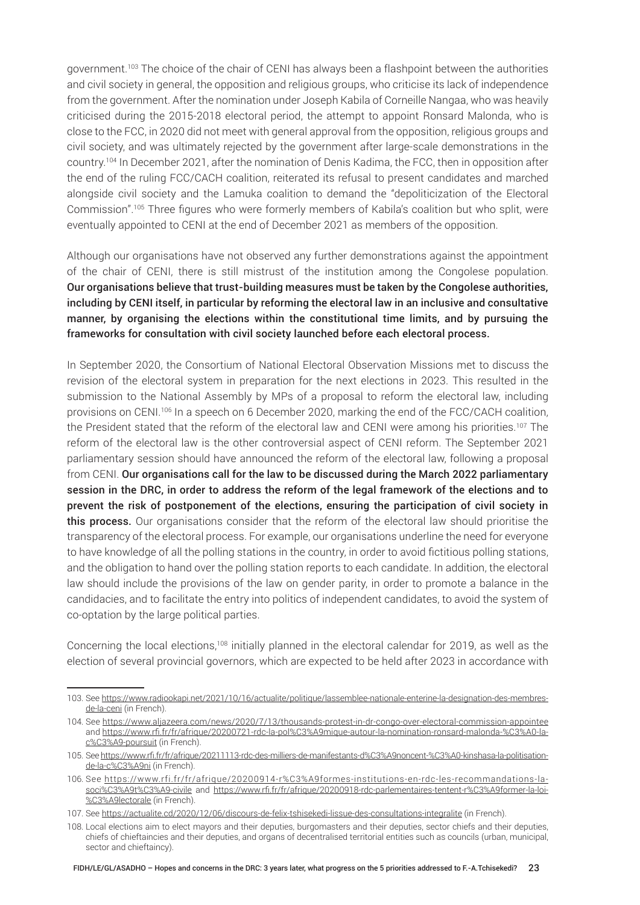government.[103] The choice of the chair of CENI has always been a flashpoint between the authorities and civil society in general, the opposition and religious groups, who criticise its lack of independence from the government. After the nomination under Joseph Kabila of Corneille Nangaa, who was heavily criticised during the 2015-2018 electoral period, the attempt to appoint Ronsard Malonda, who is close to the FCC, in 2020 did not meet with general approval from the opposition, religious groups and civil society, and was ultimately rejected by the government after large-scale demonstrations in the country.[104] In December 2021, after the nomination of Denis Kadima, the FCC, then in opposition after the end of the ruling FCC/CACH coalition, reiterated its refusal to present candidates and marched alongside civil society and the Lamuka coalition to demand the "depoliticization of the Electoral Commission".[105] Three figures who were formerly members of Kabila's coalition but who split, were eventually appointed to CENI at the end of December 2021 as members of the opposition.

Although our organisations have not observed any further demonstrations against the appointment of the chair of CENI, there is still mistrust of the institution among the Congolese population. **Our organisations believe that trust-building measures must be taken by the Congolese authorities, including by CENI itself, in particular by reforming the electoral law in an inclusive and consultative manner, by organising the elections within the constitutional time limits, and by pursuing the frameworks for consultation with civil society launched before each electoral process.**

In September 2020, the Consortium of National Electoral Observation Missions met to discuss the revision of the electoral system in preparation for the next elections in 2023. This resulted in the submission to the National Assembly by MPs of a proposal to reform the electoral law, including provisions on CENI.[106] In a speech on 6 December 2020, marking the end of the FCC/CACH coalition, the President stated that the reform of the electoral law and CENI were among his priorities.[107] The reform of the electoral law is the other controversial aspect of CENI reform. The September 2021 parliamentary session should have announced the reform of the electoral law, following a proposal from CENI. **Our organisations call for the law to be discussed during the March 2022 parliamentary session in the DRC, in order to address the reform of the legal framework of the elections and to prevent the risk of postponement of the elections, ensuring the participation of civil society in this process.** Our organisations consider that the reform of the electoral law should prioritise the transparency of the electoral process. For example, our organisations underline the need for everyone to have knowledge of all the polling stations in the country, in order to avoid fictitious polling stations, and the obligation to hand over the polling station reports to each candidate. In addition, the electoral law should include the provisions of the law on gender parity, in order to promote a balance in the candidacies, and to facilitate the entry into politics of independent candidates, to avoid the system of co-optation by the large political parties.

Concerning the local elections,[108] initially planned in the electoral calendar for 2019, as well as the election of several provincial governors, which are expected to be held after 2023 in accordance with

---

103. See https://www.radiookapi.net/2021/10/16/actualite/politique/lassemblee-nationale-enterine-la-designation-des-membres-de-la-ceni (in French).

104. See https://www.aljazeera.com/news/2020/7/13/thousands-protest-in-dr-congo-over-electoral-commission-appointee and https://www.rfi.fr/fr/afrique/20200721-rdc-la-pol%C3%A9mique-autour-la-nomination-ronsard-malonda-%C3%A0-la-c%C3%A9-poursuit (in French).

105. See https://www.rfi.fr/fr/afrique/20211113-rdc-des-milliers-de-manifestants-d%C3%A9noncent-%C3%A0-kinshasa-la-politisation-de-la-c%C3%A9ni (in French).

106. See https://www.rfi.fr/fr/afrique/20200914-r%C3%A9formes-institutions-en-rdc-les-recommandations-la-soci%C3%A9t%C3%A9-civile and https://www.rfi.fr/fr/afrique/20200918-rdc-parlementaires-tentent-r%C3%A9former-la-loi-%C3%A9lectorale (in French).

107. See https://actualite.cd/2020/12/06/discours-de-felix-tshisekedi-lissue-des-consultations-integralite (in French).

108. Local elections aim to elect mayors and their deputies, burgomasters and their deputies, sector chiefs and their deputies, chiefs of chieftaincies and their deputies, and organs of decentralised territorial entities such as councils (urban, municipal, sector and chieftaincy).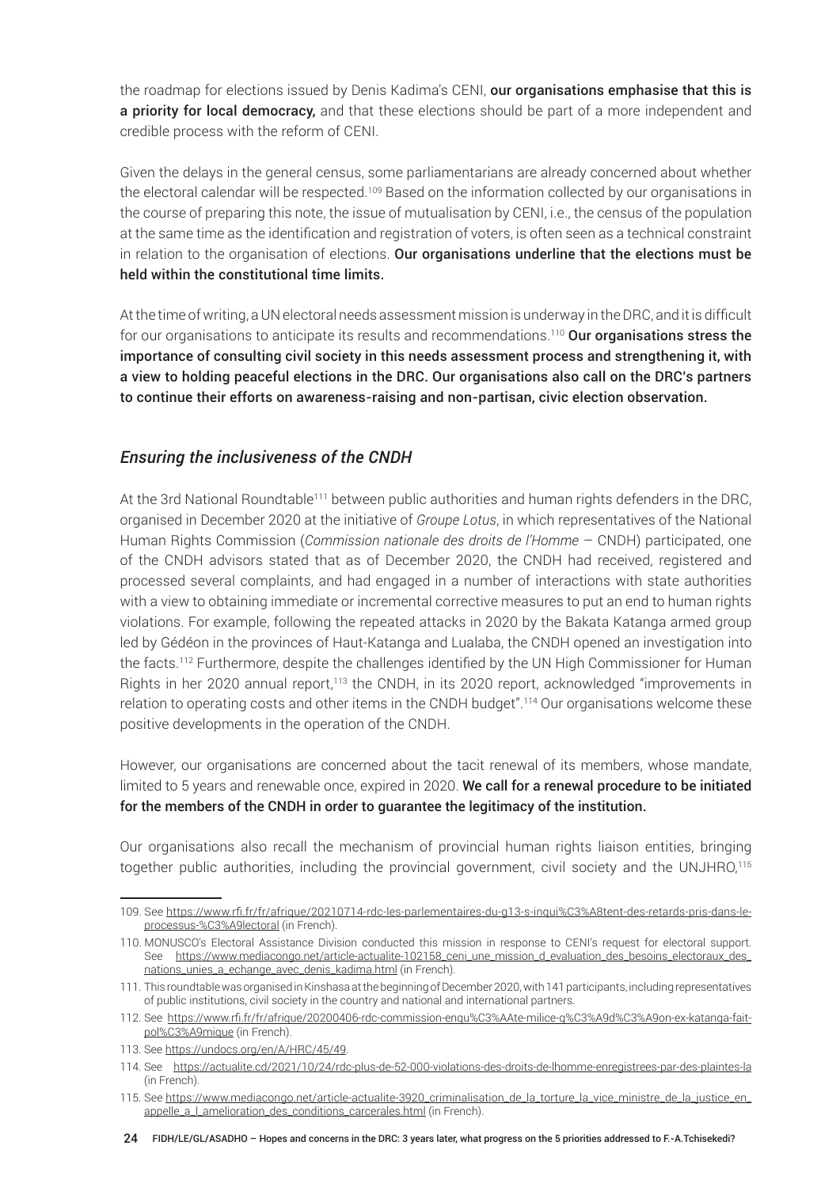the roadmap for elections issued by Denis Kadima's CENI, **our organisations emphasise that this is a priority for local democracy,** and that these elections should be part of a more independent and credible process with the reform of CENI.

Given the delays in the general census, some parliamentarians are already concerned about whether the electoral calendar will be respected.[109] Based on the information collected by our organisations in the course of preparing this note, the issue of mutualisation by CENI, i.e., the census of the population at the same time as the identification and registration of voters, is often seen as a technical constraint in relation to the organisation of elections. **Our organisations underline that the elections must be held within the constitutional time limits.**

At the time of writing, a UN electoral needs assessment mission is underway in the DRC, and it is difficult for our organisations to anticipate its results and recommendations.[110] **Our organisations stress the importance of consulting civil society in this needs assessment process and strengthening it, with a view to holding peaceful elections in the DRC. Our organisations also call on the DRC's partners to continue their efforts on awareness-raising and non-partisan, civic election observation.**

### *Ensuring the inclusiveness of the CNDH*

At the 3rd National Roundtable[111] between public authorities and human rights defenders in the DRC, organised in December 2020 at the initiative of *Groupe Lotus*, in which representatives of the National Human Rights Commission (*Commission nationale des droits de l'Homme* – CNDH) participated, one of the CNDH advisors stated that as of December 2020, the CNDH had received, registered and processed several complaints, and had engaged in a number of interactions with state authorities with a view to obtaining immediate or incremental corrective measures to put an end to human rights violations. For example, following the repeated attacks in 2020 by the Bakata Katanga armed group led by Gédéon in the provinces of Haut-Katanga and Lualaba, the CNDH opened an investigation into the facts.[112] Furthermore, despite the challenges identified by the UN High Commissioner for Human Rights in her 2020 annual report,[113] the CNDH, in its 2020 report, acknowledged "improvements in relation to operating costs and other items in the CNDH budget".[114] Our organisations welcome these positive developments in the operation of the CNDH.

However, our organisations are concerned about the tacit renewal of its members, whose mandate, limited to 5 years and renewable once, expired in 2020. **We call for a renewal procedure to be initiated for the members of the CNDH in order to guarantee the legitimacy of the institution.**

Our organisations also recall the mechanism of provincial human rights liaison entities, bringing together public authorities, including the provincial government, civil society and the UNJHRO,[115]

---

109. See https://www.rfi.fr/fr/afrique/20210714-rdc-les-parlementaires-du-g13-s-inqui%C3%A8tent-des-retards-pris-dans-le-processus-%C3%A9lectoral (in French).

110. MONUSCO's Electoral Assistance Division conducted this mission in response to CENI's request for electoral support. See https://www.mediacongo.net/article-actualite-102158_ceni_une_mission_d_evaluation_des_besoins_electoraux_des_nations_unies_a_echange_avec_denis_kadima.html (in French).

111. This roundtable was organised in Kinshasa at the beginning of December 2020, with 141 participants, including representatives of public institutions, civil society in the country and national and international partners.

112. See https://www.rfi.fr/fr/afrique/20200406-rdc-commission-enqu%C3%AAte-milice-g%C3%A9d%C3%A9on-ex-katanga-fait-pol%C3%A9mique (in French).

113. See https://undocs.org/en/A/HRC/45/49.

114. See https://actualite.cd/2021/10/24/rdc-plus-de-52-000-violations-des-droits-de-lhomme-enregistrees-par-des-plaintes-la (in French).

115. See https://www.mediacongo.net/article-actualite-3920_criminalisation_de_la_torture_la_vice_ministre_de_la_justice_en_appelle_a_l_amelioration_des_conditions_carcerales.html (in French).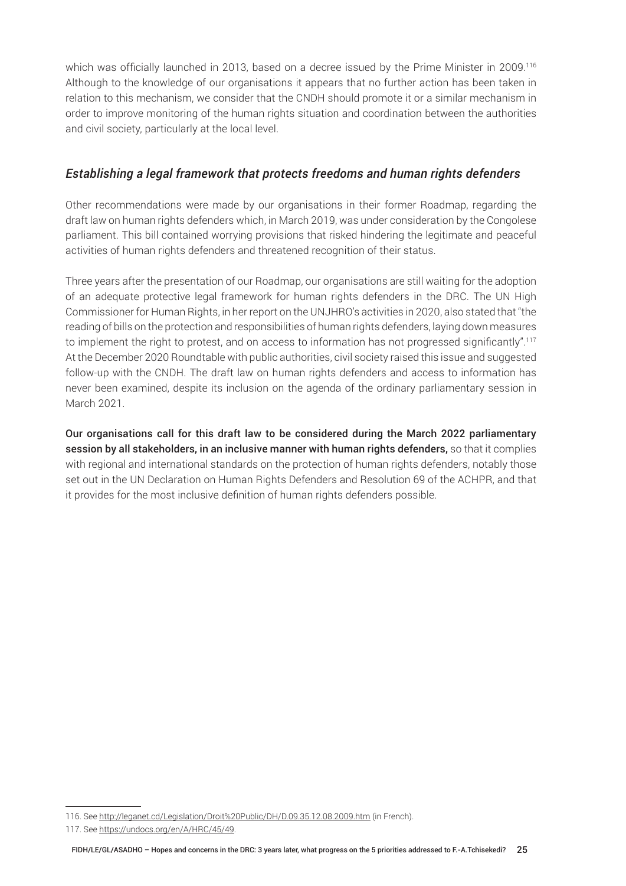which was officially launched in 2013, based on a decree issued by the Prime Minister in 2009.[116] Although to the knowledge of our organisations it appears that no further action has been taken in relation to this mechanism, we consider that the CNDH should promote it or a similar mechanism in order to improve monitoring of the human rights situation and coordination between the authorities and civil society, particularly at the local level.

### *Establishing a legal framework that protects freedoms and human rights defenders*

Other recommendations were made by our organisations in their former Roadmap, regarding the draft law on human rights defenders which, in March 2019, was under consideration by the Congolese parliament. This bill contained worrying provisions that risked hindering the legitimate and peaceful activities of human rights defenders and threatened recognition of their status.

Three years after the presentation of our Roadmap, our organisations are still waiting for the adoption of an adequate protective legal framework for human rights defenders in the DRC. The UN High Commissioner for Human Rights, in her report on the UNJHRO's activities in 2020, also stated that "the reading of bills on the protection and responsibilities of human rights defenders, laying down measures to implement the right to protest, and on access to information has not progressed significantly".[117] At the December 2020 Roundtable with public authorities, civil society raised this issue and suggested follow-up with the CNDH. The draft law on human rights defenders and access to information has never been examined, despite its inclusion on the agenda of the ordinary parliamentary session in March 2021.

**Our organisations call for this draft law to be considered during the March 2022 parliamentary session by all stakeholders, in an inclusive manner with human rights defenders,** so that it complies with regional and international standards on the protection of human rights defenders, notably those set out in the UN Declaration on Human Rights Defenders and Resolution 69 of the ACHPR, and that it provides for the most inclusive definition of human rights defenders possible.

---

116. See http://leganet.cd/Legislation/Droit%20Public/DH/D.09.35.12.08.2009.htm (in French).

117. See https://undocs.org/en/A/HRC/45/49.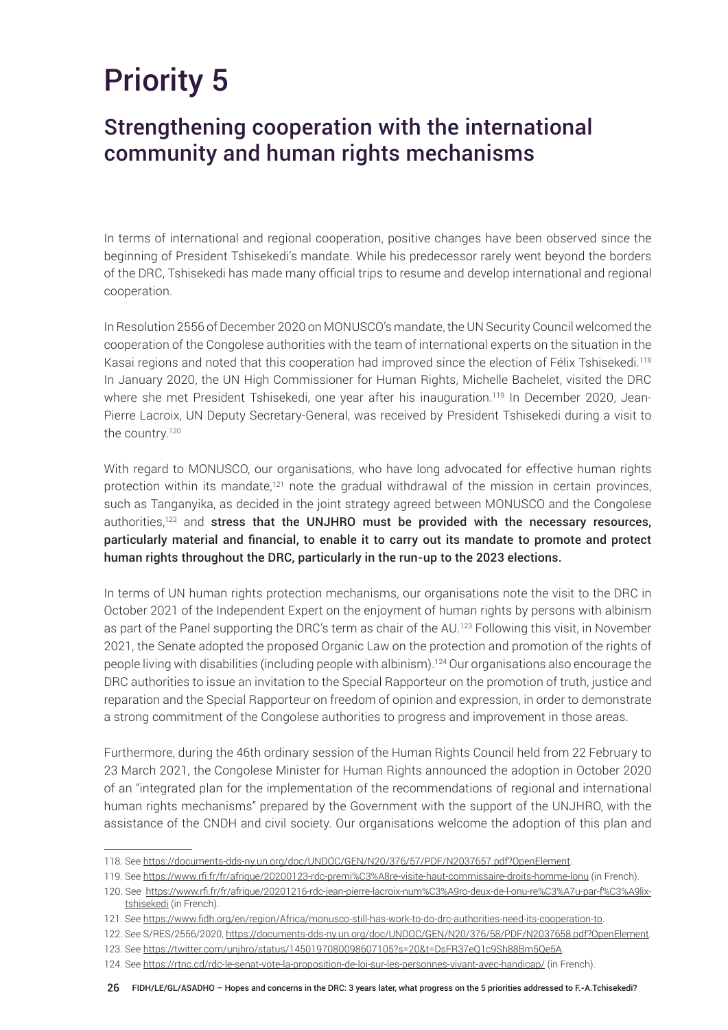# Priority 5

## Strengthening cooperation with the international community and human rights mechanisms

In terms of international and regional cooperation, positive changes have been observed since the beginning of President Tshisekedi's mandate. While his predecessor rarely went beyond the borders of the DRC, Tshisekedi has made many official trips to resume and develop international and regional cooperation.

In Resolution 2556 of December 2020 on MONUSCO's mandate, the UN Security Council welcomed the cooperation of the Congolese authorities with the team of international experts on the situation in the Kasai regions and noted that this cooperation had improved since the election of Félix Tshisekedi.[118] In January 2020, the UN High Commissioner for Human Rights, Michelle Bachelet, visited the DRC where she met President Tshisekedi, one year after his inauguration.[119] In December 2020, Jean-Pierre Lacroix, UN Deputy Secretary-General, was received by President Tshisekedi during a visit to the country.[120]

With regard to MONUSCO, our organisations, who have long advocated for effective human rights protection within its mandate,[121] note the gradual withdrawal of the mission in certain provinces, such as Tanganyika, as decided in the joint strategy agreed between MONUSCO and the Congolese authorities,[122] and **stress that the UNJHRO must be provided with the necessary resources, particularly material and financial, to enable it to carry out its mandate to promote and protect human rights throughout the DRC, particularly in the run-up to the 2023 elections.**

In terms of UN human rights protection mechanisms, our organisations note the visit to the DRC in October 2021 of the Independent Expert on the enjoyment of human rights by persons with albinism as part of the Panel supporting the DRC's term as chair of the AU.[123] Following this visit, in November 2021, the Senate adopted the proposed Organic Law on the protection and promotion of the rights of people living with disabilities (including people with albinism).[124] Our organisations also encourage the DRC authorities to issue an invitation to the Special Rapporteur on the promotion of truth, justice and reparation and the Special Rapporteur on freedom of opinion and expression, in order to demonstrate a strong commitment of the Congolese authorities to progress and improvement in those areas.

Furthermore, during the 46th ordinary session of the Human Rights Council held from 22 February to 23 March 2021, the Congolese Minister for Human Rights announced the adoption in October 2020 of an "integrated plan for the implementation of the recommendations of regional and international human rights mechanisms" prepared by the Government with the support of the UNJHRO, with the assistance of the CNDH and civil society. Our organisations welcome the adoption of this plan and

---

118. See https://documents-dds-ny.un.org/doc/UNDOC/GEN/N20/376/57/PDF/N2037657.pdf?OpenElement.

119. See https://www.rfi.fr/fr/afrique/20200123-rdc-premi%C3%A8re-visite-haut-commissaire-droits-homme-lonu (in French).

120. See https://www.rfi.fr/fr/afrique/20201216-rdc-jean-pierre-lacroix-num%C3%A9ro-deux-de-l-onu-re%C3%A7u-par-f%C3%A9lix-tshisekedi (in French).

121. See https://www.fidh.org/en/region/Africa/monusco-still-has-work-to-do-drc-authorities-need-its-cooperation-to.

122. See S/RES/2556/2020, https://documents-dds-ny.un.org/doc/UNDOC/GEN/N20/376/58/PDF/N2037658.pdf?OpenElement.

123. See https://twitter.com/unjhro/status/1450197080098607105?s=20&t=DsFR37eQ1c9Sh88Bm5Qe5A.

124. See https://rtnc.cd/rdc-le-senat-vote-la-proposition-de-loi-sur-les-personnes-vivant-avec-handicap/ (in French).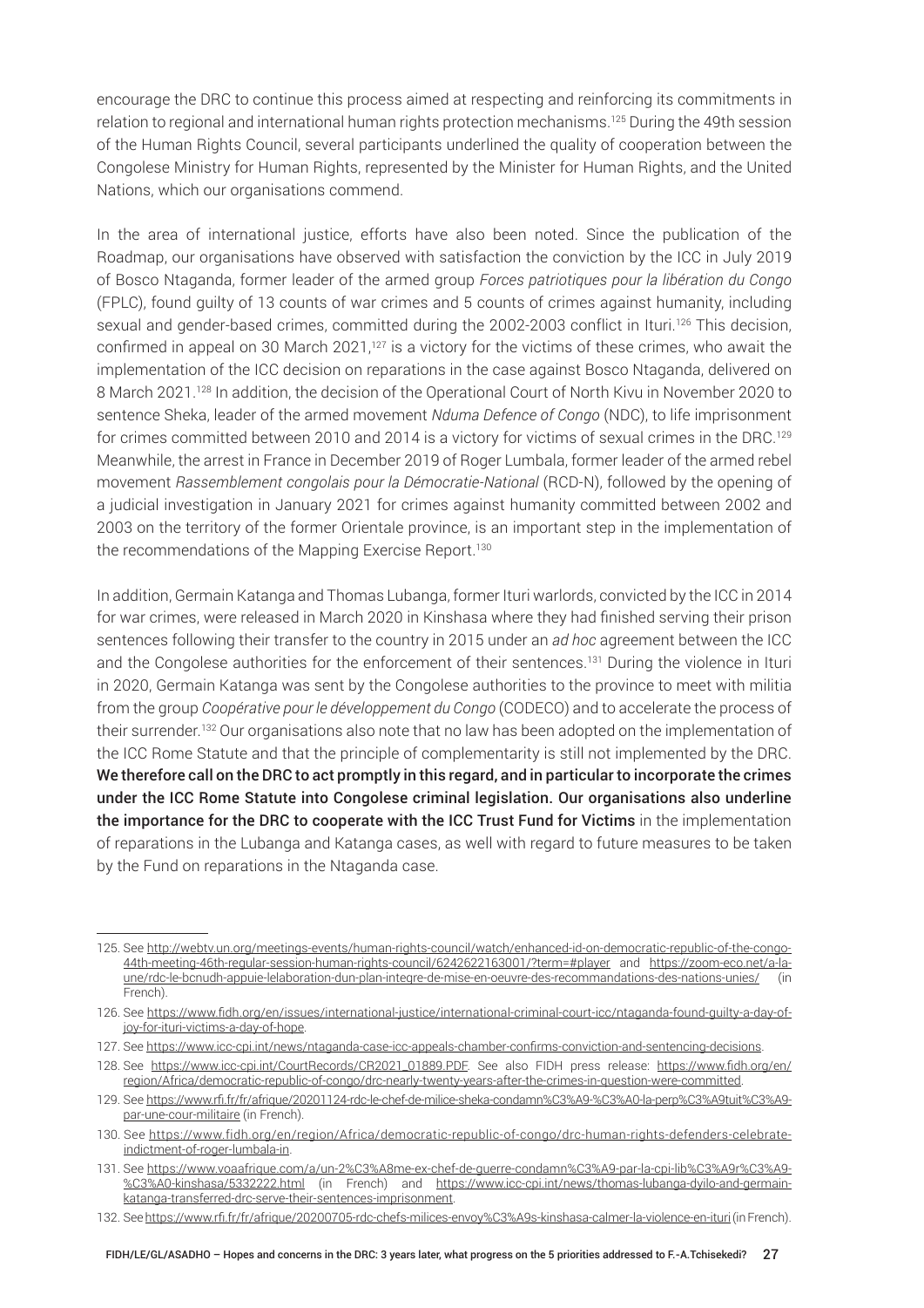encourage the DRC to continue this process aimed at respecting and reinforcing its commitments in relation to regional and international human rights protection mechanisms.[125] During the 49th session of the Human Rights Council, several participants underlined the quality of cooperation between the Congolese Ministry for Human Rights, represented by the Minister for Human Rights, and the United Nations, which our organisations commend.

In the area of international justice, efforts have also been noted. Since the publication of the Roadmap, our organisations have observed with satisfaction the conviction by the ICC in July 2019 of Bosco Ntaganda, former leader of the armed group *Forces patriotiques pour la libération du Congo* (FPLC), found guilty of 13 counts of war crimes and 5 counts of crimes against humanity, including sexual and gender-based crimes, committed during the 2002-2003 conflict in Ituri.[126] This decision, confirmed in appeal on 30 March 2021,[127] is a victory for the victims of these crimes, who await the implementation of the ICC decision on reparations in the case against Bosco Ntaganda, delivered on 8 March 2021.[128] In addition, the decision of the Operational Court of North Kivu in November 2020 to sentence Sheka, leader of the armed movement *Nduma Defence of Congo* (NDC), to life imprisonment for crimes committed between 2010 and 2014 is a victory for victims of sexual crimes in the DRC.[129] Meanwhile, the arrest in France in December 2019 of Roger Lumbala, former leader of the armed rebel movement *Rassemblement congolais pour la Démocratie-National* (RCD-N), followed by the opening of a judicial investigation in January 2021 for crimes against humanity committed between 2002 and 2003 on the territory of the former Orientale province, is an important step in the implementation of the recommendations of the Mapping Exercise Report.[130]

In addition, Germain Katanga and Thomas Lubanga, former Ituri warlords, convicted by the ICC in 2014 for war crimes, were released in March 2020 in Kinshasa where they had finished serving their prison sentences following their transfer to the country in 2015 under an *ad hoc* agreement between the ICC and the Congolese authorities for the enforcement of their sentences.[131] During the violence in Ituri in 2020, Germain Katanga was sent by the Congolese authorities to the province to meet with militia from the group *Coopérative pour le développement du Congo* (CODECO) and to accelerate the process of their surrender.[132] Our organisations also note that no law has been adopted on the implementation of the ICC Rome Statute and that the principle of complementarity is still not implemented by the DRC. **We therefore call on the DRC to act promptly in this regard, and in particular to incorporate the crimes under the ICC Rome Statute into Congolese criminal legislation. Our organisations also underline the importance for the DRC to cooperate with the ICC Trust Fund for Victims** in the implementation of reparations in the Lubanga and Katanga cases, as well with regard to future measures to be taken by the Fund on reparations in the Ntaganda case.

---

125. See http://webtv.un.org/meetings-events/human-rights-council/watch/enhanced-id-on-democratic-republic-of-the-congo-44th-meeting-46th-regular-session-human-rights-council/6242622163001/?term=#player and https://zoom-eco.net/a-la-une/rdc-le-bcnudh-appuie-lelaboration-dun-plan-integre-de-mise-en-oeuvre-des-recommandations-des-nations-unies/ (in French).

126. See https://www.fidh.org/en/issues/international-justice/international-criminal-court-icc/ntaganda-found-guilty-a-day-of-joy-for-ituri-victims-a-day-of-hope.

127. See https://www.icc-cpi.int/news/ntaganda-case-icc-appeals-chamber-confirms-conviction-and-sentencing-decisions.

128. See https://www.icc-cpi.int/CourtRecords/CR2021_01889.PDF. See also FIDH press release: https://www.fidh.org/en/region/Africa/democratic-republic-of-congo/drc-nearly-twenty-years-after-the-crimes-in-question-were-committed.

129. See https://www.rfi.fr/fr/afrique/20201124-rdc-le-chef-de-milice-sheka-condamn%C3%A9-%C3%A0-la-perp%C3%A9tuit%C3%A9-par-une-cour-militaire (in French).

130. See https://www.fidh.org/en/region/Africa/democratic-republic-of-congo/drc-human-rights-defenders-celebrate-indictment-of-roger-lumbala-in.

131. See https://www.voaafrique.com/a/un-2%C3%A8me-ex-chef-de-guerre-condamn%C3%A9-par-la-cpi-lib%C3%A9r%C3%A9-%C3%A0-kinshasa/5332222.html (in French) and https://www.icc-cpi.int/news/thomas-lubanga-dyilo-and-germain-katanga-transferred-drc-serve-their-sentences-imprisonment.

132. See https://www.rfi.fr/fr/afrique/20200705-rdc-chefs-milices-envoy%C3%A9s-kinshasa-calmer-la-violence-en-ituri (in French).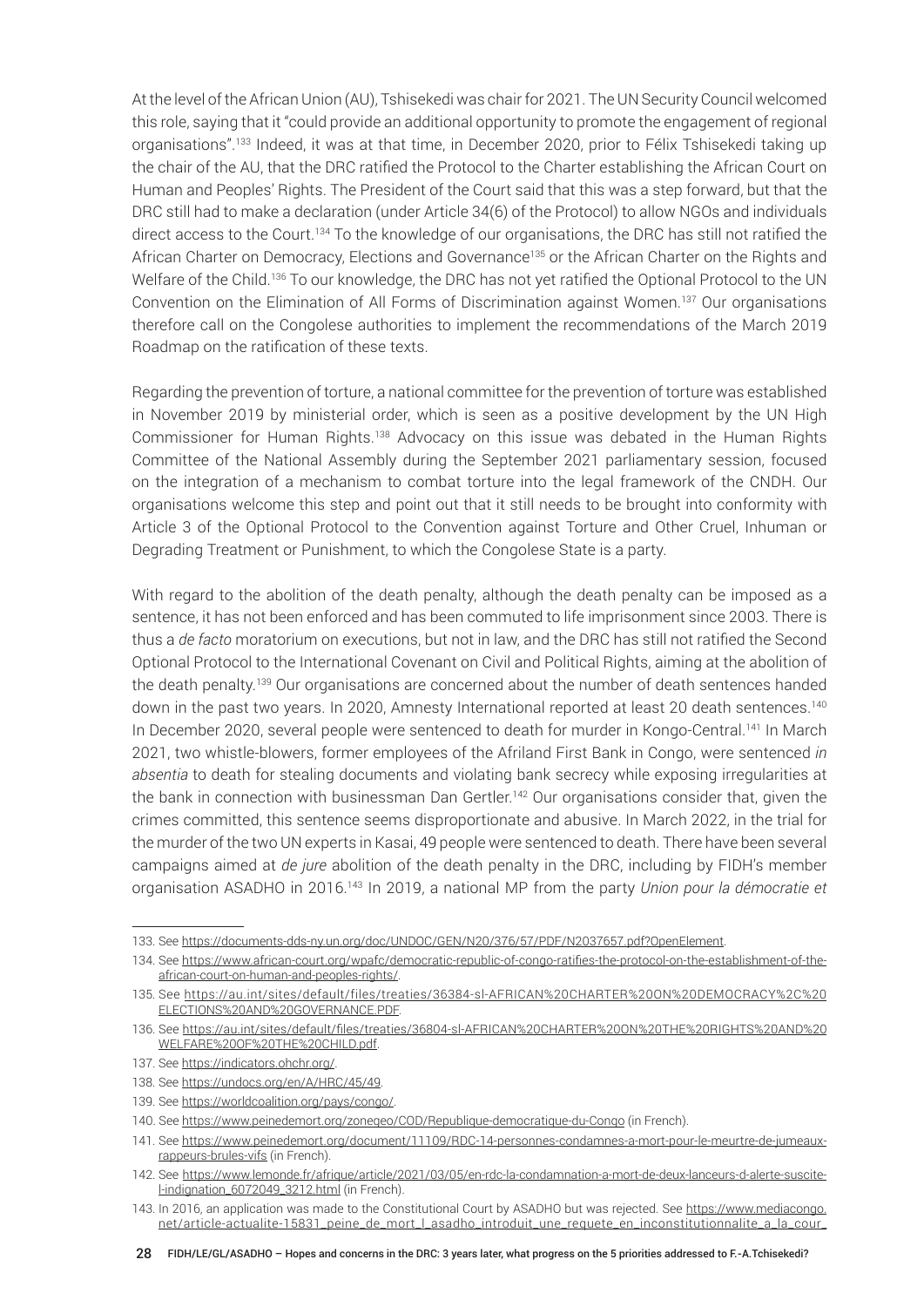At the level of the African Union (AU), Tshisekedi was chair for 2021. The UN Security Council welcomed this role, saying that it "could provide an additional opportunity to promote the engagement of regional organisations".[133] Indeed, it was at that time, in December 2020, prior to Félix Tshisekedi taking up the chair of the AU, that the DRC ratified the Protocol to the Charter establishing the African Court on Human and Peoples' Rights. The President of the Court said that this was a step forward, but that the DRC still had to make a declaration (under Article 34(6) of the Protocol) to allow NGOs and individuals direct access to the Court.[134] To the knowledge of our organisations, the DRC has still not ratified the African Charter on Democracy, Elections and Governance[135] or the African Charter on the Rights and Welfare of the Child.[136] To our knowledge, the DRC has not yet ratified the Optional Protocol to the UN Convention on the Elimination of All Forms of Discrimination against Women.[137] Our organisations therefore call on the Congolese authorities to implement the recommendations of the March 2019 Roadmap on the ratification of these texts.

Regarding the prevention of torture, a national committee for the prevention of torture was established in November 2019 by ministerial order, which is seen as a positive development by the UN High Commissioner for Human Rights.[138] Advocacy on this issue was debated in the Human Rights Committee of the National Assembly during the September 2021 parliamentary session, focused on the integration of a mechanism to combat torture into the legal framework of the CNDH. Our organisations welcome this step and point out that it still needs to be brought into conformity with Article 3 of the Optional Protocol to the Convention against Torture and Other Cruel, Inhuman or Degrading Treatment or Punishment, to which the Congolese State is a party.

With regard to the abolition of the death penalty, although the death penalty can be imposed as a sentence, it has not been enforced and has been commuted to life imprisonment since 2003. There is thus a *de facto* moratorium on executions, but not in law, and the DRC has still not ratified the Second Optional Protocol to the International Covenant on Civil and Political Rights, aiming at the abolition of the death penalty.[139] Our organisations are concerned about the number of death sentences handed down in the past two years. In 2020, Amnesty International reported at least 20 death sentences.[140] In December 2020, several people were sentenced to death for murder in Kongo-Central.[141] In March 2021, two whistle-blowers, former employees of the Afriland First Bank in Congo, were sentenced *in absentia* to death for stealing documents and violating bank secrecy while exposing irregularities at the bank in connection with businessman Dan Gertler.[142] Our organisations consider that, given the crimes committed, this sentence seems disproportionate and abusive. In March 2022, in the trial for the murder of the two UN experts in Kasai, 49 people were sentenced to death. There have been several campaigns aimed at *de jure* abolition of the death penalty in the DRC, including by FIDH's member organisation ASADHO in 2016.[143] In 2019, a national MP from the party *Union pour la démocratie et*

---

133. See https://documents-dds-ny.un.org/doc/UNDOC/GEN/N20/376/57/PDF/N2037657.pdf?OpenElement.

134. See https://www.african-court.org/wpafc/democratic-republic-of-congo-ratifies-the-protocol-on-the-establishment-of-the-african-court-on-human-and-peoples-rights/.

135. See https://au.int/sites/default/files/treaties/36384-sl-AFRICAN%20CHARTER%20ON%20DEMOCRACY%2C%20ELECTIONS%20AND%20GOVERNANCE.PDF.

136. See https://au.int/sites/default/files/treaties/36804-sl-AFRICAN%20CHARTER%20ON%20THE%20RIGHTS%20AND%20WELFARE%20OF%20THE%20CHILD.pdf.

137. See https://indicators.ohchr.org/.

138. See https://undocs.org/en/A/HRC/45/49.

139. See https://worldcoalition.org/pays/congo/.

140. See https://www.peinedemort.org/zonegeo/COD/Republique-democratique-du-Congo (in French).

141. See https://www.peinedemort.org/document/11109/RDC-14-personnes-condamnes-a-mort-pour-le-meurtre-de-jumeaux-rappeurs-brules-vifs (in French).

142. See https://www.lemonde.fr/afrique/article/2021/03/05/en-rdc-la-condamnation-a-mort-de-deux-lanceurs-d-alerte-suscite-l-indignation_6072049_3212.html (in French).

143. In 2016, an application was made to the Constitutional Court by ASADHO but was rejected. See https://www.mediacongo.net/article-actualite-15831_peine_de_mort_l_asadho_introduit_une_requete_en_inconstitutionnalite_a_la_cour_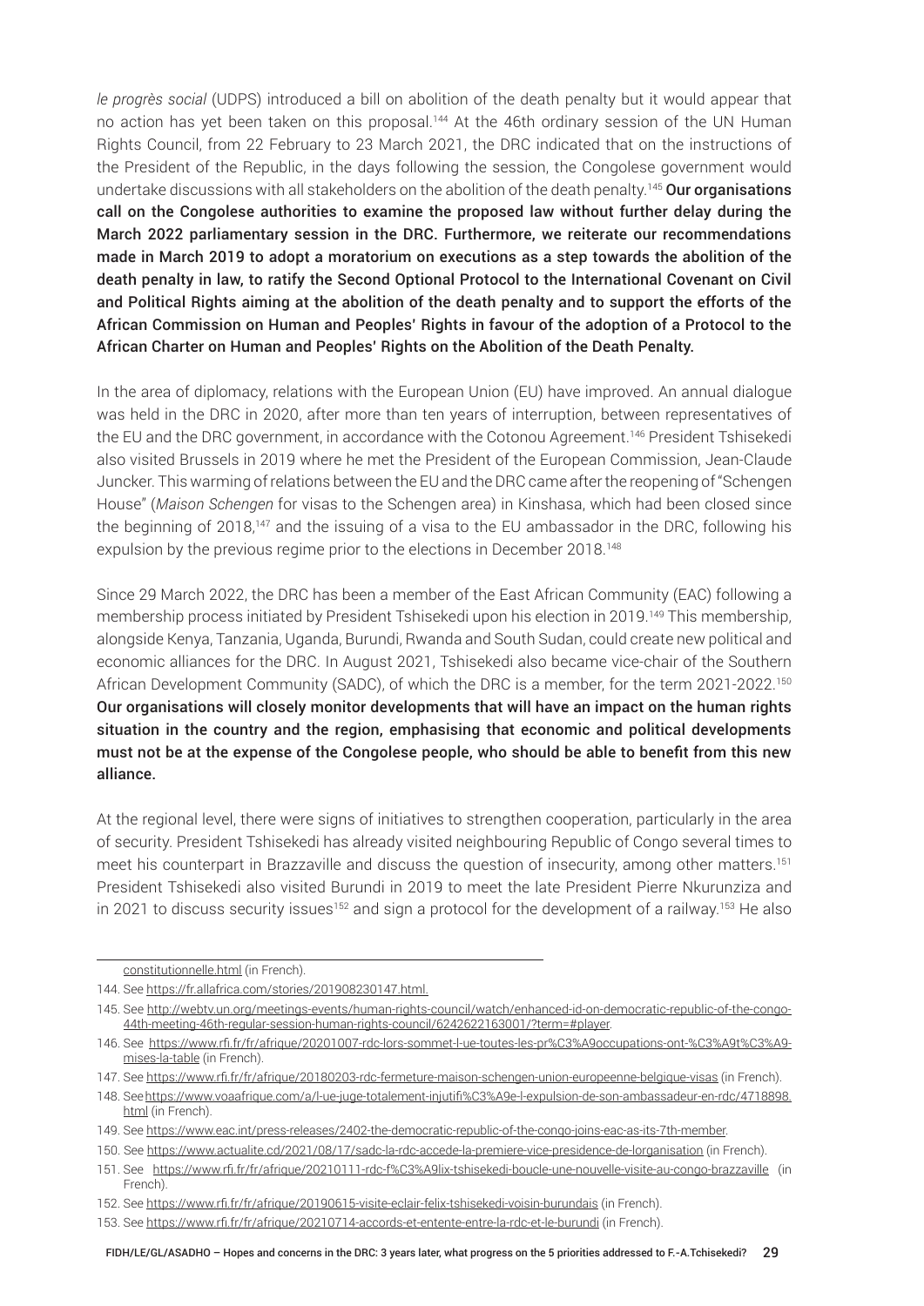*le progrès social* (UDPS) introduced a bill on abolition of the death penalty but it would appear that no action has yet been taken on this proposal.[144] At the 46th ordinary session of the UN Human Rights Council, from 22 February to 23 March 2021, the DRC indicated that on the instructions of the President of the Republic, in the days following the session, the Congolese government would undertake discussions with all stakeholders on the abolition of the death penalty.[145] **Our organisations call on the Congolese authorities to examine the proposed law without further delay during the March 2022 parliamentary session in the DRC. Furthermore, we reiterate our recommendations made in March 2019 to adopt a moratorium on executions as a step towards the abolition of the death penalty in law, to ratify the Second Optional Protocol to the International Covenant on Civil and Political Rights aiming at the abolition of the death penalty and to support the efforts of the African Commission on Human and Peoples' Rights in favour of the adoption of a Protocol to the African Charter on Human and Peoples' Rights on the Abolition of the Death Penalty.**

In the area of diplomacy, relations with the European Union (EU) have improved. An annual dialogue was held in the DRC in 2020, after more than ten years of interruption, between representatives of the EU and the DRC government, in accordance with the Cotonou Agreement.[146] President Tshisekedi also visited Brussels in 2019 where he met the President of the European Commission, Jean-Claude Juncker. This warming of relations between the EU and the DRC came after the reopening of "Schengen House" (*Maison Schengen* for visas to the Schengen area) in Kinshasa, which had been closed since the beginning of 2018,[147] and the issuing of a visa to the EU ambassador in the DRC, following his expulsion by the previous regime prior to the elections in December 2018.[148]

Since 29 March 2022, the DRC has been a member of the East African Community (EAC) following a membership process initiated by President Tshisekedi upon his election in 2019.[149] This membership, alongside Kenya, Tanzania, Uganda, Burundi, Rwanda and South Sudan, could create new political and economic alliances for the DRC. In August 2021, Tshisekedi also became vice-chair of the Southern African Development Community (SADC), of which the DRC is a member, for the term 2021-2022.[150] **Our organisations will closely monitor developments that will have an impact on the human rights situation in the country and the region, emphasising that economic and political developments must not be at the expense of the Congolese people, who should be able to benefit from this new alliance.**

At the regional level, there were signs of initiatives to strengthen cooperation, particularly in the area of security. President Tshisekedi has already visited neighbouring Republic of Congo several times to meet his counterpart in Brazzaville and discuss the question of insecurity, among other matters.[151] President Tshisekedi also visited Burundi in 2019 to meet the late President Pierre Nkurunziza and in 2021 to discuss security issues[152] and sign a protocol for the development of a railway.[153] He also

---

constitutionnelle.html (in French).

144. See https://fr.allafrica.com/stories/201908230147.html.

145. See http://webtv.un.org/meetings-events/human-rights-council/watch/enhanced-id-on-democratic-republic-of-the-congo-44th-meeting-46th-regular-session-human-rights-council/6242622163001/?term=#player.

146. See https://www.rfi.fr/fr/afrique/20201007-rdc-lors-sommet-l-ue-toutes-les-pr%C3%A9occupations-ont-%C3%A9t%C3%A9-mises-la-table (in French).

147. See https://www.rfi.fr/fr/afrique/20180203-rdc-fermeture-maison-schengen-union-europeenne-belgique-visas (in French).

148. See https://www.voaafrique.com/a/l-ue-juge-totalement-injutifi%C3%A9e-l-expulsion-de-son-ambassadeur-en-rdc/4718898.html (in French).

149. See https://www.eac.int/press-releases/2402-the-democratic-republic-of-the-congo-joins-eac-as-its-7th-member.

150. See https://www.actualite.cd/2021/08/17/sadc-la-rdc-accede-la-premiere-vice-presidence-de-lorganisation (in French).

151. See https://www.rfi.fr/fr/afrique/20210111-rdc-f%C3%A9lix-tshisekedi-boucle-une-nouvelle-visite-au-congo-brazzaville (in French).

152. See https://www.rfi.fr/fr/afrique/20190615-visite-eclair-felix-tshisekedi-voisin-burundais (in French).

153. See https://www.rfi.fr/fr/afrique/20210714-accords-et-entente-entre-la-rdc-et-le-burundi (in French).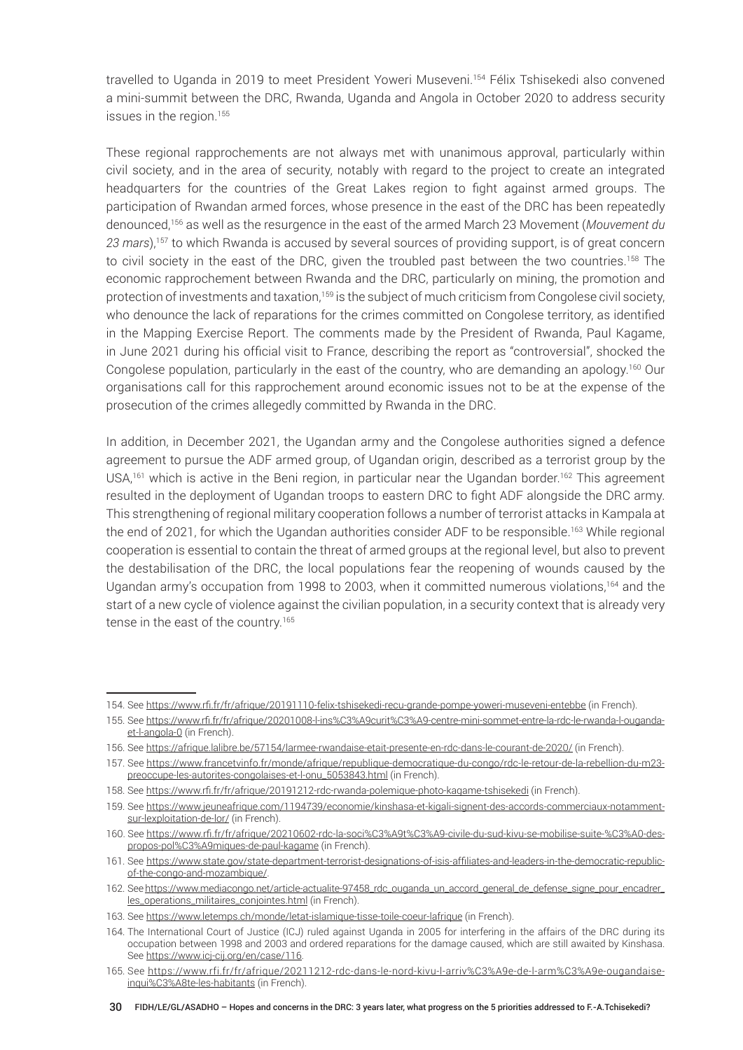travelled to Uganda in 2019 to meet President Yoweri Museveni.[154] Félix Tshisekedi also convened a mini-summit between the DRC, Rwanda, Uganda and Angola in October 2020 to address security issues in the region.[155]

These regional rapprochements are not always met with unanimous approval, particularly within civil society, and in the area of security, notably with regard to the project to create an integrated headquarters for the countries of the Great Lakes region to fight against armed groups. The participation of Rwandan armed forces, whose presence in the east of the DRC has been repeatedly denounced,[156] as well as the resurgence in the east of the armed March 23 Movement (*Mouvement du 23 mars*),[157] to which Rwanda is accused by several sources of providing support, is of great concern to civil society in the east of the DRC, given the troubled past between the two countries.[158] The economic rapprochement between Rwanda and the DRC, particularly on mining, the promotion and protection of investments and taxation,[159] is the subject of much criticism from Congolese civil society, who denounce the lack of reparations for the crimes committed on Congolese territory, as identified in the Mapping Exercise Report. The comments made by the President of Rwanda, Paul Kagame, in June 2021 during his official visit to France, describing the report as "controversial", shocked the Congolese population, particularly in the east of the country, who are demanding an apology.[160] Our organisations call for this rapprochement around economic issues not to be at the expense of the prosecution of the crimes allegedly committed by Rwanda in the DRC.

In addition, in December 2021, the Ugandan army and the Congolese authorities signed a defence agreement to pursue the ADF armed group, of Ugandan origin, described as a terrorist group by the USA,[161] which is active in the Beni region, in particular near the Ugandan border.[162] This agreement resulted in the deployment of Ugandan troops to eastern DRC to fight ADF alongside the DRC army. This strengthening of regional military cooperation follows a number of terrorist attacks in Kampala at the end of 2021, for which the Ugandan authorities consider ADF to be responsible.[163] While regional cooperation is essential to contain the threat of armed groups at the regional level, but also to prevent the destabilisation of the DRC, the local populations fear the reopening of wounds caused by the Ugandan army's occupation from 1998 to 2003, when it committed numerous violations,[164] and the start of a new cycle of violence against the civilian population, in a security context that is already very tense in the east of the country.[165]

---

154. See https://www.rfi.fr/fr/afrique/20191110-felix-tshisekedi-recu-grande-pompe-yoweri-museveni-entebbe (in French).

155. See https://www.rfi.fr/fr/afrique/20201008-l-ins%C3%A9curit%C3%A9-centre-mini-sommet-entre-la-rdc-le-rwanda-l-ouganda-et-l-angola-0 (in French).

156. See https://afrique.lalibre.be/57154/larmee-rwandaise-etait-presente-en-rdc-dans-le-courant-de-2020/ (in French).

157. See https://www.francetvinfo.fr/monde/afrique/republique-democratique-du-congo/rdc-le-retour-de-la-rebellion-du-m23-preoccupe-les-autorites-congolaises-et-l-onu_5053843.html (in French).

158. See https://www.rfi.fr/fr/afrique/20191212-rdc-rwanda-polemique-photo-kagame-tshisekedi (in French).

159. See https://www.jeuneafrique.com/1194739/economie/kinshasa-et-kigali-signent-des-accords-commerciaux-notamment-sur-lexploitation-de-lor/ (in French).

160. See https://www.rfi.fr/fr/afrique/20210602-rdc-la-soci%C3%A9t%C3%A9-civile-du-sud-kivu-se-mobilise-suite-%C3%A0-des-propos-pol%C3%A9miques-de-paul-kagame (in French).

161. See https://www.state.gov/state-department-terrorist-designations-of-isis-affiliates-and-leaders-in-the-democratic-republic-of-the-congo-and-mozambique/.

162. See https://www.mediacongo.net/article-actualite-97458_rdc_ouganda_un_accord_general_de_defense_signe_pour_encadrer_les_operations_militaires_conjointes.html (in French).

163. See https://www.letemps.ch/monde/letat-islamique-tisse-toile-coeur-lafrique (in French).

164. The International Court of Justice (ICJ) ruled against Uganda in 2005 for interfering in the affairs of the DRC during its occupation between 1998 and 2003 and ordered reparations for the damage caused, which are still awaited by Kinshasa. See https://www.icj-cij.org/en/case/116.

165. See https://www.rfi.fr/fr/afrique/20211212-rdc-dans-le-nord-kivu-l-arriv%C3%A9e-de-l-arm%C3%A9e-ougandaise-inqui%C3%A8te-les-habitants (in French).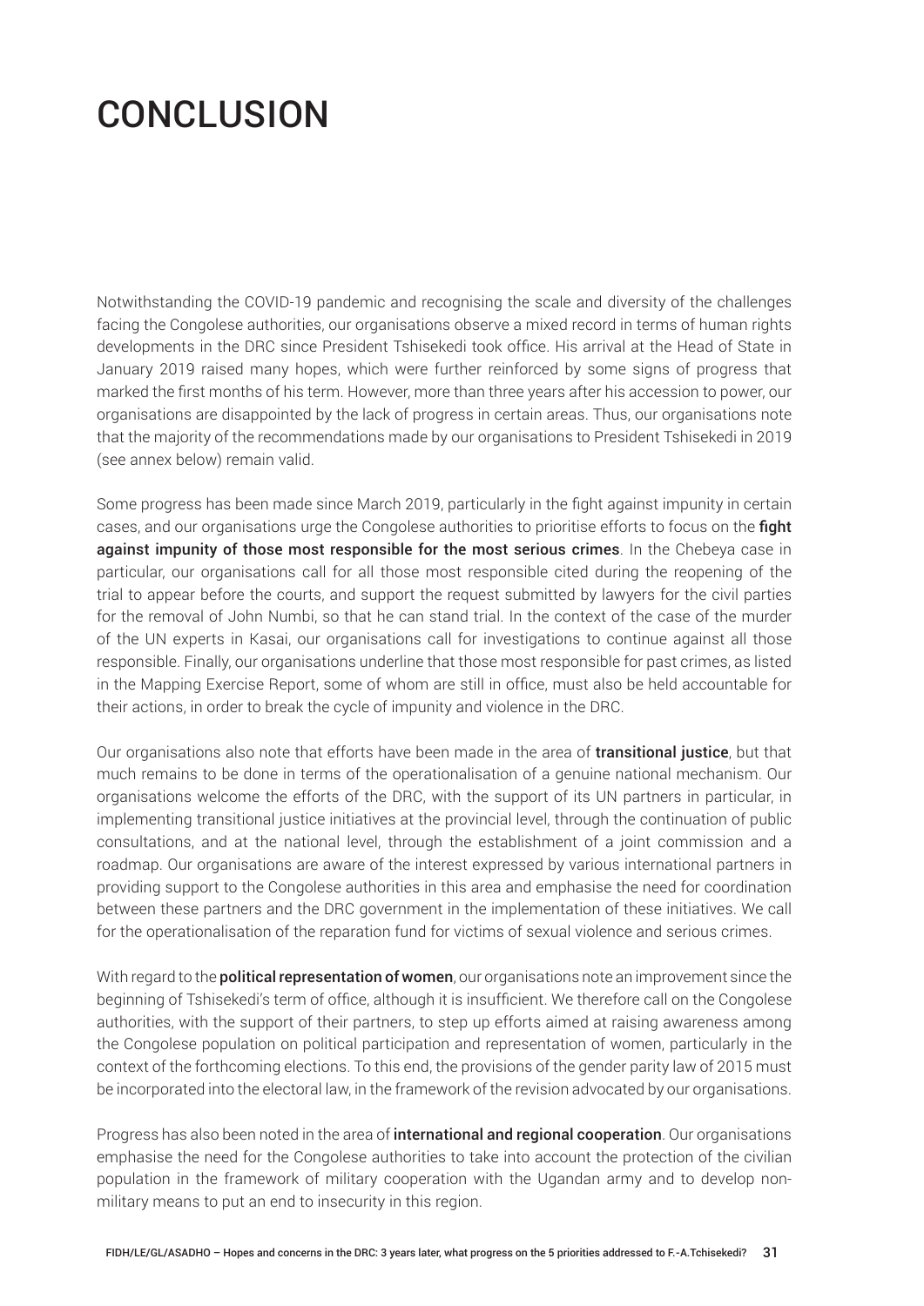# CONCLUSION

Notwithstanding the COVID-19 pandemic and recognising the scale and diversity of the challenges facing the Congolese authorities, our organisations observe a mixed record in terms of human rights developments in the DRC since President Tshisekedi took office. His arrival at the Head of State in January 2019 raised many hopes, which were further reinforced by some signs of progress that marked the first months of his term. However, more than three years after his accession to power, our organisations are disappointed by the lack of progress in certain areas. Thus, our organisations note that the majority of the recommendations made by our organisations to President Tshisekedi in 2019 (see annex below) remain valid.

Some progress has been made since March 2019, particularly in the fight against impunity in certain cases, and our organisations urge the Congolese authorities to prioritise efforts to focus on the **fight against impunity of those most responsible for the most serious crimes**. In the Chebeya case in particular, our organisations call for all those most responsible cited during the reopening of the trial to appear before the courts, and support the request submitted by lawyers for the civil parties for the removal of John Numbi, so that he can stand trial. In the context of the case of the murder of the UN experts in Kasai, our organisations call for investigations to continue against all those responsible. Finally, our organisations underline that those most responsible for past crimes, as listed in the Mapping Exercise Report, some of whom are still in office, must also be held accountable for their actions, in order to break the cycle of impunity and violence in the DRC.

Our organisations also note that efforts have been made in the area of **transitional justice**, but that much remains to be done in terms of the operationalisation of a genuine national mechanism. Our organisations welcome the efforts of the DRC, with the support of its UN partners in particular, in implementing transitional justice initiatives at the provincial level, through the continuation of public consultations, and at the national level, through the establishment of a joint commission and a roadmap. Our organisations are aware of the interest expressed by various international partners in providing support to the Congolese authorities in this area and emphasise the need for coordination between these partners and the DRC government in the implementation of these initiatives. We call for the operationalisation of the reparation fund for victims of sexual violence and serious crimes.

With regard to the **political representation of women**, our organisations note an improvement since the beginning of Tshisekedi's term of office, although it is insufficient. We therefore call on the Congolese authorities, with the support of their partners, to step up efforts aimed at raising awareness among the Congolese population on political participation and representation of women, particularly in the context of the forthcoming elections. To this end, the provisions of the gender parity law of 2015 must be incorporated into the electoral law, in the framework of the revision advocated by our organisations.

Progress has also been noted in the area of **international and regional cooperation**. Our organisations emphasise the need for the Congolese authorities to take into account the protection of the civilian population in the framework of military cooperation with the Ugandan army and to develop non-military means to put an end to insecurity in this region.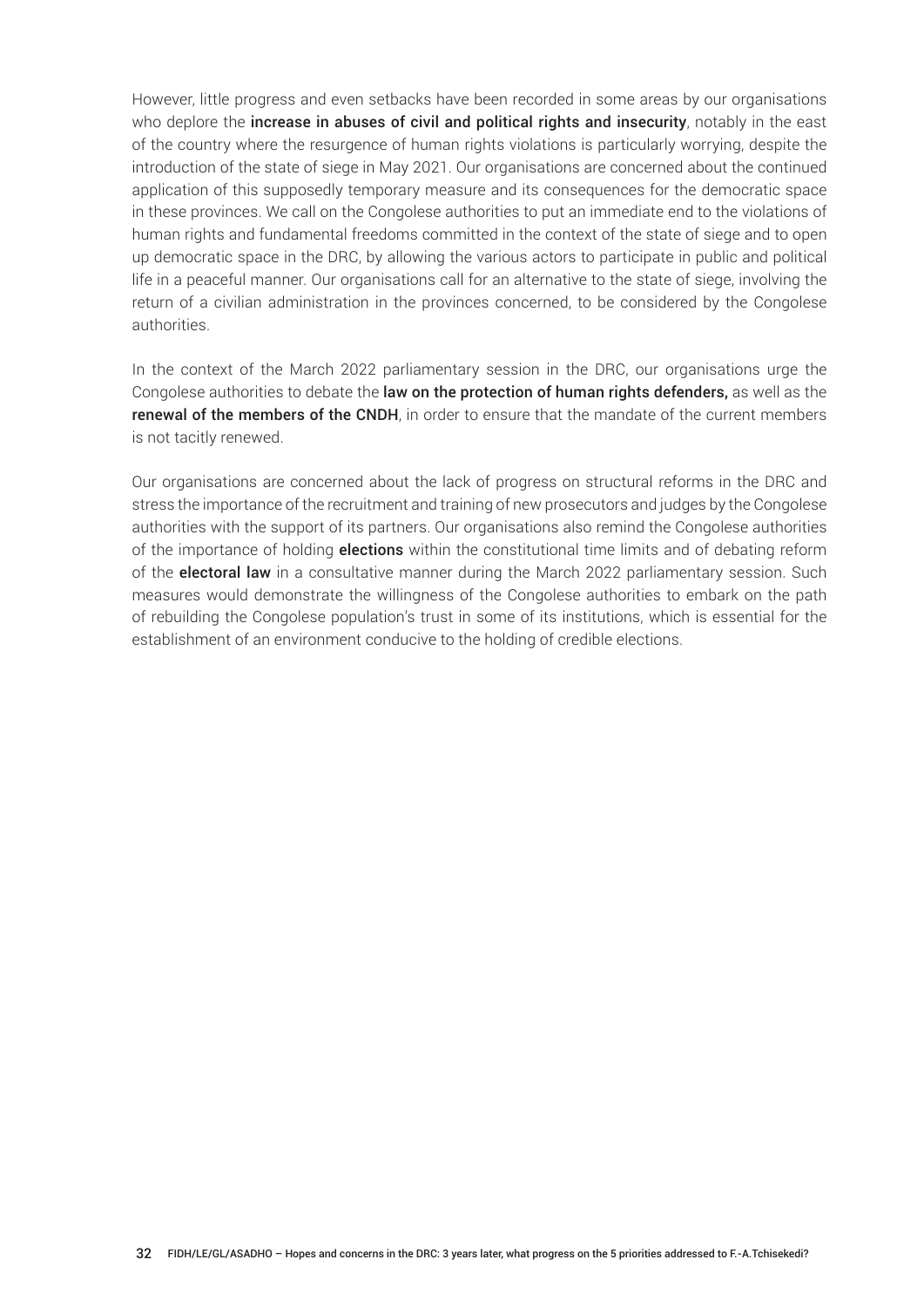However, little progress and even setbacks have been recorded in some areas by our organisations who deplore the **increase in abuses of civil and political rights and insecurity**, notably in the east of the country where the resurgence of human rights violations is particularly worrying, despite the introduction of the state of siege in May 2021. Our organisations are concerned about the continued application of this supposedly temporary measure and its consequences for the democratic space in these provinces. We call on the Congolese authorities to put an immediate end to the violations of human rights and fundamental freedoms committed in the context of the state of siege and to open up democratic space in the DRC, by allowing the various actors to participate in public and political life in a peaceful manner. Our organisations call for an alternative to the state of siege, involving the return of a civilian administration in the provinces concerned, to be considered by the Congolese authorities.

In the context of the March 2022 parliamentary session in the DRC, our organisations urge the Congolese authorities to debate the **law on the protection of human rights defenders,** as well as the **renewal of the members of the CNDH**, in order to ensure that the mandate of the current members is not tacitly renewed.

Our organisations are concerned about the lack of progress on structural reforms in the DRC and stress the importance of the recruitment and training of new prosecutors and judges by the Congolese authorities with the support of its partners. Our organisations also remind the Congolese authorities of the importance of holding **elections** within the constitutional time limits and of debating reform of the **electoral law** in a consultative manner during the March 2022 parliamentary session. Such measures would demonstrate the willingness of the Congolese authorities to embark on the path of rebuilding the Congolese population's trust in some of its institutions, which is essential for the establishment of an environment conducive to the holding of credible elections.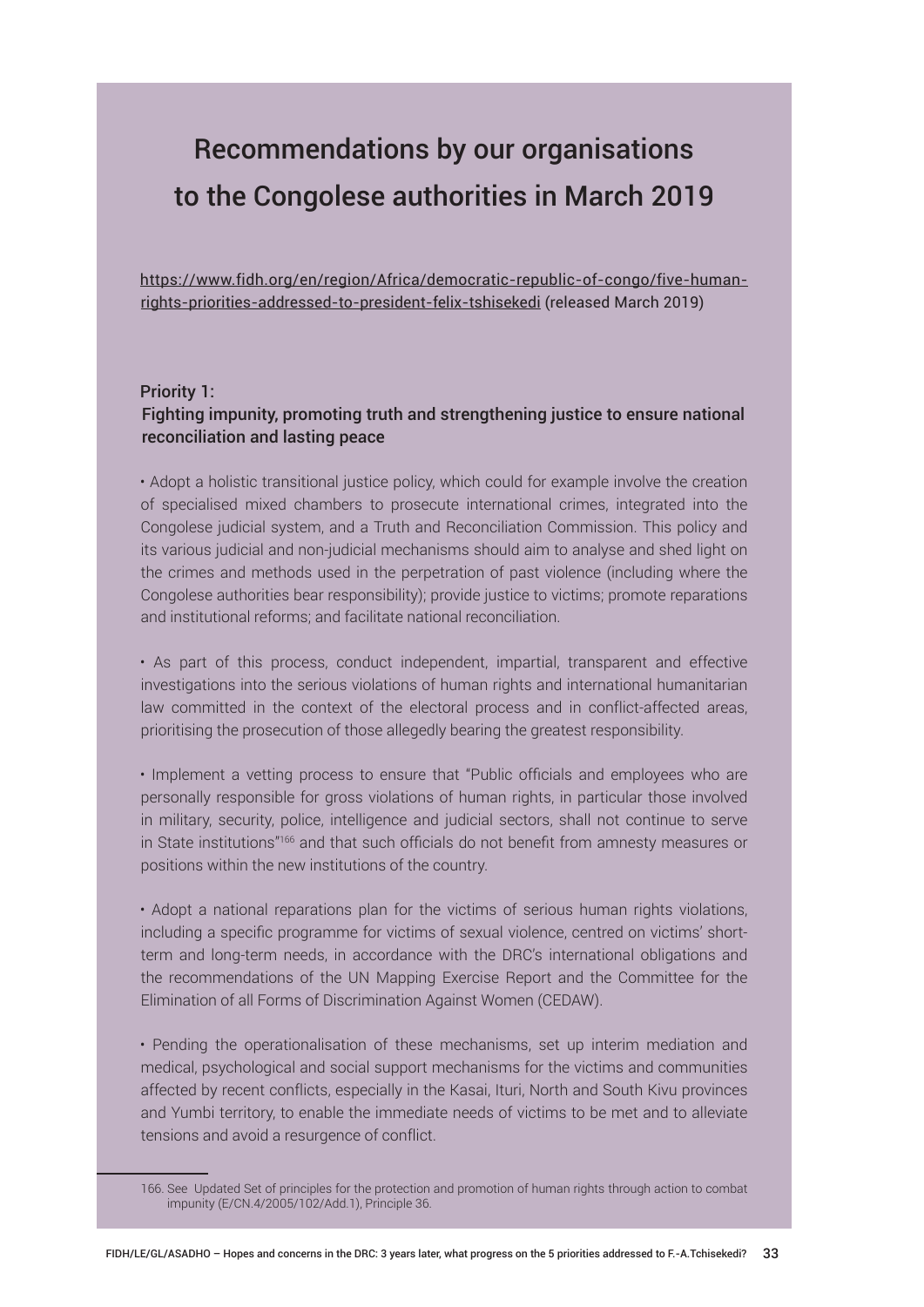# Recommendations by our organisations to the Congolese authorities in March 2019

https://www.fidh.org/en/region/Africa/democratic-republic-of-congo/five-human-rights-priorities-addressed-to-president-felix-tshisekedi (released March 2019)

### Priority 1:
### Fighting impunity, promoting truth and strengthening justice to ensure national reconciliation and lasting peace

• Adopt a holistic transitional justice policy, which could for example involve the creation of specialised mixed chambers to prosecute international crimes, integrated into the Congolese judicial system, and a Truth and Reconciliation Commission. This policy and its various judicial and non-judicial mechanisms should aim to analyse and shed light on the crimes and methods used in the perpetration of past violence (including where the Congolese authorities bear responsibility); provide justice to victims; promote reparations and institutional reforms; and facilitate national reconciliation.

• As part of this process, conduct independent, impartial, transparent and effective investigations into the serious violations of human rights and international humanitarian law committed in the context of the electoral process and in conflict-affected areas, prioritising the prosecution of those allegedly bearing the greatest responsibility.

• Implement a vetting process to ensure that "Public officials and employees who are personally responsible for gross violations of human rights, in particular those involved in military, security, police, intelligence and judicial sectors, shall not continue to serve in State institutions"[166] and that such officials do not benefit from amnesty measures or positions within the new institutions of the country.

• Adopt a national reparations plan for the victims of serious human rights violations, including a specific programme for victims of sexual violence, centred on victims' short-term and long-term needs, in accordance with the DRC's international obligations and the recommendations of the UN Mapping Exercise Report and the Committee for the Elimination of all Forms of Discrimination Against Women (CEDAW).

• Pending the operationalisation of these mechanisms, set up interim mediation and medical, psychological and social support mechanisms for the victims and communities affected by recent conflicts, especially in the Kasai, Ituri, North and South Kivu provinces and Yumbi territory, to enable the immediate needs of victims to be met and to alleviate tensions and avoid a resurgence of conflict.

---

166. See Updated Set of principles for the protection and promotion of human rights through action to combat impunity (E/CN.4/2005/102/Add.1), Principle 36.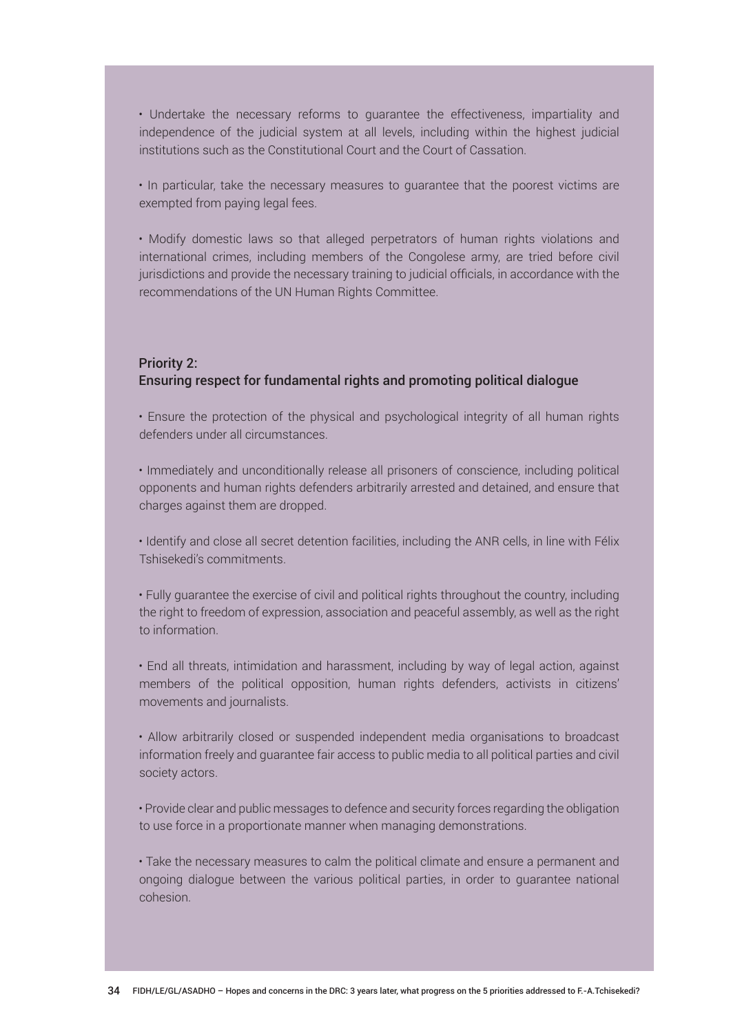- Undertake the necessary reforms to guarantee the effectiveness, impartiality and independence of the judicial system at all levels, including within the highest judicial institutions such as the Constitutional Court and the Court of Cassation.

- In particular, take the necessary measures to guarantee that the poorest victims are exempted from paying legal fees.

- Modify domestic laws so that alleged perpetrators of human rights violations and international crimes, including members of the Congolese army, are tried before civil jurisdictions and provide the necessary training to judicial officials, in accordance with the recommendations of the UN Human Rights Committee.

### Priority 2:
### Ensuring respect for fundamental rights and promoting political dialogue

- Ensure the protection of the physical and psychological integrity of all human rights defenders under all circumstances.

- Immediately and unconditionally release all prisoners of conscience, including political opponents and human rights defenders arbitrarily arrested and detained, and ensure that charges against them are dropped.

- Identify and close all secret detention facilities, including the ANR cells, in line with Félix Tshisekedi's commitments.

- Fully guarantee the exercise of civil and political rights throughout the country, including the right to freedom of expression, association and peaceful assembly, as well as the right to information.

- End all threats, intimidation and harassment, including by way of legal action, against members of the political opposition, human rights defenders, activists in citizens' movements and journalists.

- Allow arbitrarily closed or suspended independent media organisations to broadcast information freely and guarantee fair access to public media to all political parties and civil society actors.

- Provide clear and public messages to defence and security forces regarding the obligation to use force in a proportionate manner when managing demonstrations.

- Take the necessary measures to calm the political climate and ensure a permanent and ongoing dialogue between the various political parties, in order to guarantee national cohesion.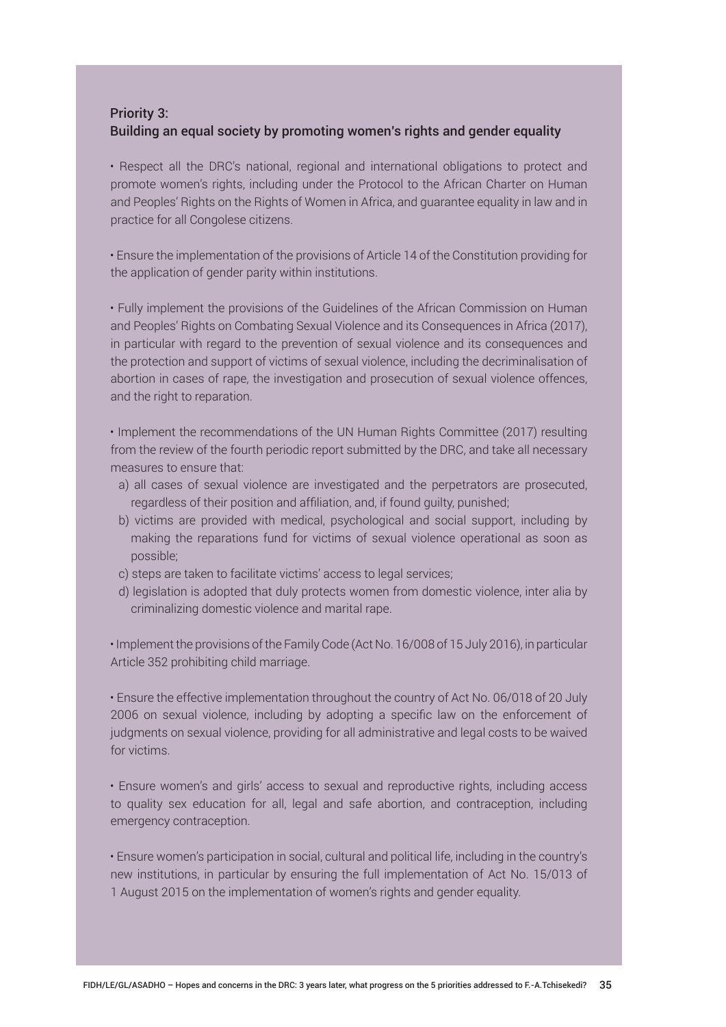### Priority 3:
### Building an equal society by promoting women's rights and gender equality

- Respect all the DRC's national, regional and international obligations to protect and promote women's rights, including under the Protocol to the African Charter on Human and Peoples' Rights on the Rights of Women in Africa, and guarantee equality in law and in practice for all Congolese citizens.

- Ensure the implementation of the provisions of Article 14 of the Constitution providing for the application of gender parity within institutions.

- Fully implement the provisions of the Guidelines of the African Commission on Human and Peoples' Rights on Combating Sexual Violence and its Consequences in Africa (2017), in particular with regard to the prevention of sexual violence and its consequences and the protection and support of victims of sexual violence, including the decriminalisation of abortion in cases of rape, the investigation and prosecution of sexual violence offences, and the right to reparation.

- Implement the recommendations of the UN Human Rights Committee (2017) resulting from the review of the fourth periodic report submitted by the DRC, and take all necessary measures to ensure that:
  a) all cases of sexual violence are investigated and the perpetrators are prosecuted, regardless of their position and affiliation, and, if found guilty, punished;
  b) victims are provided with medical, psychological and social support, including by making the reparations fund for victims of sexual violence operational as soon as possible;
  c) steps are taken to facilitate victims' access to legal services;
  d) legislation is adopted that duly protects women from domestic violence, inter alia by criminalizing domestic violence and marital rape.

- Implement the provisions of the Family Code (Act No. 16/008 of 15 July 2016), in particular Article 352 prohibiting child marriage.

- Ensure the effective implementation throughout the country of Act No. 06/018 of 20 July 2006 on sexual violence, including by adopting a specific law on the enforcement of judgments on sexual violence, providing for all administrative and legal costs to be waived for victims.

- Ensure women's and girls' access to sexual and reproductive rights, including access to quality sex education for all, legal and safe abortion, and contraception, including emergency contraception.

- Ensure women's participation in social, cultural and political life, including in the country's new institutions, in particular by ensuring the full implementation of Act No. 15/013 of 1 August 2015 on the implementation of women's rights and gender equality.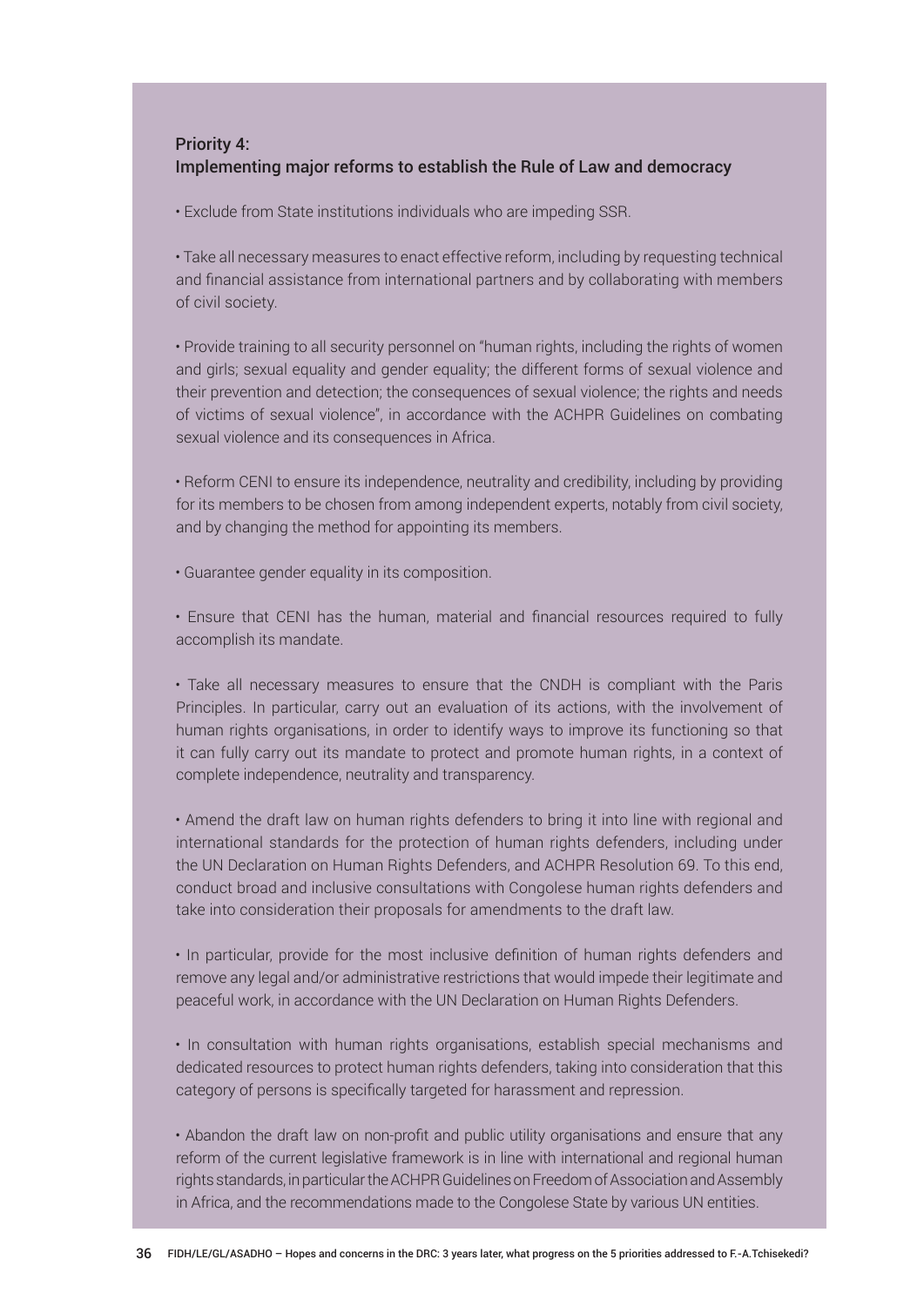### Priority 4:
### Implementing major reforms to establish the Rule of Law and democracy

- Exclude from State institutions individuals who are impeding SSR.

- Take all necessary measures to enact effective reform, including by requesting technical and financial assistance from international partners and by collaborating with members of civil society.

- Provide training to all security personnel on "human rights, including the rights of women and girls; sexual equality and gender equality; the different forms of sexual violence and their prevention and detection; the consequences of sexual violence; the rights and needs of victims of sexual violence", in accordance with the ACHPR Guidelines on combating sexual violence and its consequences in Africa.

- Reform CENI to ensure its independence, neutrality and credibility, including by providing for its members to be chosen from among independent experts, notably from civil society, and by changing the method for appointing its members.

- Guarantee gender equality in its composition.

- Ensure that CENI has the human, material and financial resources required to fully accomplish its mandate.

- Take all necessary measures to ensure that the CNDH is compliant with the Paris Principles. In particular, carry out an evaluation of its actions, with the involvement of human rights organisations, in order to identify ways to improve its functioning so that it can fully carry out its mandate to protect and promote human rights, in a context of complete independence, neutrality and transparency.

- Amend the draft law on human rights defenders to bring it into line with regional and international standards for the protection of human rights defenders, including under the UN Declaration on Human Rights Defenders, and ACHPR Resolution 69. To this end, conduct broad and inclusive consultations with Congolese human rights defenders and take into consideration their proposals for amendments to the draft law.

- In particular, provide for the most inclusive definition of human rights defenders and remove any legal and/or administrative restrictions that would impede their legitimate and peaceful work, in accordance with the UN Declaration on Human Rights Defenders.

- In consultation with human rights organisations, establish special mechanisms and dedicated resources to protect human rights defenders, taking into consideration that this category of persons is specifically targeted for harassment and repression.

- Abandon the draft law on non-profit and public utility organisations and ensure that any reform of the current legislative framework is in line with international and regional human rights standards, in particular the ACHPR Guidelines on Freedom of Association and Assembly in Africa, and the recommendations made to the Congolese State by various UN entities.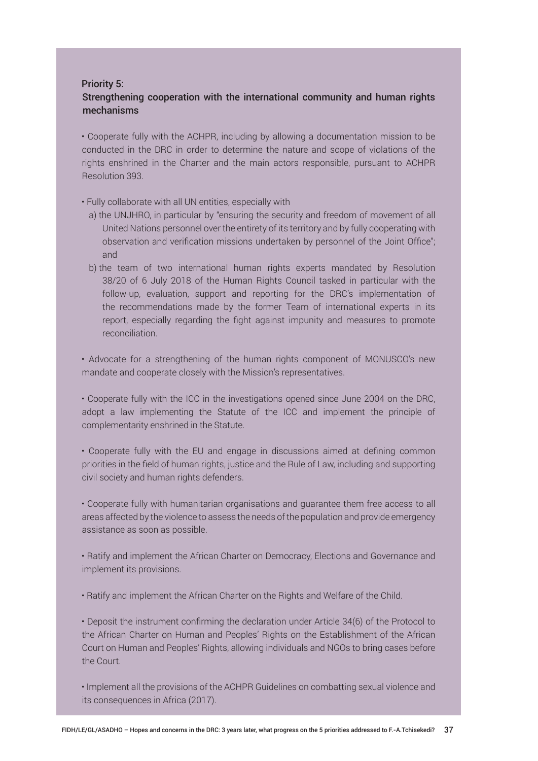**Priority 5:**
**Strengthening cooperation with the international community and human rights mechanisms**

- Cooperate fully with the ACHPR, including by allowing a documentation mission to be conducted in the DRC in order to determine the nature and scope of violations of the rights enshrined in the Charter and the main actors responsible, pursuant to ACHPR Resolution 393.

- Fully collaborate with all UN entities, especially with
  a) the UNJHRO, in particular by "ensuring the security and freedom of movement of all United Nations personnel over the entirety of its territory and by fully cooperating with observation and verification missions undertaken by personnel of the Joint Office"; and
  b) the team of two international human rights experts mandated by Resolution 38/20 of 6 July 2018 of the Human Rights Council tasked in particular with the follow-up, evaluation, support and reporting for the DRC's implementation of the recommendations made by the former Team of international experts in its report, especially regarding the fight against impunity and measures to promote reconciliation.

- Advocate for a strengthening of the human rights component of MONUSCO's new mandate and cooperate closely with the Mission's representatives.

- Cooperate fully with the ICC in the investigations opened since June 2004 on the DRC, adopt a law implementing the Statute of the ICC and implement the principle of complementarity enshrined in the Statute.

- Cooperate fully with the EU and engage in discussions aimed at defining common priorities in the field of human rights, justice and the Rule of Law, including and supporting civil society and human rights defenders.

- Cooperate fully with humanitarian organisations and guarantee them free access to all areas affected by the violence to assess the needs of the population and provide emergency assistance as soon as possible.

- Ratify and implement the African Charter on Democracy, Elections and Governance and implement its provisions.

- Ratify and implement the African Charter on the Rights and Welfare of the Child.

- Deposit the instrument confirming the declaration under Article 34(6) of the Protocol to the African Charter on Human and Peoples' Rights on the Establishment of the African Court on Human and Peoples' Rights, allowing individuals and NGOs to bring cases before the Court.

- Implement all the provisions of the ACHPR Guidelines on combatting sexual violence and its consequences in Africa (2017).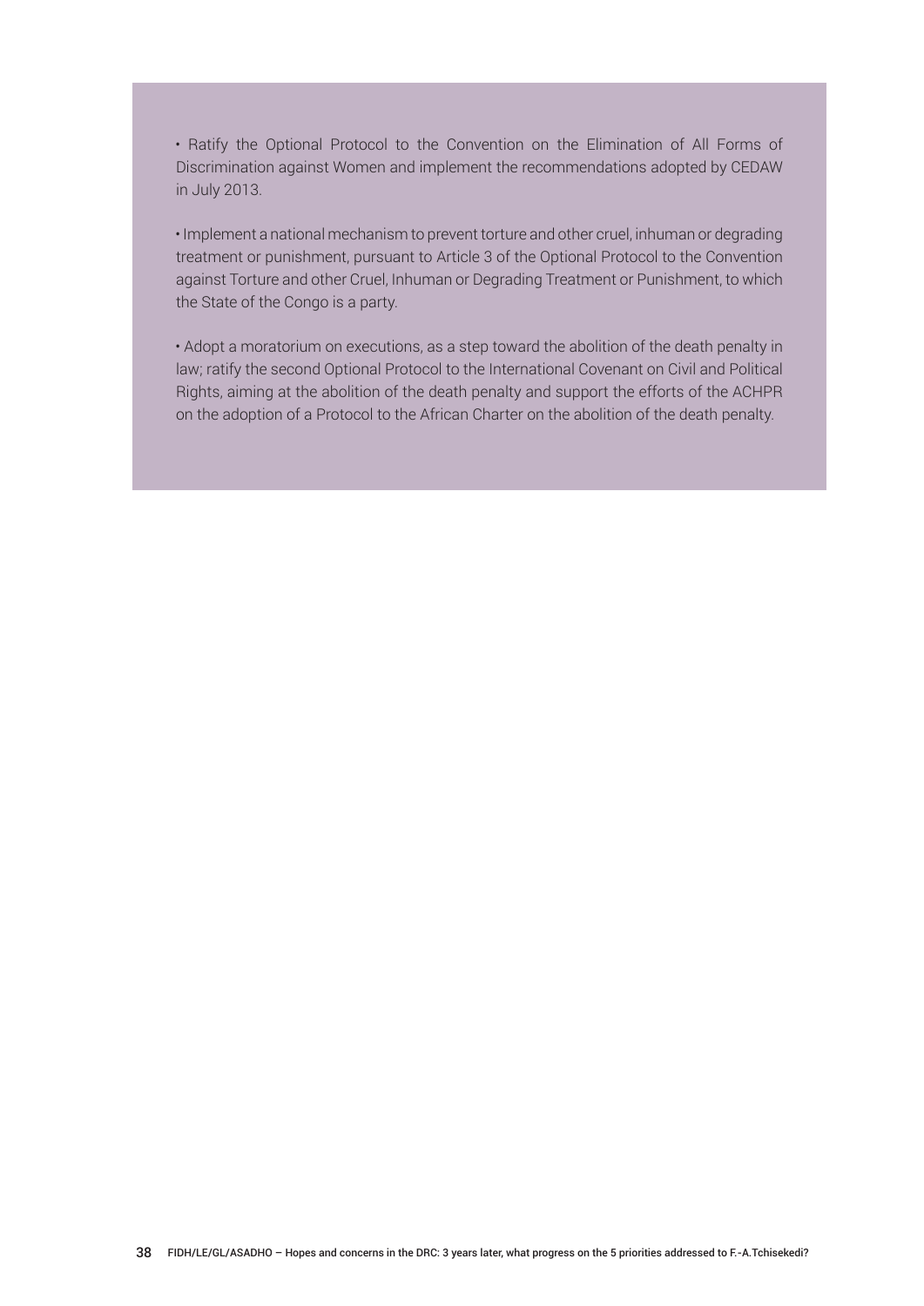- Ratify the Optional Protocol to the Convention on the Elimination of All Forms of Discrimination against Women and implement the recommendations adopted by CEDAW in July 2013.

- Implement a national mechanism to prevent torture and other cruel, inhuman or degrading treatment or punishment, pursuant to Article 3 of the Optional Protocol to the Convention against Torture and other Cruel, Inhuman or Degrading Treatment or Punishment, to which the State of the Congo is a party.

- Adopt a moratorium on executions, as a step toward the abolition of the death penalty in law; ratify the second Optional Protocol to the International Covenant on Civil and Political Rights, aiming at the abolition of the death penalty and support the efforts of the ACHPR on the adoption of a Protocol to the African Charter on the abolition of the death penalty.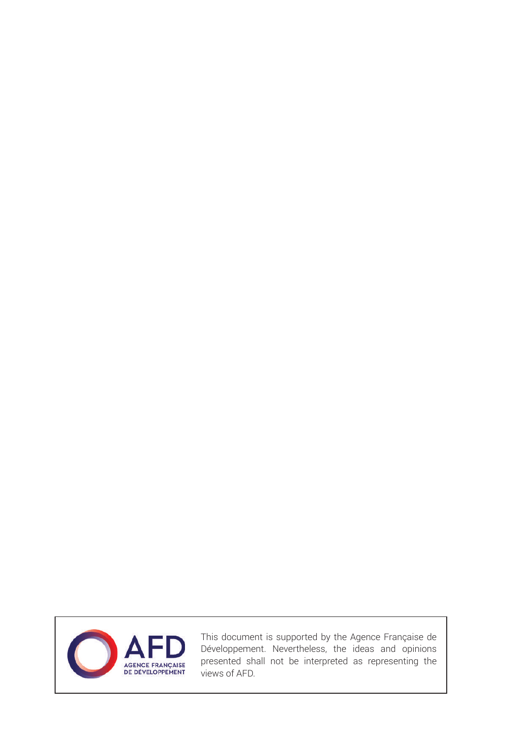AFD
AGENCE FRANÇAISE
DE DÉVELOPPEMENT

This document is supported by the Agence Française de Développement. Nevertheless, the ideas and opinions presented shall not be interpreted as representing the views of AFD.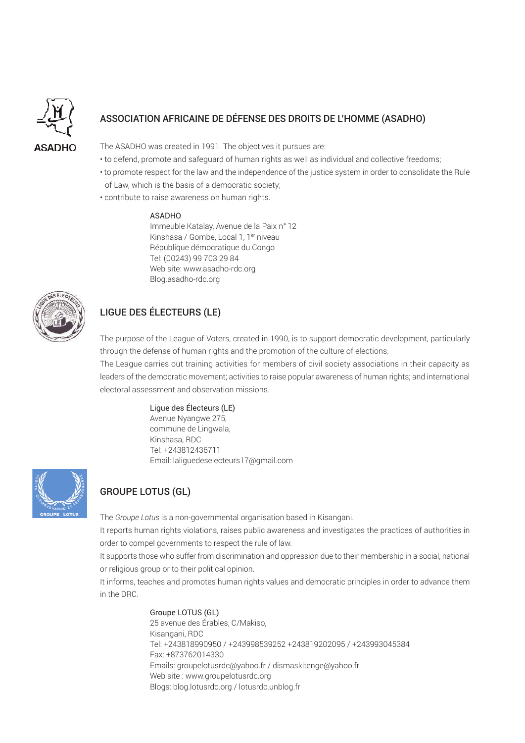## ASSOCIATION AFRICAINE DE DÉFENSE DES DROITS DE L'HOMME (ASADHO)

The ASADHO was created in 1991. The objectives it pursues are:

- to defend, promote and safeguard of human rights as well as individual and collective freedoms;
- to promote respect for the law and the independence of the justice system in order to consolidate the Rule of Law, which is the basis of a democratic society;
- contribute to raise awareness on human rights.

ASADHO
Immeuble Katalay, Avenue de la Paix n° 12
Kinshasa / Gombe, Local 1, 1er niveau
République démocratique du Congo
Tel: (00243) 99 703 29 84
Web site: www.asadho-rdc.org
Blog.asadho-rdc.org

## LIGUE DES ÉLECTEURS (LE)

The purpose of the League of Voters, created in 1990, is to support democratic development, particularly through the defense of human rights and the promotion of the culture of elections.

The League carries out training activities for members of civil society associations in their capacity as leaders of the democratic movement; activities to raise popular awareness of human rights; and international electoral assessment and observation missions.

Ligue des Électeurs (LE)
Avenue Nyangwe 275,
commune de Lingwala,
Kinshasa, RDC
Tel: +243812436711
Email: laliguedeselecteurs17@gmail.com

## GROUPE LOTUS (GL)

The *Groupe Lotus* is a non-governmental organisation based in Kisangani.

It reports human rights violations, raises public awareness and investigates the practices of authorities in order to compel governments to respect the rule of law.

It supports those who suffer from discrimination and oppression due to their membership in a social, national or religious group or to their political opinion.

It informs, teaches and promotes human rights values and democratic principles in order to advance them in the DRC.

Groupe LOTUS (GL)
25 avenue des Érables, C/Makiso,
Kisangani, RDC
Tel: +243818990950 / +243998539252 +243819202095 / +243993045384
Fax: +873762014330
Emails: groupelotusrdc@yahoo.fr / dismaskitenge@yahoo.fr
Web site : www.groupelotusrdc.org
Blogs: blog.lotusrdc.org / lotusrdc.unblog.fr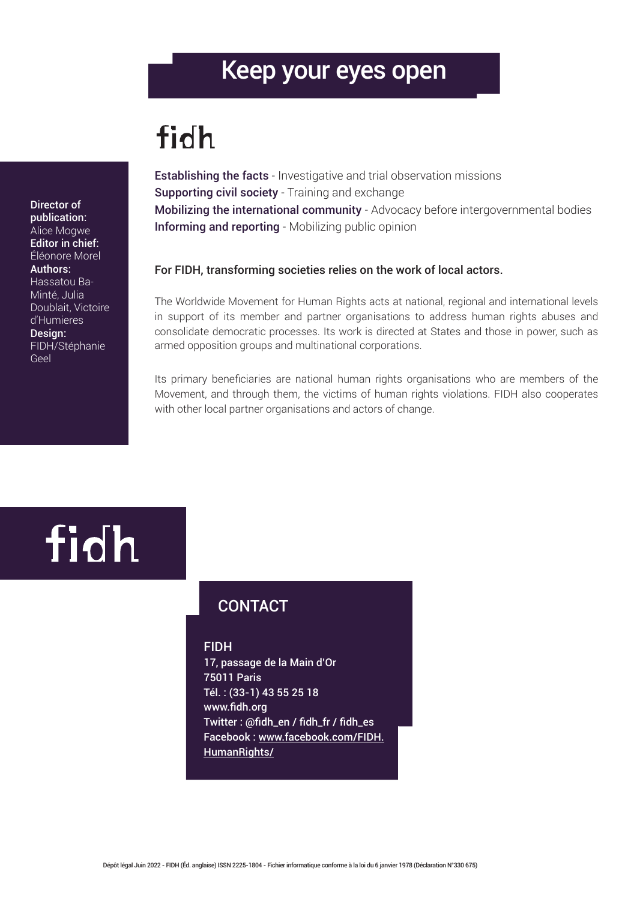# Keep your eyes open

fidh

**Establishing the facts** - Investigative and trial observation missions
**Supporting civil society** - Training and exchange
**Mobilizing the international community** - Advocacy before intergovernmental bodies
**Informing and reporting** - Mobilizing public opinion

**For FIDH, transforming societies relies on the work of local actors.**

The Worldwide Movement for Human Rights acts at national, regional and international levels in support of its member and partner organisations to address human rights abuses and consolidate democratic processes. Its work is directed at States and those in power, such as armed opposition groups and multinational corporations.

Its primary beneficiaries are national human rights organisations who are members of the Movement, and through them, the victims of human rights violations. FIDH also cooperates with other local partner organisations and actors of change.

**Director of publication:** Alice Mogwe
**Editor in chief:** Éléonore Morel
**Authors:** Hassatou Ba-Minté, Julia Doublait, Victoire d'Humieres
**Design:** FIDH/Stéphanie Geel

fidh

## CONTACT

FIDH
17, passage de la Main d'Or
75011 Paris
Tél. : (33-1) 43 55 25 18
www.fidh.org
Twitter : @fidh_en / fidh_fr / fidh_es
Facebook : www.facebook.com/FIDH.HumanRights/

Dépôt légal Juin 2022 - FIDH (Éd. anglaise) ISSN 2225-1804 - Fichier informatique conforme à la loi du 6 janvier 1978 (Déclaration N°330 675)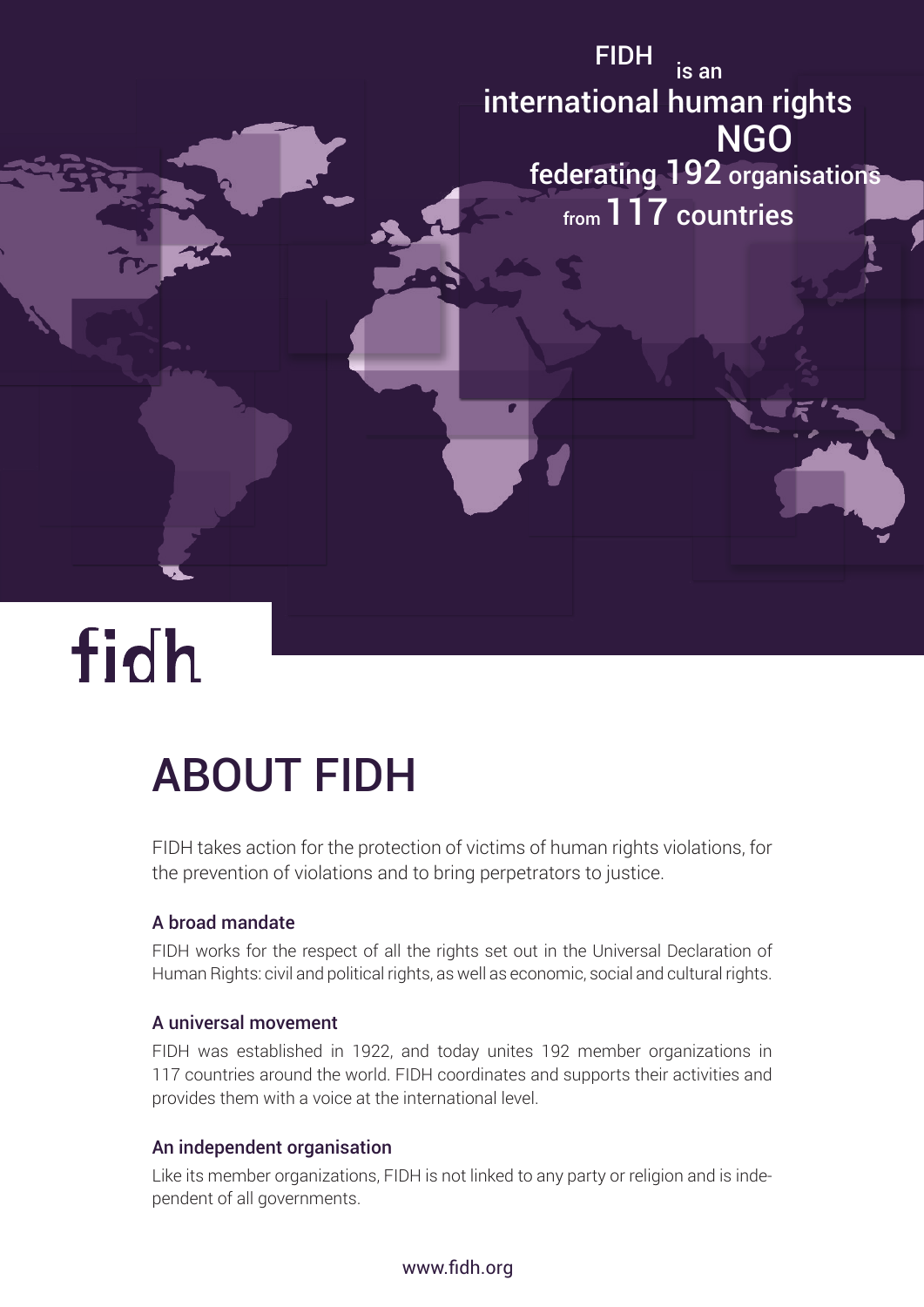FIDH is an international human rights NGO federating 192 organisations from 117 countries

fidh

# ABOUT FIDH

FIDH takes action for the protection of victims of human rights violations, for the prevention of violations and to bring perpetrators to justice.

### A broad mandate

FIDH works for the respect of all the rights set out in the Universal Declaration of Human Rights: civil and political rights, as well as economic, social and cultural rights.

### A universal movement

FIDH was established in 1922, and today unites 192 member organizations in 117 countries around the world. FIDH coordinates and supports their activities and provides them with a voice at the international level.

### An independent organisation

Like its member organizations, FIDH is not linked to any party or religion and is independent of all governments.

www.fidh.org